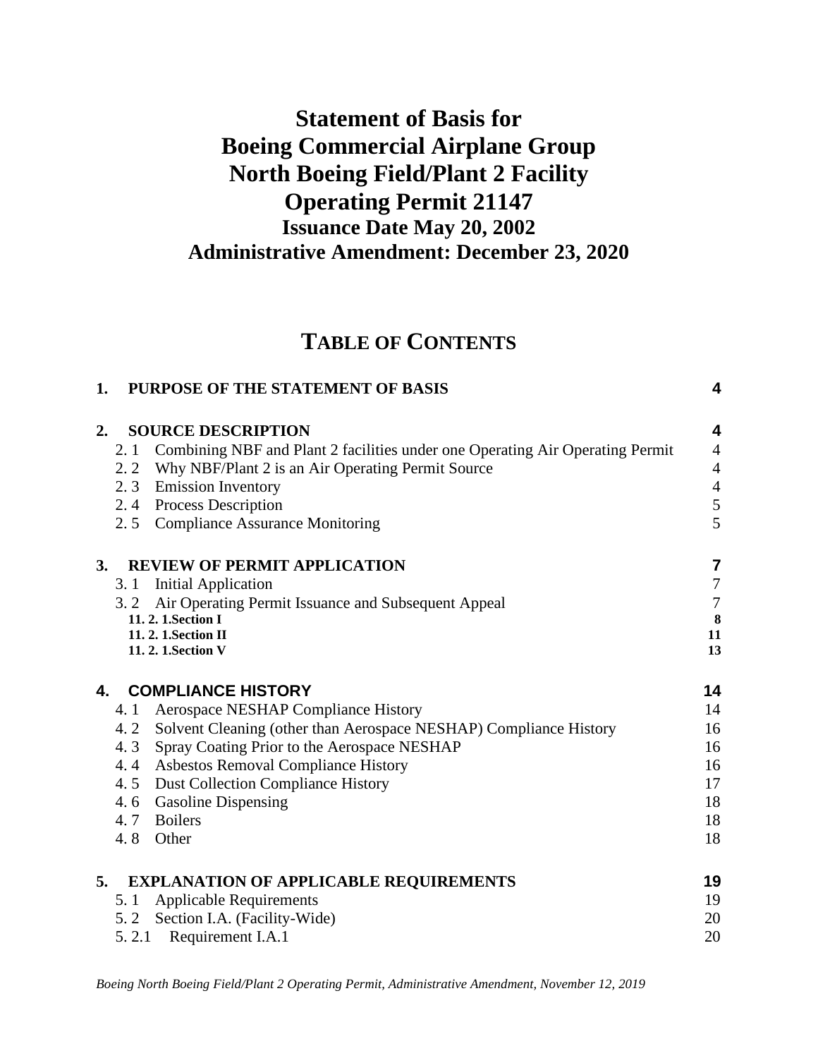# Statement of Basis for
# Boeing Commercial Airplane Group
# North Boeing Field/Plant 2 Facility
# Operating Permit 21147

## Issuance Date May 20, 2002
## Administrative Amendment: December 23, 2020

## TABLE OF CONTENTS

| | | |
|---|---|---|
| **1.** | **PURPOSE OF THE STATEMENT OF BASIS** | **4** |
| **2.** | **SOURCE DESCRIPTION** | **4** |
| 2. 1 | Combining NBF and Plant 2 facilities under one Operating Air Operating Permit | 4 |
| 2. 2 | Why NBF/Plant 2 is an Air Operating Permit Source | 4 |
| 2. 3 | Emission Inventory | 4 |
| 2. 4 | Process Description | 5 |
| 2. 5 | Compliance Assurance Monitoring | 5 |
| **3.** | **REVIEW OF PERMIT APPLICATION** | **7** |
| 3. 1 | Initial Application | 7 |
| 3. 2 | Air Operating Permit Issuance and Subsequent Appeal | 7 |
| | **11. 2. 1.Section I** | **8** |
| | **11. 2. 1.Section II** | **11** |
| | **11. 2. 1.Section V** | **13** |
| **4.** | **COMPLIANCE HISTORY** | **14** |
| 4. 1 | Aerospace NESHAP Compliance History | 14 |
| 4. 2 | Solvent Cleaning (other than Aerospace NESHAP) Compliance History | 16 |
| 4. 3 | Spray Coating Prior to the Aerospace NESHAP | 16 |
| 4. 4 | Asbestos Removal Compliance History | 16 |
| 4. 5 | Dust Collection Compliance History | 17 |
| 4. 6 | Gasoline Dispensing | 18 |
| 4. 7 | Boilers | 18 |
| 4. 8 | Other | 18 |
| **5.** | **EXPLANATION OF APPLICABLE REQUIREMENTS** | **19** |
| 5. 1 | Applicable Requirements | 19 |
| 5. 2 | Section I.A. (Facility-Wide) | 20 |
| 5. 2.1 | Requirement I.A.1 | 20 |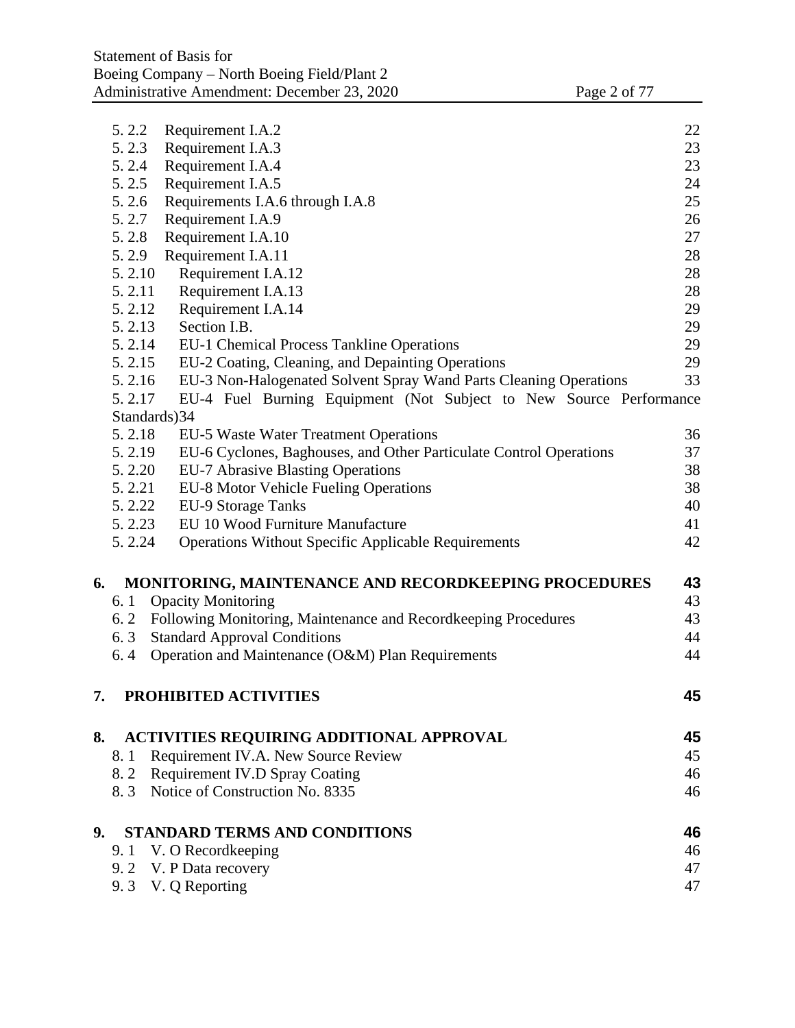| | | |
|---|---|---|
| 5. 2.2 | Requirement I.A.2 | 22 |
| 5. 2.3 | Requirement I.A.3 | 23 |
| 5. 2.4 | Requirement I.A.4 | 23 |
| 5. 2.5 | Requirement I.A.5 | 24 |
| 5. 2.6 | Requirements I.A.6 through I.A.8 | 25 |
| 5. 2.7 | Requirement I.A.9 | 26 |
| 5. 2.8 | Requirement I.A.10 | 27 |
| 5. 2.9 | Requirement I.A.11 | 28 |
| 5. 2.10 | Requirement I.A.12 | 28 |
| 5. 2.11 | Requirement I.A.13 | 28 |
| 5. 2.12 | Requirement I.A.14 | 29 |
| 5. 2.13 | Section I.B. | 29 |
| 5. 2.14 | EU-1 Chemical Process Tankline Operations | 29 |
| 5. 2.15 | EU-2 Coating, Cleaning, and Depainting Operations | 29 |
| 5. 2.16 | EU-3 Non-Halogenated Solvent Spray Wand Parts Cleaning Operations | 33 |
| 5. 2.17 | EU-4 Fuel Burning Equipment (Not Subject to New Source Performance Standards) | 34 |
| 5. 2.18 | EU-5 Waste Water Treatment Operations | 36 |
| 5. 2.19 | EU-6 Cyclones, Baghouses, and Other Particulate Control Operations | 37 |
| 5. 2.20 | EU-7 Abrasive Blasting Operations | 38 |
| 5. 2.21 | EU-8 Motor Vehicle Fueling Operations | 38 |
| 5. 2.22 | EU-9 Storage Tanks | 40 |
| 5. 2.23 | EU 10 Wood Furniture Manufacture | 41 |
| 5. 2.24 | Operations Without Specific Applicable Requirements | 42 |

**6. MONITORING, MAINTENANCE AND RECORDKEEPING PROCEDURES** **43**

| | | |
|---|---|---|
| 6. 1 | Opacity Monitoring | 43 |
| 6. 2 | Following Monitoring, Maintenance and Recordkeeping Procedures | 43 |
| 6. 3 | Standard Approval Conditions | 44 |
| 6. 4 | Operation and Maintenance (O&M) Plan Requirements | 44 |

**7. PROHIBITED ACTIVITIES** **45**

**8. ACTIVITIES REQUIRING ADDITIONAL APPROVAL** **45**

| | | |
|---|---|---|
| 8. 1 | Requirement IV.A. New Source Review | 45 |
| 8. 2 | Requirement IV.D Spray Coating | 46 |
| 8. 3 | Notice of Construction No. 8335 | 46 |

**9. STANDARD TERMS AND CONDITIONS** **46**

| | | |
|---|---|---|
| 9. 1 | V. O Recordkeeping | 46 |
| 9. 2 | V. P Data recovery | 47 |
| 9. 3 | V. Q Reporting | 47 |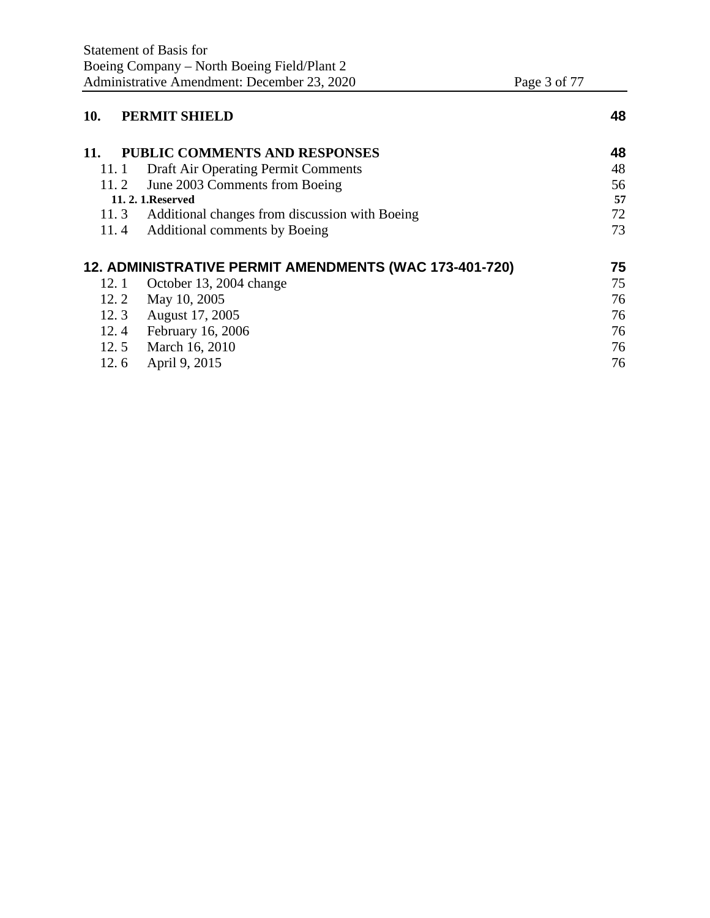**10. PERMIT SHIELD** 48

**11. PUBLIC COMMENTS AND RESPONSES** 48

- 11. 1 Draft Air Operating Permit Comments 48
- 11. 2 June 2003 Comments from Boeing 56
  - **11. 2. 1.Reserved** **57**
- 11. 3 Additional changes from discussion with Boeing 72
- 11. 4 Additional comments by Boeing 73

**12. ADMINISTRATIVE PERMIT AMENDMENTS (WAC 173-401-720)** 75

- 12. 1 October 13, 2004 change 75
- 12. 2 May 10, 2005 76
- 12. 3 August 17, 2005 76
- 12. 4 February 16, 2006 76
- 12. 5 March 16, 2010 76
- 12. 6 April 9, 2015 76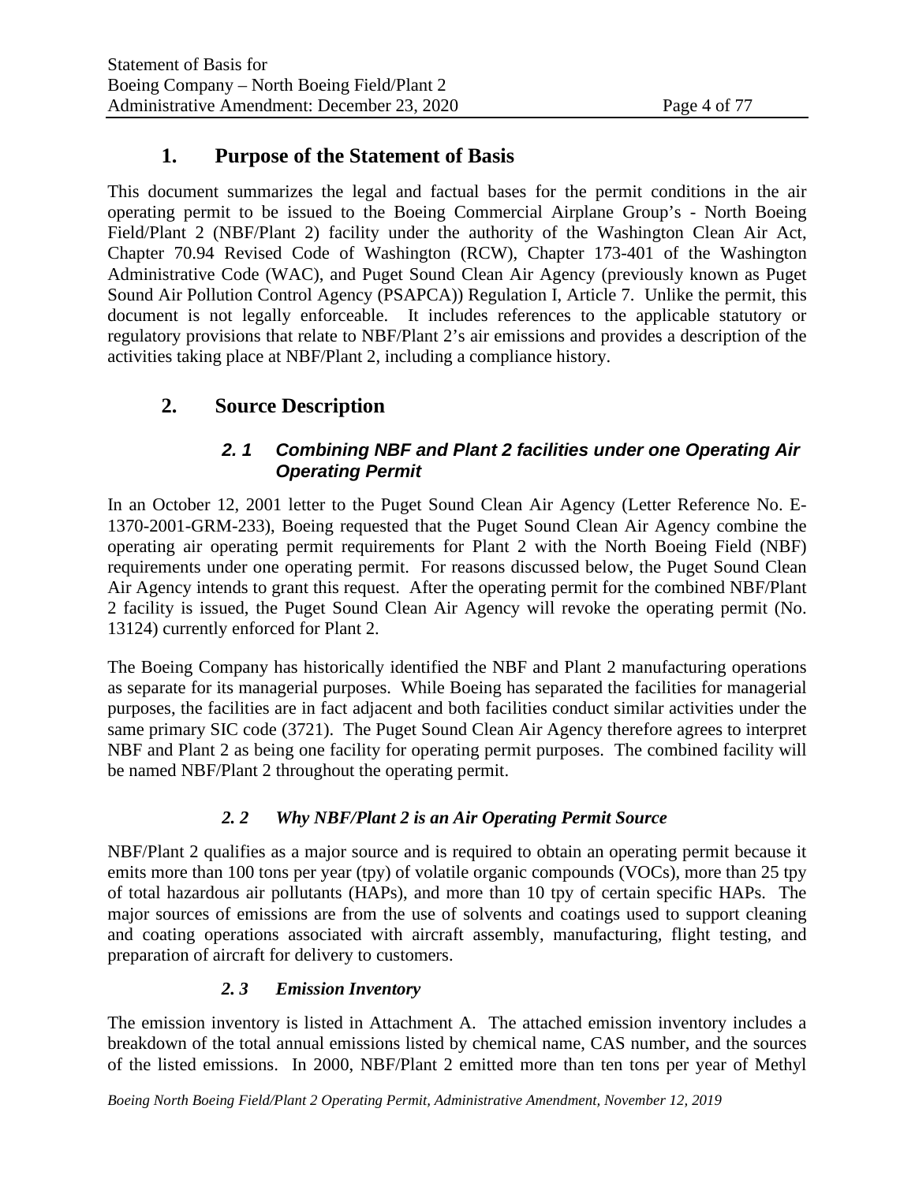# 1. Purpose of the Statement of Basis

This document summarizes the legal and factual bases for the permit conditions in the air operating permit to be issued to the Boeing Commercial Airplane Group's - North Boeing Field/Plant 2 (NBF/Plant 2) facility under the authority of the Washington Clean Air Act, Chapter 70.94 Revised Code of Washington (RCW), Chapter 173-401 of the Washington Administrative Code (WAC), and Puget Sound Clean Air Agency (previously known as Puget Sound Air Pollution Control Agency (PSAPCA)) Regulation I, Article 7. Unlike the permit, this document is not legally enforceable. It includes references to the applicable statutory or regulatory provisions that relate to NBF/Plant 2's air emissions and provides a description of the activities taking place at NBF/Plant 2, including a compliance history.

# 2. Source Description

### *2. 1 Combining NBF and Plant 2 facilities under one Operating Air Operating Permit*

In an October 12, 2001 letter to the Puget Sound Clean Air Agency (Letter Reference No. E-1370-2001-GRM-233), Boeing requested that the Puget Sound Clean Air Agency combine the operating air operating permit requirements for Plant 2 with the North Boeing Field (NBF) requirements under one operating permit. For reasons discussed below, the Puget Sound Clean Air Agency intends to grant this request. After the operating permit for the combined NBF/Plant 2 facility is issued, the Puget Sound Clean Air Agency will revoke the operating permit (No. 13124) currently enforced for Plant 2.

The Boeing Company has historically identified the NBF and Plant 2 manufacturing operations as separate for its managerial purposes. While Boeing has separated the facilities for managerial purposes, the facilities are in fact adjacent and both facilities conduct similar activities under the same primary SIC code (3721). The Puget Sound Clean Air Agency therefore agrees to interpret NBF and Plant 2 as being one facility for operating permit purposes. The combined facility will be named NBF/Plant 2 throughout the operating permit.

### *2. 2 Why NBF/Plant 2 is an Air Operating Permit Source*

NBF/Plant 2 qualifies as a major source and is required to obtain an operating permit because it emits more than 100 tons per year (tpy) of volatile organic compounds (VOCs), more than 25 tpy of total hazardous air pollutants (HAPs), and more than 10 tpy of certain specific HAPs. The major sources of emissions are from the use of solvents and coatings used to support cleaning and coating operations associated with aircraft assembly, manufacturing, flight testing, and preparation of aircraft for delivery to customers.

### *2. 3 Emission Inventory*

The emission inventory is listed in Attachment A. The attached emission inventory includes a breakdown of the total annual emissions listed by chemical name, CAS number, and the sources of the listed emissions. In 2000, NBF/Plant 2 emitted more than ten tons per year of Methyl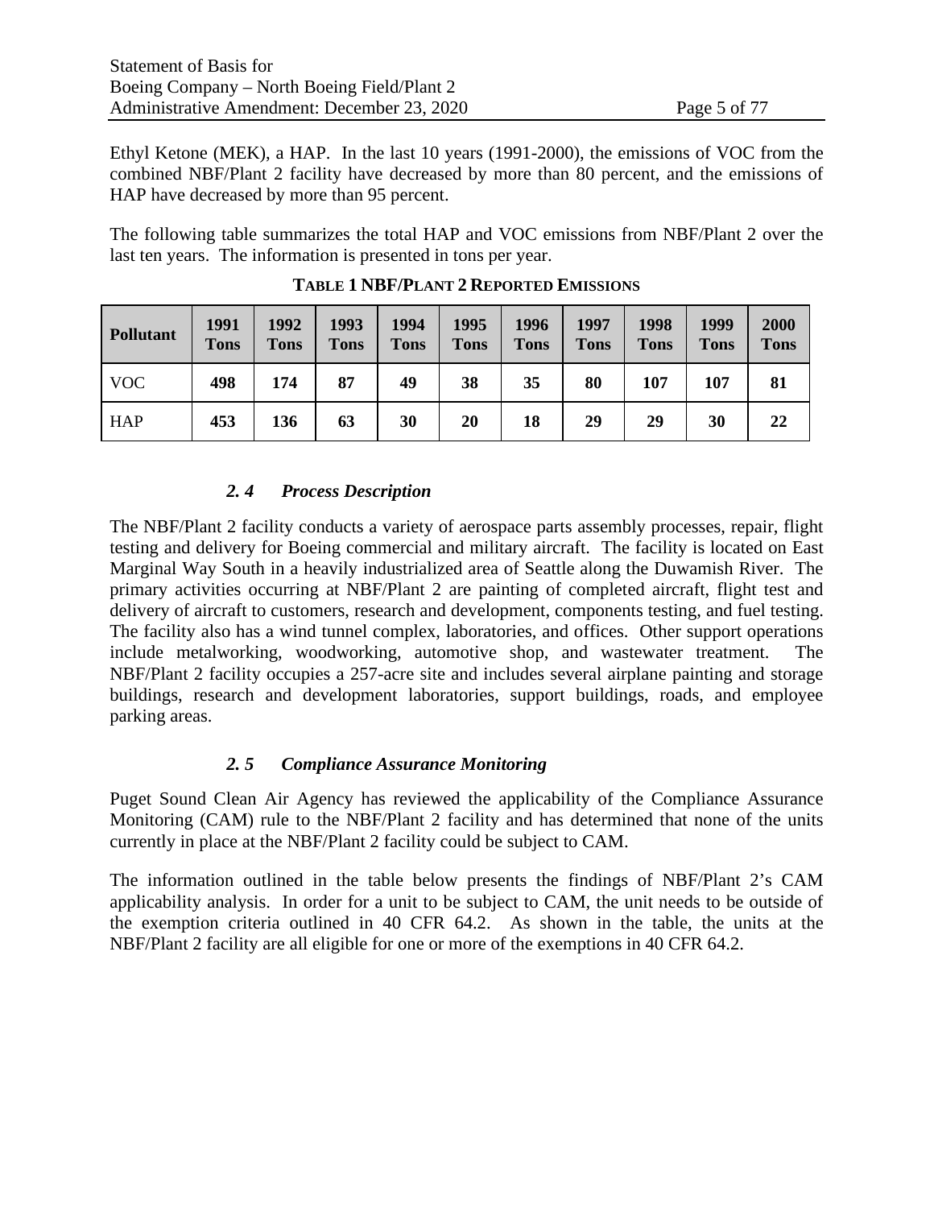Ethyl Ketone (MEK), a HAP. In the last 10 years (1991-2000), the emissions of VOC from the combined NBF/Plant 2 facility have decreased by more than 80 percent, and the emissions of HAP have decreased by more than 95 percent.

The following table summarizes the total HAP and VOC emissions from NBF/Plant 2 over the last ten years. The information is presented in tons per year.

**TABLE 1 NBF/PLANT 2 REPORTED EMISSIONS**

| Pollutant | 1991 Tons | 1992 Tons | 1993 Tons | 1994 Tons | 1995 Tons | 1996 Tons | 1997 Tons | 1998 Tons | 1999 Tons | 2000 Tons |
|---|---|---|---|---|---|---|---|---|---|---|
| VOC | **498** | **174** | **87** | **49** | **38** | **35** | **80** | **107** | **107** | **81** |
| HAP | **453** | **136** | **63** | **30** | **20** | **18** | **29** | **29** | **30** | **22** |

### *2. 4 Process Description*

The NBF/Plant 2 facility conducts a variety of aerospace parts assembly processes, repair, flight testing and delivery for Boeing commercial and military aircraft. The facility is located on East Marginal Way South in a heavily industrialized area of Seattle along the Duwamish River. The primary activities occurring at NBF/Plant 2 are painting of completed aircraft, flight test and delivery of aircraft to customers, research and development, components testing, and fuel testing. The facility also has a wind tunnel complex, laboratories, and offices. Other support operations include metalworking, woodworking, automotive shop, and wastewater treatment. The NBF/Plant 2 facility occupies a 257-acre site and includes several airplane painting and storage buildings, research and development laboratories, support buildings, roads, and employee parking areas.

### *2. 5 Compliance Assurance Monitoring*

Puget Sound Clean Air Agency has reviewed the applicability of the Compliance Assurance Monitoring (CAM) rule to the NBF/Plant 2 facility and has determined that none of the units currently in place at the NBF/Plant 2 facility could be subject to CAM.

The information outlined in the table below presents the findings of NBF/Plant 2's CAM applicability analysis. In order for a unit to be subject to CAM, the unit needs to be outside of the exemption criteria outlined in 40 CFR 64.2. As shown in the table, the units at the NBF/Plant 2 facility are all eligible for one or more of the exemptions in 40 CFR 64.2.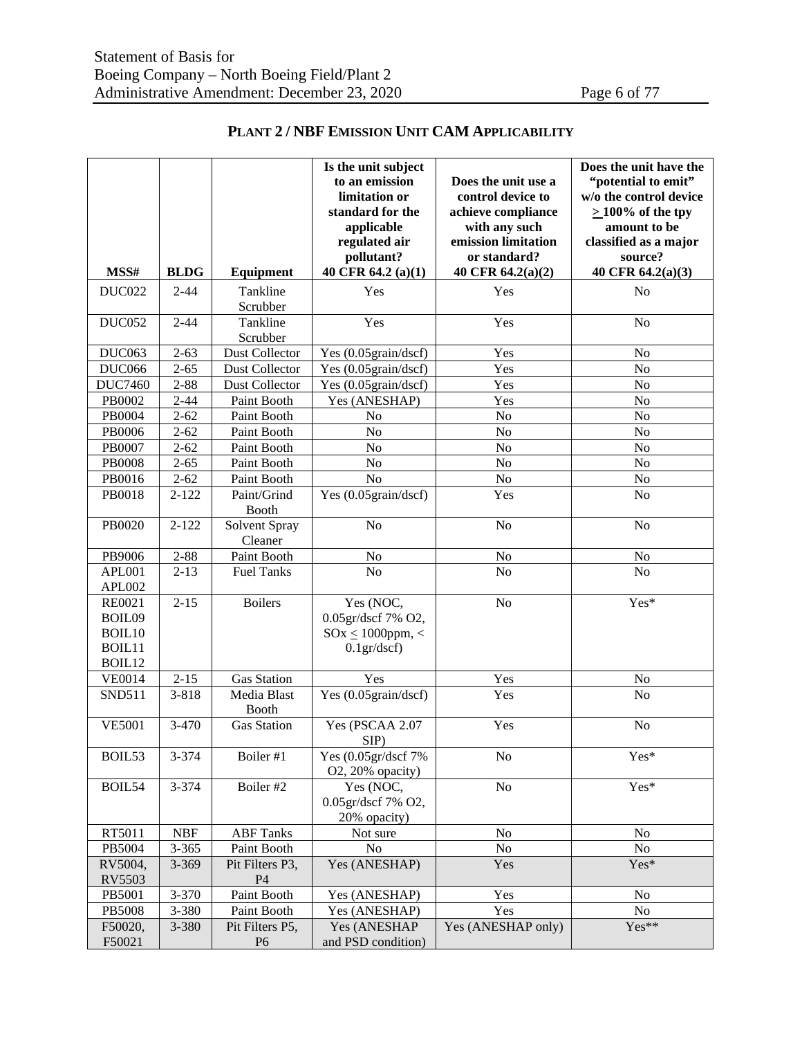## PLANT 2 / NBF EMISSION UNIT CAM APPLICABILITY

| MSS# | BLDG | Equipment | Is the unit subject to an emission limitation or standard for the applicable regulated air pollutant? 40 CFR 64.2 (a)(1) | Does the unit use a control device to achieve compliance with any such emission limitation or standard? 40 CFR 64.2(a)(2) | Does the unit have the "potential to emit" w/o the control device ≥ 100% of the tpy amount to be classified as a major source? 40 CFR 64.2(a)(3) |
|---|---|---|---|---|---|
| DUC022 | 2-44 | Tankline Scrubber | Yes | Yes | No |
| DUC052 | 2-44 | Tankline Scrubber | Yes | Yes | No |
| DUC063 | 2-63 | Dust Collector | Yes (0.05grain/dscf) | Yes | No |
| DUC066 | 2-65 | Dust Collector | Yes (0.05grain/dscf) | Yes | No |
| DUC7460 | 2-88 | Dust Collector | Yes (0.05grain/dscf) | Yes | No |
| PB0002 | 2-44 | Paint Booth | Yes (ANESHAP) | Yes | No |
| PB0004 | 2-62 | Paint Booth | No | No | No |
| PB0006 | 2-62 | Paint Booth | No | No | No |
| PB0007 | 2-62 | Paint Booth | No | No | No |
| PB0008 | 2-65 | Paint Booth | No | No | No |
| PB0016 | 2-62 | Paint Booth | No | No | No |
| PB0018 | 2-122 | Paint/Grind Booth | Yes (0.05grain/dscf) | Yes | No |
| PB0020 | 2-122 | Solvent Spray Cleaner | No | No | No |
| PB9006 | 2-88 | Paint Booth | No | No | No |
| APL001 APL002 | 2-13 | Fuel Tanks | No | No | No |
| RE0021 BOIL09 BOIL10 BOIL11 BOIL12 | 2-15 | Boilers | Yes (NOC, 0.05gr/dscf 7% O2, SOx ≤ 1000ppm, < 0.1gr/dscf) | No | Yes* |
| VE0014 | 2-15 | Gas Station | Yes | Yes | No |
| SND511 | 3-818 | Media Blast Booth | Yes (0.05grain/dscf) | Yes | No |
| VE5001 | 3-470 | Gas Station | Yes (PSCAA 2.07 SIP) | Yes | No |
| BOIL53 | 3-374 | Boiler #1 | Yes (0.05gr/dscf 7% O2, 20% opacity) | No | Yes* |
| BOIL54 | 3-374 | Boiler #2 | Yes (NOC, 0.05gr/dscf 7% O2, 20% opacity) | No | Yes* |
| RT5011 | NBF | ABF Tanks | Not sure | No | No |
| PB5004 | 3-365 | Paint Booth | No | No | No |
| RV5004, RV5503 | 3-369 | Pit Filters P3, P4 | Yes (ANESHAP) | Yes | Yes* |
| PB5001 | 3-370 | Paint Booth | Yes (ANESHAP) | Yes | No |
| PB5008 | 3-380 | Paint Booth | Yes (ANESHAP) | Yes | No |
| F50020, F50021 | 3-380 | Pit Filters P5, P6 | Yes (ANESHAP and PSD condition) | Yes (ANESHAP only) | Yes** |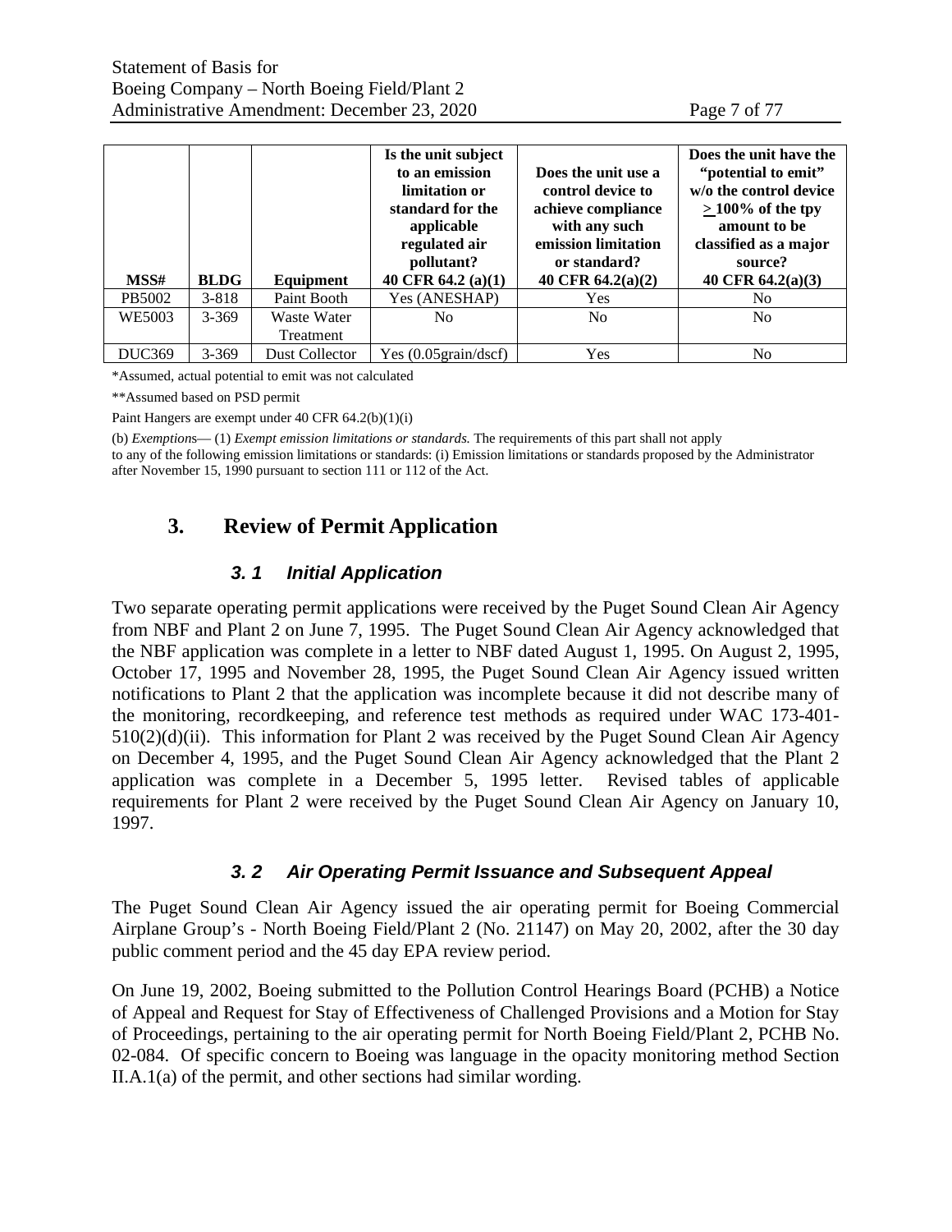| MSS# | BLDG | Equipment | Is the unit subject to an emission limitation or standard for the applicable regulated air pollutant? 40 CFR 64.2 (a)(1) | Does the unit use a control device to achieve compliance with any such emission limitation or standard? 40 CFR 64.2(a)(2) | Does the unit have the "potential to emit" w/o the control device $\geq$ 100% of the tpy amount to be classified as a major source? 40 CFR 64.2(a)(3) |
|---|---|---|---|---|---|
| PB5002 | 3-818 | Paint Booth | Yes (ANESHAP) | Yes | No |
| WE5003 | 3-369 | Waste Water Treatment | No | No | No |
| DUC369 | 3-369 | Dust Collector | Yes (0.05grain/dscf) | Yes | No |

*Assumed, actual potential to emit was not calculated

**Assumed based on PSD permit

Paint Hangers are exempt under 40 CFR 64.2(b)(1)(i)

(b) *Exemptions*— (1) *Exempt emission limitations or standards.* The requirements of this part shall not apply to any of the following emission limitations or standards: (i) Emission limitations or standards proposed by the Administrator after November 15, 1990 pursuant to section 111 or 112 of the Act.

# 3. Review of Permit Application

## 3. 1 Initial Application

Two separate operating permit applications were received by the Puget Sound Clean Air Agency from NBF and Plant 2 on June 7, 1995. The Puget Sound Clean Air Agency acknowledged that the NBF application was complete in a letter to NBF dated August 1, 1995. On August 2, 1995, October 17, 1995 and November 28, 1995, the Puget Sound Clean Air Agency issued written notifications to Plant 2 that the application was incomplete because it did not describe many of the monitoring, recordkeeping, and reference test methods as required under WAC 173-401-510(2)(d)(ii). This information for Plant 2 was received by the Puget Sound Clean Air Agency on December 4, 1995, and the Puget Sound Clean Air Agency acknowledged that the Plant 2 application was complete in a December 5, 1995 letter. Revised tables of applicable requirements for Plant 2 were received by the Puget Sound Clean Air Agency on January 10, 1997.

## 3. 2 Air Operating Permit Issuance and Subsequent Appeal

The Puget Sound Clean Air Agency issued the air operating permit for Boeing Commercial Airplane Group's - North Boeing Field/Plant 2 (No. 21147) on May 20, 2002, after the 30 day public comment period and the 45 day EPA review period.

On June 19, 2002, Boeing submitted to the Pollution Control Hearings Board (PCHB) a Notice of Appeal and Request for Stay of Effectiveness of Challenged Provisions and a Motion for Stay of Proceedings, pertaining to the air operating permit for North Boeing Field/Plant 2, PCHB No. 02-084. Of specific concern to Boeing was language in the opacity monitoring method Section II.A.1(a) of the permit, and other sections had similar wording.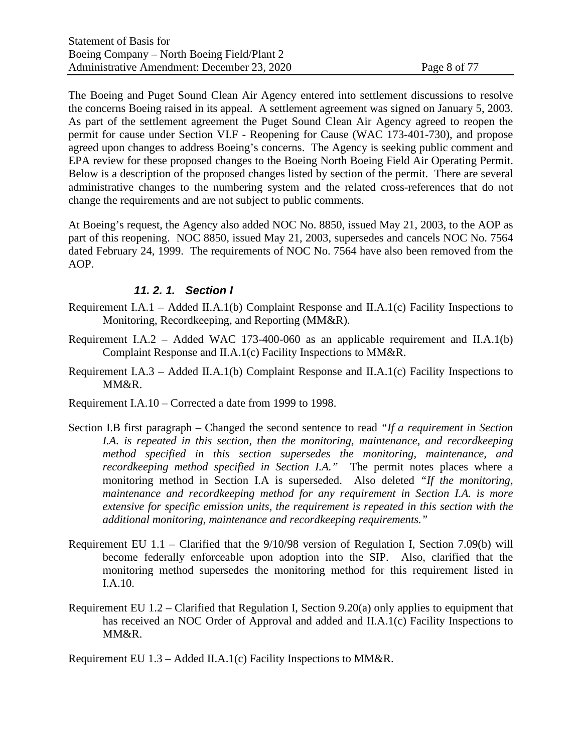The Boeing and Puget Sound Clean Air Agency entered into settlement discussions to resolve the concerns Boeing raised in its appeal. A settlement agreement was signed on January 5, 2003. As part of the settlement agreement the Puget Sound Clean Air Agency agreed to reopen the permit for cause under Section VI.F - Reopening for Cause (WAC 173-401-730), and propose agreed upon changes to address Boeing's concerns. The Agency is seeking public comment and EPA review for these proposed changes to the Boeing North Boeing Field Air Operating Permit. Below is a description of the proposed changes listed by section of the permit. There are several administrative changes to the numbering system and the related cross-references that do not change the requirements and are not subject to public comments.

At Boeing's request, the Agency also added NOC No. 8850, issued May 21, 2003, to the AOP as part of this reopening. NOC 8850, issued May 21, 2003, supersedes and cancels NOC No. 7564 dated February 24, 1999. The requirements of NOC No. 7564 have also been removed from the AOP.

#### *11. 2. 1. Section I*

Requirement I.A.1 – Added II.A.1(b) Complaint Response and II.A.1(c) Facility Inspections to Monitoring, Recordkeeping, and Reporting (MM&R).

Requirement I.A.2 – Added WAC 173-400-060 as an applicable requirement and II.A.1(b) Complaint Response and II.A.1(c) Facility Inspections to MM&R.

Requirement I.A.3 – Added II.A.1(b) Complaint Response and II.A.1(c) Facility Inspections to MM&R.

Requirement I.A.10 – Corrected a date from 1999 to 1998.

Section I.B first paragraph – Changed the second sentence to read *"If a requirement in Section I.A. is repeated in this section, then the monitoring, maintenance, and recordkeeping method specified in this section supersedes the monitoring, maintenance, and recordkeeping method specified in Section I.A."* The permit notes places where a monitoring method in Section I.A is superseded. Also deleted *"If the monitoring, maintenance and recordkeeping method for any requirement in Section I.A. is more extensive for specific emission units, the requirement is repeated in this section with the additional monitoring, maintenance and recordkeeping requirements."*

Requirement EU 1.1 – Clarified that the 9/10/98 version of Regulation I, Section 7.09(b) will become federally enforceable upon adoption into the SIP. Also, clarified that the monitoring method supersedes the monitoring method for this requirement listed in I.A.10.

Requirement EU 1.2 – Clarified that Regulation I, Section 9.20(a) only applies to equipment that has received an NOC Order of Approval and added and II.A.1(c) Facility Inspections to MM&R.

Requirement EU 1.3 – Added II.A.1(c) Facility Inspections to MM&R.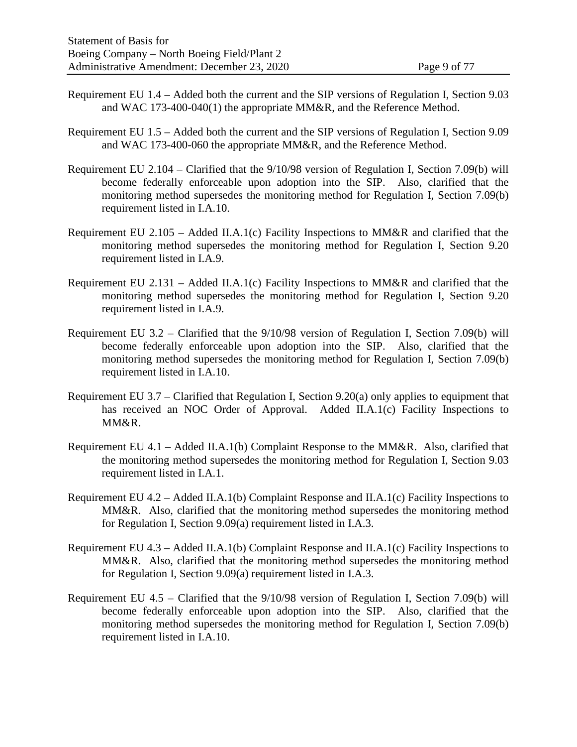Requirement EU 1.4 – Added both the current and the SIP versions of Regulation I, Section 9.03 and WAC 173-400-040(1) the appropriate MM&R, and the Reference Method.

Requirement EU 1.5 – Added both the current and the SIP versions of Regulation I, Section 9.09 and WAC 173-400-060 the appropriate MM&R, and the Reference Method.

Requirement EU 2.104 – Clarified that the 9/10/98 version of Regulation I, Section 7.09(b) will become federally enforceable upon adoption into the SIP. Also, clarified that the monitoring method supersedes the monitoring method for Regulation I, Section 7.09(b) requirement listed in I.A.10.

Requirement EU 2.105 – Added II.A.1(c) Facility Inspections to MM&R and clarified that the monitoring method supersedes the monitoring method for Regulation I, Section 9.20 requirement listed in I.A.9.

Requirement EU 2.131 – Added II.A.1(c) Facility Inspections to MM&R and clarified that the monitoring method supersedes the monitoring method for Regulation I, Section 9.20 requirement listed in I.A.9.

Requirement EU 3.2 – Clarified that the 9/10/98 version of Regulation I, Section 7.09(b) will become federally enforceable upon adoption into the SIP. Also, clarified that the monitoring method supersedes the monitoring method for Regulation I, Section 7.09(b) requirement listed in I.A.10.

Requirement EU 3.7 – Clarified that Regulation I, Section 9.20(a) only applies to equipment that has received an NOC Order of Approval. Added II.A.1(c) Facility Inspections to MM&R.

Requirement EU 4.1 – Added II.A.1(b) Complaint Response to the MM&R. Also, clarified that the monitoring method supersedes the monitoring method for Regulation I, Section 9.03 requirement listed in I.A.1.

Requirement EU 4.2 – Added II.A.1(b) Complaint Response and II.A.1(c) Facility Inspections to MM&R. Also, clarified that the monitoring method supersedes the monitoring method for Regulation I, Section 9.09(a) requirement listed in I.A.3.

Requirement EU 4.3 – Added II.A.1(b) Complaint Response and II.A.1(c) Facility Inspections to MM&R. Also, clarified that the monitoring method supersedes the monitoring method for Regulation I, Section 9.09(a) requirement listed in I.A.3.

Requirement EU 4.5 – Clarified that the 9/10/98 version of Regulation I, Section 7.09(b) will become federally enforceable upon adoption into the SIP. Also, clarified that the monitoring method supersedes the monitoring method for Regulation I, Section 7.09(b) requirement listed in I.A.10.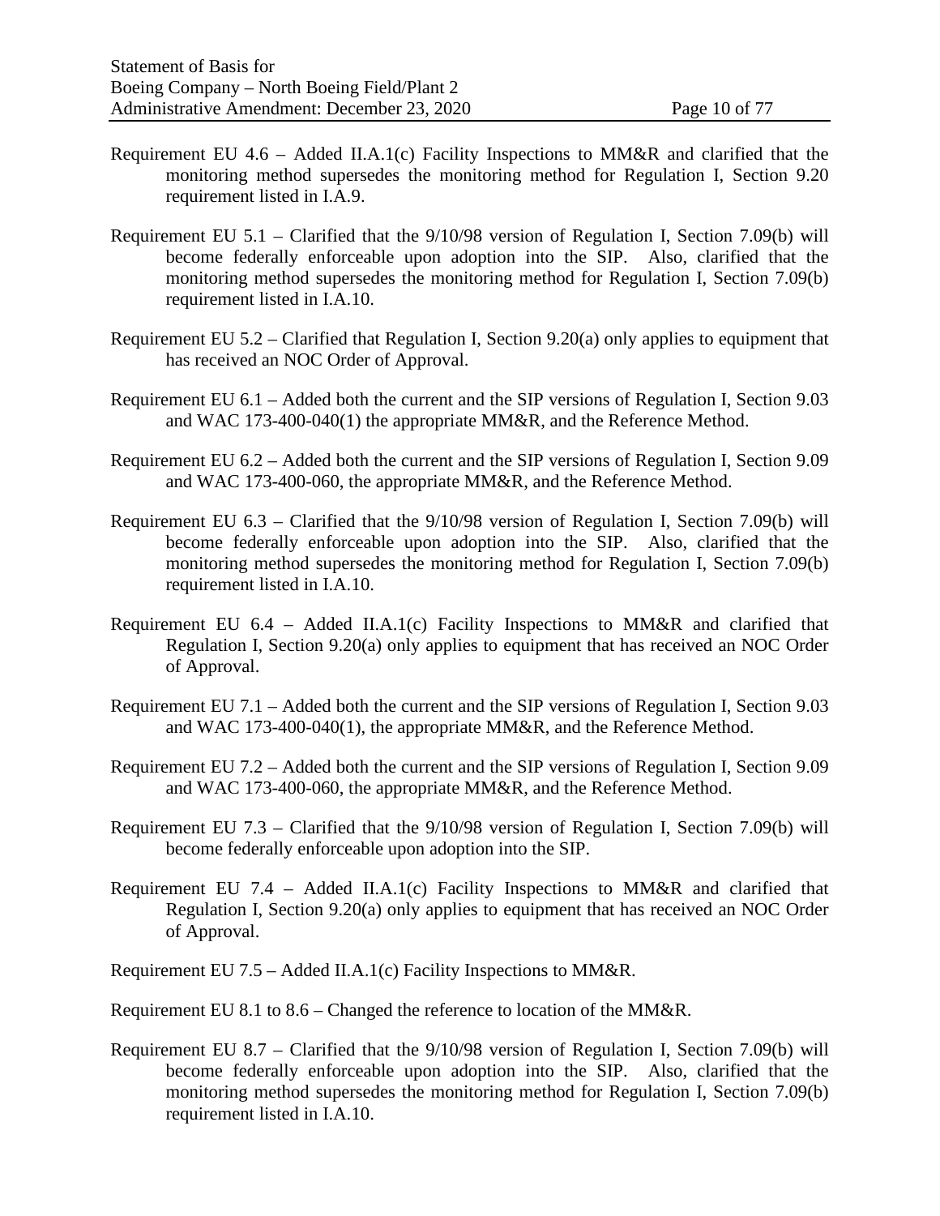Requirement EU 4.6 – Added II.A.1(c) Facility Inspections to MM&R and clarified that the monitoring method supersedes the monitoring method for Regulation I, Section 9.20 requirement listed in I.A.9.

Requirement EU 5.1 – Clarified that the 9/10/98 version of Regulation I, Section 7.09(b) will become federally enforceable upon adoption into the SIP. Also, clarified that the monitoring method supersedes the monitoring method for Regulation I, Section 7.09(b) requirement listed in I.A.10.

Requirement EU 5.2 – Clarified that Regulation I, Section 9.20(a) only applies to equipment that has received an NOC Order of Approval.

Requirement EU 6.1 – Added both the current and the SIP versions of Regulation I, Section 9.03 and WAC 173-400-040(1) the appropriate MM&R, and the Reference Method.

Requirement EU 6.2 – Added both the current and the SIP versions of Regulation I, Section 9.09 and WAC 173-400-060, the appropriate MM&R, and the Reference Method.

Requirement EU 6.3 – Clarified that the 9/10/98 version of Regulation I, Section 7.09(b) will become federally enforceable upon adoption into the SIP. Also, clarified that the monitoring method supersedes the monitoring method for Regulation I, Section 7.09(b) requirement listed in I.A.10.

Requirement EU 6.4 – Added II.A.1(c) Facility Inspections to MM&R and clarified that Regulation I, Section 9.20(a) only applies to equipment that has received an NOC Order of Approval.

Requirement EU 7.1 – Added both the current and the SIP versions of Regulation I, Section 9.03 and WAC 173-400-040(1), the appropriate MM&R, and the Reference Method.

Requirement EU 7.2 – Added both the current and the SIP versions of Regulation I, Section 9.09 and WAC 173-400-060, the appropriate MM&R, and the Reference Method.

Requirement EU 7.3 – Clarified that the 9/10/98 version of Regulation I, Section 7.09(b) will become federally enforceable upon adoption into the SIP.

Requirement EU 7.4 – Added II.A.1(c) Facility Inspections to MM&R and clarified that Regulation I, Section 9.20(a) only applies to equipment that has received an NOC Order of Approval.

Requirement EU 7.5 – Added II.A.1(c) Facility Inspections to MM&R.

Requirement EU 8.1 to 8.6 – Changed the reference to location of the MM&R.

Requirement EU 8.7 – Clarified that the 9/10/98 version of Regulation I, Section 7.09(b) will become federally enforceable upon adoption into the SIP. Also, clarified that the monitoring method supersedes the monitoring method for Regulation I, Section 7.09(b) requirement listed in I.A.10.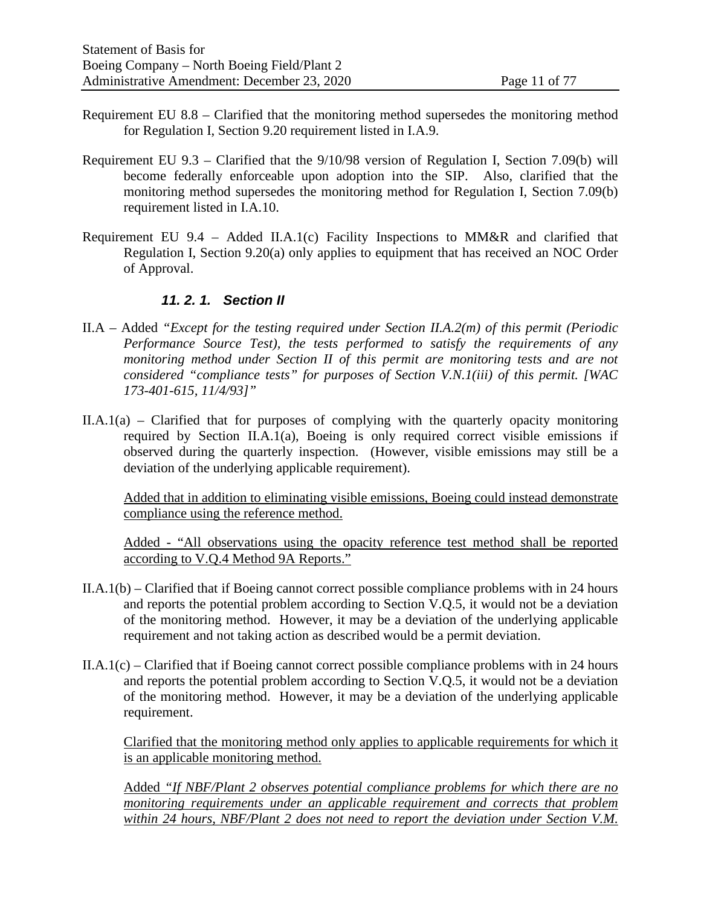Requirement EU 8.8 – Clarified that the monitoring method supersedes the monitoring method for Regulation I, Section 9.20 requirement listed in I.A.9.

Requirement EU 9.3 – Clarified that the 9/10/98 version of Regulation I, Section 7.09(b) will become federally enforceable upon adoption into the SIP. Also, clarified that the monitoring method supersedes the monitoring method for Regulation I, Section 7.09(b) requirement listed in I.A.10.

Requirement EU 9.4 – Added II.A.1(c) Facility Inspections to MM&R and clarified that Regulation I, Section 9.20(a) only applies to equipment that has received an NOC Order of Approval.

### *11. 2. 1. Section II*

II.A – Added *"Except for the testing required under Section II.A.2(m) of this permit (Periodic Performance Source Test), the tests performed to satisfy the requirements of any monitoring method under Section II of this permit are monitoring tests and are not considered "compliance tests" for purposes of Section V.N.1(iii) of this permit. [WAC 173-401-615, 11/4/93]"*

II.A.1(a) – Clarified that for purposes of complying with the quarterly opacity monitoring required by Section II.A.1(a), Boeing is only required correct visible emissions if observed during the quarterly inspection. (However, visible emissions may still be a deviation of the underlying applicable requirement).

<u>Added that in addition to eliminating visible emissions, Boeing could instead demonstrate compliance using the reference method.</u>

<u>Added - "All observations using the opacity reference test method shall be reported according to V.Q.4 Method 9A Reports."</u>

II.A.1(b) – Clarified that if Boeing cannot correct possible compliance problems with in 24 hours and reports the potential problem according to Section V.Q.5, it would not be a deviation of the monitoring method. However, it may be a deviation of the underlying applicable requirement and not taking action as described would be a permit deviation.

II.A.1(c) – Clarified that if Boeing cannot correct possible compliance problems with in 24 hours and reports the potential problem according to Section V.Q.5, it would not be a deviation of the monitoring method. However, it may be a deviation of the underlying applicable requirement.

<u>Clarified that the monitoring method only applies to applicable requirements for which it is an applicable monitoring method.</u>

<u>Added *"If NBF/Plant 2 observes potential compliance problems for which there are no monitoring requirements under an applicable requirement and corrects that problem within 24 hours, NBF/Plant 2 does not need to report the deviation under Section V.M.*</u>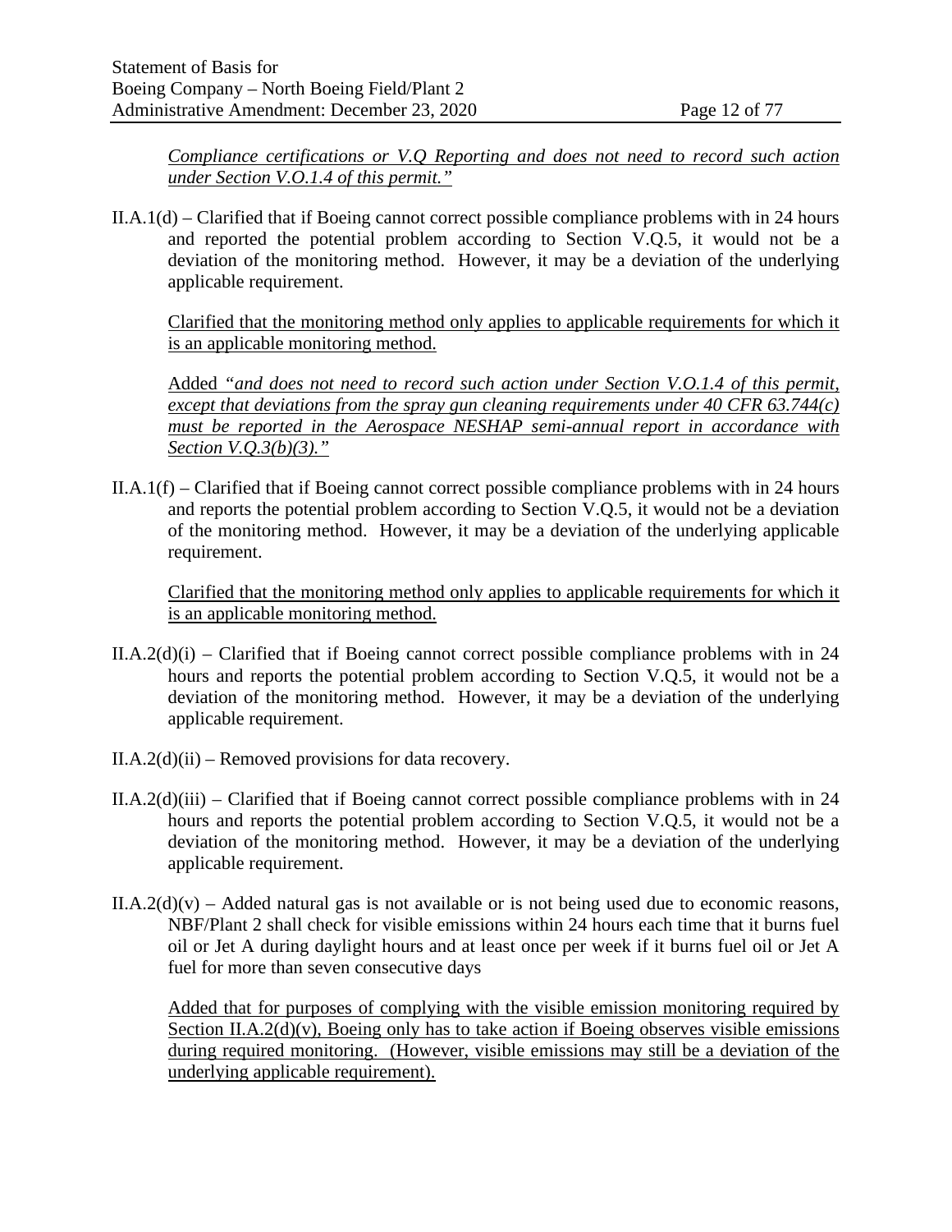<u>*Compliance certifications or V.Q Reporting and does not need to record such action under Section V.O.1.4 of this permit."*</u>

II.A.1(d) – Clarified that if Boeing cannot correct possible compliance problems with in 24 hours and reported the potential problem according to Section V.Q.5, it would not be a deviation of the monitoring method. However, it may be a deviation of the underlying applicable requirement.

<u>Clarified that the monitoring method only applies to applicable requirements for which it is an applicable monitoring method.</u>

<u>Added *"and does not need to record such action under Section V.O.1.4 of this permit, except that deviations from the spray gun cleaning requirements under 40 CFR 63.744(c) must be reported in the Aerospace NESHAP semi-annual report in accordance with Section V.Q.3(b)(3)."*</u>

II.A.1(f) – Clarified that if Boeing cannot correct possible compliance problems with in 24 hours and reports the potential problem according to Section V.Q.5, it would not be a deviation of the monitoring method. However, it may be a deviation of the underlying applicable requirement.

<u>Clarified that the monitoring method only applies to applicable requirements for which it is an applicable monitoring method.</u>

II.A.2(d)(i) – Clarified that if Boeing cannot correct possible compliance problems with in 24 hours and reports the potential problem according to Section V.Q.5, it would not be a deviation of the monitoring method. However, it may be a deviation of the underlying applicable requirement.

II.A.2(d)(ii) – Removed provisions for data recovery.

II.A.2(d)(iii) – Clarified that if Boeing cannot correct possible compliance problems with in 24 hours and reports the potential problem according to Section V.Q.5, it would not be a deviation of the monitoring method. However, it may be a deviation of the underlying applicable requirement.

II.A.2(d)(v) – Added natural gas is not available or is not being used due to economic reasons, NBF/Plant 2 shall check for visible emissions within 24 hours each time that it burns fuel oil or Jet A during daylight hours and at least once per week if it burns fuel oil or Jet A fuel for more than seven consecutive days

<u>Added that for purposes of complying with the visible emission monitoring required by Section II.A.2(d)(v), Boeing only has to take action if Boeing observes visible emissions during required monitoring. (However, visible emissions may still be a deviation of the underlying applicable requirement).</u>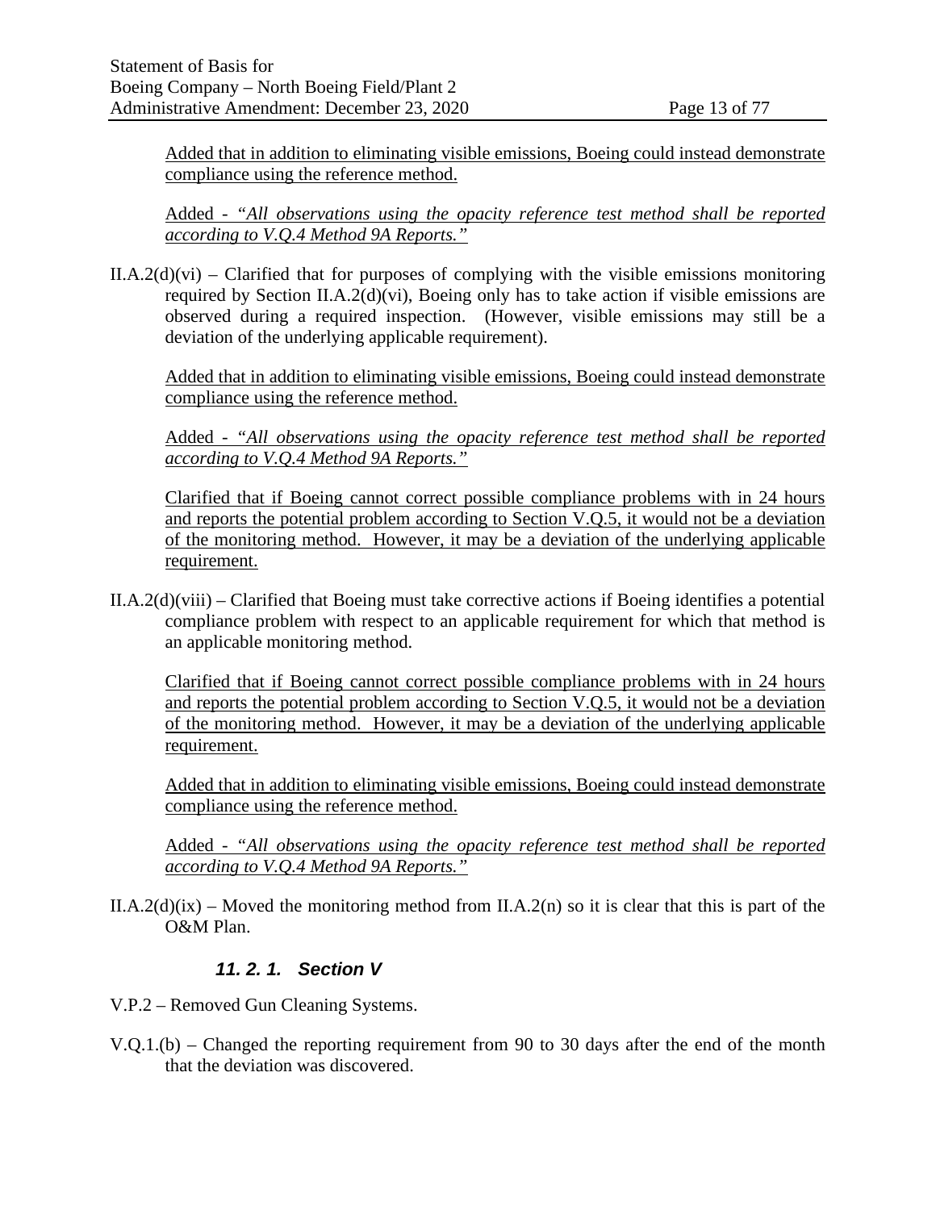Added that in addition to eliminating visible emissions, Boeing could instead demonstrate compliance using the reference method.

Added - *"All observations using the opacity reference test method shall be reported according to V.Q.4 Method 9A Reports."*

II.A.2(d)(vi) – Clarified that for purposes of complying with the visible emissions monitoring required by Section II.A.2(d)(vi), Boeing only has to take action if visible emissions are observed during a required inspection. (However, visible emissions may still be a deviation of the underlying applicable requirement).

Added that in addition to eliminating visible emissions, Boeing could instead demonstrate compliance using the reference method.

Added - *"All observations using the opacity reference test method shall be reported according to V.Q.4 Method 9A Reports."*

Clarified that if Boeing cannot correct possible compliance problems with in 24 hours and reports the potential problem according to Section V.Q.5, it would not be a deviation of the monitoring method. However, it may be a deviation of the underlying applicable requirement.

II.A.2(d)(viii) – Clarified that Boeing must take corrective actions if Boeing identifies a potential compliance problem with respect to an applicable requirement for which that method is an applicable monitoring method.

Clarified that if Boeing cannot correct possible compliance problems with in 24 hours and reports the potential problem according to Section V.Q.5, it would not be a deviation of the monitoring method. However, it may be a deviation of the underlying applicable requirement.

Added that in addition to eliminating visible emissions, Boeing could instead demonstrate compliance using the reference method.

Added - *"All observations using the opacity reference test method shall be reported according to V.Q.4 Method 9A Reports."*

II.A.2(d)(ix) – Moved the monitoring method from II.A.2(n) so it is clear that this is part of the O&M Plan.

### 11. 2. 1. Section V

V.P.2 – Removed Gun Cleaning Systems.

V.Q.1.(b) – Changed the reporting requirement from 90 to 30 days after the end of the month that the deviation was discovered.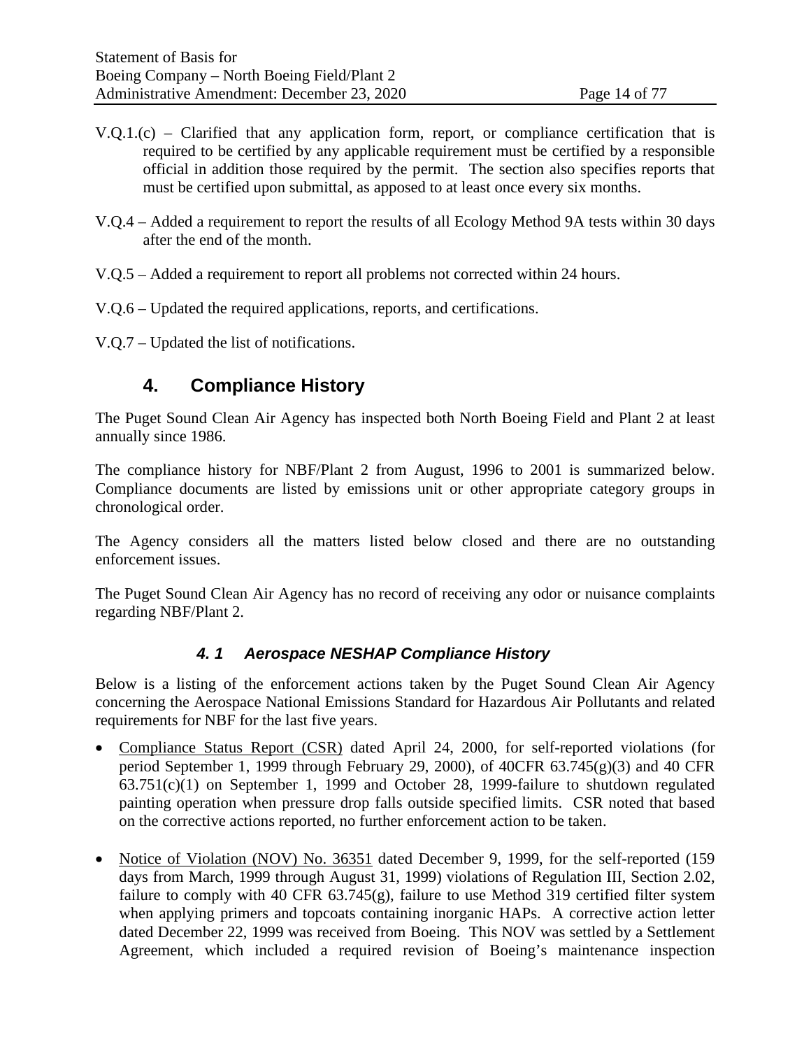V.Q.1.(c) – Clarified that any application form, report, or compliance certification that is required to be certified by any applicable requirement must be certified by a responsible official in addition those required by the permit. The section also specifies reports that must be certified upon submittal, as apposed to at least once every six months.

V.Q.4 – Added a requirement to report the results of all Ecology Method 9A tests within 30 days after the end of the month.

V.Q.5 – Added a requirement to report all problems not corrected within 24 hours.

V.Q.6 – Updated the required applications, reports, and certifications.

V.Q.7 – Updated the list of notifications.

# 4. Compliance History

The Puget Sound Clean Air Agency has inspected both North Boeing Field and Plant 2 at least annually since 1986.

The compliance history for NBF/Plant 2 from August, 1996 to 2001 is summarized below. Compliance documents are listed by emissions unit or other appropriate category groups in chronological order.

The Agency considers all the matters listed below closed and there are no outstanding enforcement issues.

The Puget Sound Clean Air Agency has no record of receiving any odor or nuisance complaints regarding NBF/Plant 2.

## *4. 1 Aerospace NESHAP Compliance History*

Below is a listing of the enforcement actions taken by the Puget Sound Clean Air Agency concerning the Aerospace National Emissions Standard for Hazardous Air Pollutants and related requirements for NBF for the last five years.

- Compliance Status Report (CSR) dated April 24, 2000, for self-reported violations (for period September 1, 1999 through February 29, 2000), of 40CFR 63.745(g)(3) and 40 CFR 63.751(c)(1) on September 1, 1999 and October 28, 1999-failure to shutdown regulated painting operation when pressure drop falls outside specified limits. CSR noted that based on the corrective actions reported, no further enforcement action to be taken.

- Notice of Violation (NOV) No. 36351 dated December 9, 1999, for the self-reported (159 days from March, 1999 through August 31, 1999) violations of Regulation III, Section 2.02, failure to comply with 40 CFR 63.745(g), failure to use Method 319 certified filter system when applying primers and topcoats containing inorganic HAPs. A corrective action letter dated December 22, 1999 was received from Boeing. This NOV was settled by a Settlement Agreement, which included a required revision of Boeing's maintenance inspection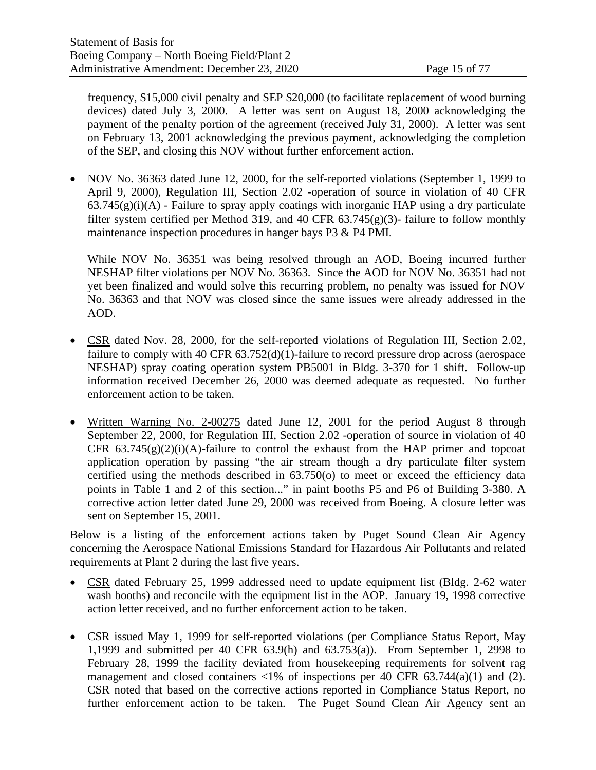frequency, $15,000 civil penalty and SEP $20,000 (to facilitate replacement of wood burning devices) dated July 3, 2000. A letter was sent on August 18, 2000 acknowledging the payment of the penalty portion of the agreement (received July 31, 2000). A letter was sent on February 13, 2001 acknowledging the previous payment, acknowledging the completion of the SEP, and closing this NOV without further enforcement action.

- NOV No. 36363 dated June 12, 2000, for the self-reported violations (September 1, 1999 to April 9, 2000), Regulation III, Section 2.02 -operation of source in violation of 40 CFR 63.745(g)(i)(A) - Failure to spray apply coatings with inorganic HAP using a dry particulate filter system certified per Method 319, and 40 CFR 63.745(g)(3)- failure to follow monthly maintenance inspection procedures in hanger bays P3 & P4 PMI.

  While NOV No. 36351 was being resolved through an AOD, Boeing incurred further NESHAP filter violations per NOV No. 36363. Since the AOD for NOV No. 36351 had not yet been finalized and would solve this recurring problem, no penalty was issued for NOV No. 36363 and that NOV was closed since the same issues were already addressed in the AOD.

- CSR dated Nov. 28, 2000, for the self-reported violations of Regulation III, Section 2.02, failure to comply with 40 CFR 63.752(d)(1)-failure to record pressure drop across (aerospace NESHAP) spray coating operation system PB5001 in Bldg. 3-370 for 1 shift. Follow-up information received December 26, 2000 was deemed adequate as requested. No further enforcement action to be taken.

- Written Warning No. 2-00275 dated June 12, 2001 for the period August 8 through September 22, 2000, for Regulation III, Section 2.02 -operation of source in violation of 40 CFR 63.745(g)(2)(i)(A)-failure to control the exhaust from the HAP primer and topcoat application operation by passing "the air stream though a dry particulate filter system certified using the methods described in 63.750(o) to meet or exceed the efficiency data points in Table 1 and 2 of this section..." in paint booths P5 and P6 of Building 3-380. A corrective action letter dated June 29, 2000 was received from Boeing. A closure letter was sent on September 15, 2001.

Below is a listing of the enforcement actions taken by Puget Sound Clean Air Agency concerning the Aerospace National Emissions Standard for Hazardous Air Pollutants and related requirements at Plant 2 during the last five years.

- CSR dated February 25, 1999 addressed need to update equipment list (Bldg. 2-62 water wash booths) and reconcile with the equipment list in the AOP. January 19, 1998 corrective action letter received, and no further enforcement action to be taken.

- CSR issued May 1, 1999 for self-reported violations (per Compliance Status Report, May 1,1999 and submitted per 40 CFR 63.9(h) and 63.753(a)). From September 1, 2998 to February 28, 1999 the facility deviated from housekeeping requirements for solvent rag management and closed containers <1% of inspections per 40 CFR 63.744(a)(1) and (2). CSR noted that based on the corrective actions reported in Compliance Status Report, no further enforcement action to be taken. The Puget Sound Clean Air Agency sent an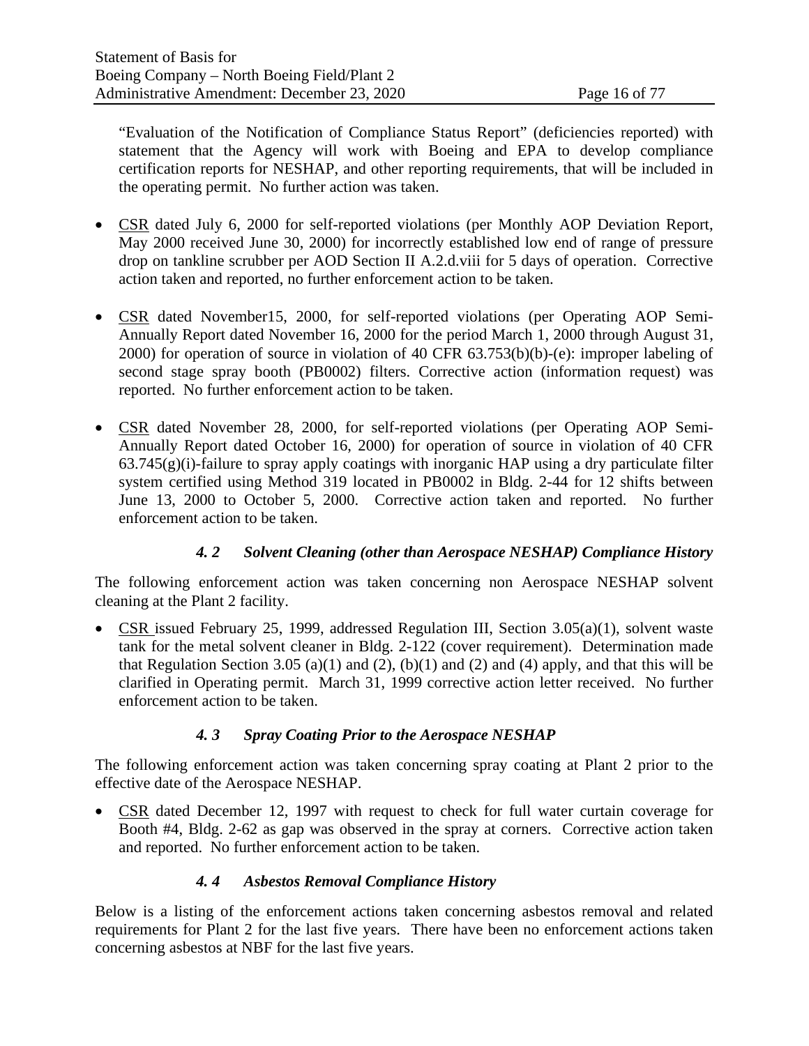"Evaluation of the Notification of Compliance Status Report" (deficiencies reported) with statement that the Agency will work with Boeing and EPA to develop compliance certification reports for NESHAP, and other reporting requirements, that will be included in the operating permit. No further action was taken.

- CSR dated July 6, 2000 for self-reported violations (per Monthly AOP Deviation Report, May 2000 received June 30, 2000) for incorrectly established low end of range of pressure drop on tankline scrubber per AOD Section II A.2.d.viii for 5 days of operation. Corrective action taken and reported, no further enforcement action to be taken.

- CSR dated November15, 2000, for self-reported violations (per Operating AOP Semi-Annually Report dated November 16, 2000 for the period March 1, 2000 through August 31, 2000) for operation of source in violation of 40 CFR 63.753(b)(b)-(e): improper labeling of second stage spray booth (PB0002) filters. Corrective action (information request) was reported. No further enforcement action to be taken.

- CSR dated November 28, 2000, for self-reported violations (per Operating AOP Semi-Annually Report dated October 16, 2000) for operation of source in violation of 40 CFR 63.745(g)(i)-failure to spray apply coatings with inorganic HAP using a dry particulate filter system certified using Method 319 located in PB0002 in Bldg. 2-44 for 12 shifts between June 13, 2000 to October 5, 2000. Corrective action taken and reported. No further enforcement action to be taken.

### *4. 2 Solvent Cleaning (other than Aerospace NESHAP) Compliance History*

The following enforcement action was taken concerning non Aerospace NESHAP solvent cleaning at the Plant 2 facility.

- CSR issued February 25, 1999, addressed Regulation III, Section 3.05(a)(1), solvent waste tank for the metal solvent cleaner in Bldg. 2-122 (cover requirement). Determination made that Regulation Section 3.05 (a)(1) and (2), (b)(1) and (2) and (4) apply, and that this will be clarified in Operating permit. March 31, 1999 corrective action letter received. No further enforcement action to be taken.

### *4. 3 Spray Coating Prior to the Aerospace NESHAP*

The following enforcement action was taken concerning spray coating at Plant 2 prior to the effective date of the Aerospace NESHAP.

- CSR dated December 12, 1997 with request to check for full water curtain coverage for Booth #4, Bldg. 2-62 as gap was observed in the spray at corners. Corrective action taken and reported. No further enforcement action to be taken.

### *4. 4 Asbestos Removal Compliance History*

Below is a listing of the enforcement actions taken concerning asbestos removal and related requirements for Plant 2 for the last five years. There have been no enforcement actions taken concerning asbestos at NBF for the last five years.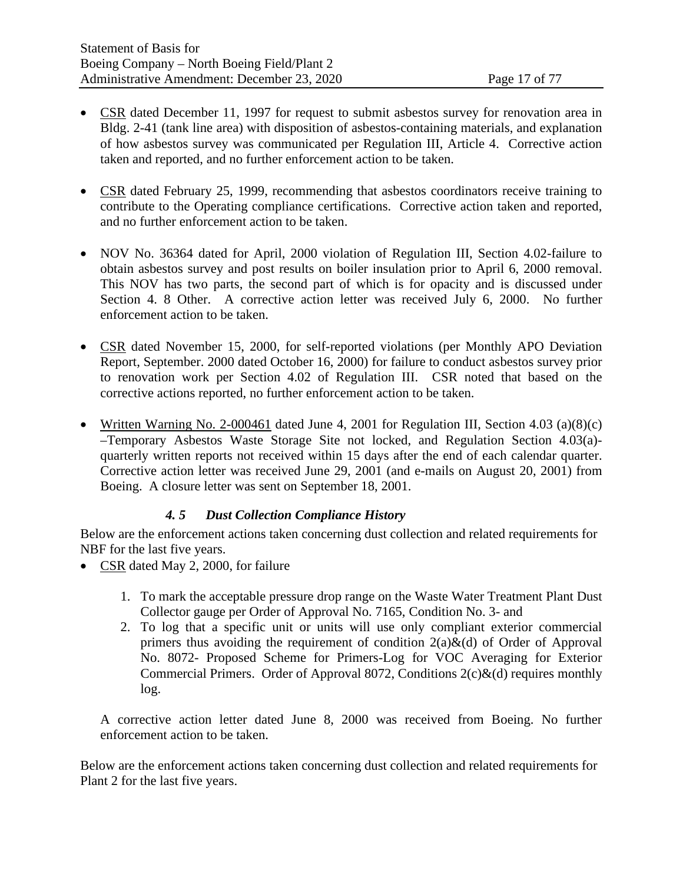- CSR dated December 11, 1997 for request to submit asbestos survey for renovation area in Bldg. 2-41 (tank line area) with disposition of asbestos-containing materials, and explanation of how asbestos survey was communicated per Regulation III, Article 4. Corrective action taken and reported, and no further enforcement action to be taken.

- CSR dated February 25, 1999, recommending that asbestos coordinators receive training to contribute to the Operating compliance certifications. Corrective action taken and reported, and no further enforcement action to be taken.

- NOV No. 36364 dated for April, 2000 violation of Regulation III, Section 4.02-failure to obtain asbestos survey and post results on boiler insulation prior to April 6, 2000 removal. This NOV has two parts, the second part of which is for opacity and is discussed under Section 4. 8 Other. A corrective action letter was received July 6, 2000. No further enforcement action to be taken.

- CSR dated November 15, 2000, for self-reported violations (per Monthly APO Deviation Report, September. 2000 dated October 16, 2000) for failure to conduct asbestos survey prior to renovation work per Section 4.02 of Regulation III. CSR noted that based on the corrective actions reported, no further enforcement action to be taken.

- Written Warning No. 2-000461 dated June 4, 2001 for Regulation III, Section 4.03 (a)(8)(c) –Temporary Asbestos Waste Storage Site not locked, and Regulation Section 4.03(a)-quarterly written reports not received within 15 days after the end of each calendar quarter. Corrective action letter was received June 29, 2001 (and e-mails on August 20, 2001) from Boeing. A closure letter was sent on September 18, 2001.

### *4. 5 Dust Collection Compliance History*

Below are the enforcement actions taken concerning dust collection and related requirements for NBF for the last five years.

- CSR dated May 2, 2000, for failure

  1. To mark the acceptable pressure drop range on the Waste Water Treatment Plant Dust Collector gauge per Order of Approval No. 7165, Condition No. 3- and
  2. To log that a specific unit or units will use only compliant exterior commercial primers thus avoiding the requirement of condition 2(a)&(d) of Order of Approval No. 8072- Proposed Scheme for Primers-Log for VOC Averaging for Exterior Commercial Primers. Order of Approval 8072, Conditions 2(c)&(d) requires monthly log.

  A corrective action letter dated June 8, 2000 was received from Boeing. No further enforcement action to be taken.

Below are the enforcement actions taken concerning dust collection and related requirements for Plant 2 for the last five years.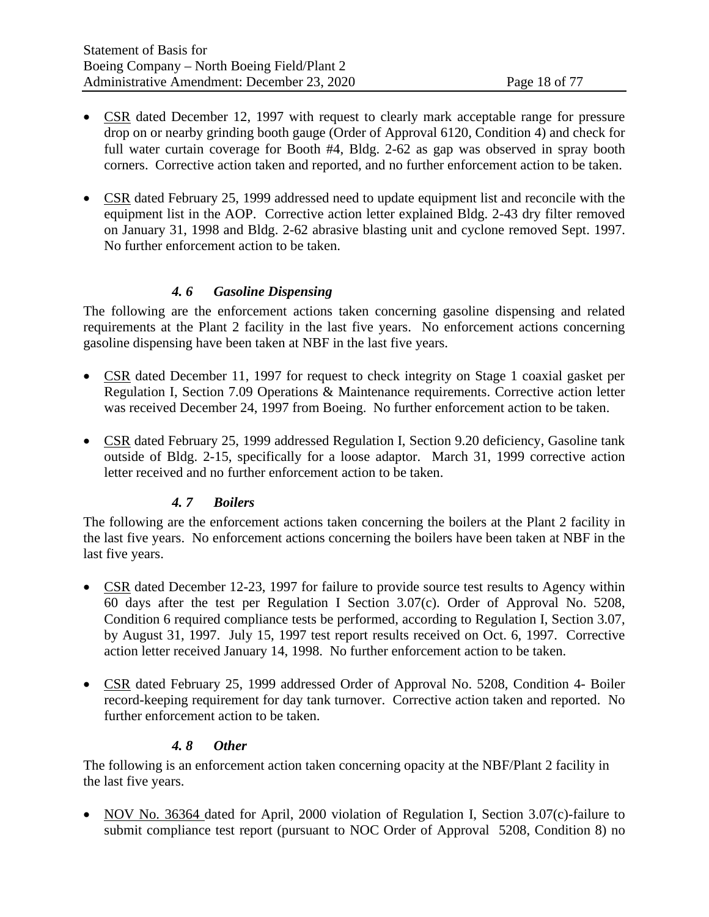- <u>CSR</u> dated December 12, 1997 with request to clearly mark acceptable range for pressure drop on or nearby grinding booth gauge (Order of Approval 6120, Condition 4) and check for full water curtain coverage for Booth #4, Bldg. 2-62 as gap was observed in spray booth corners. Corrective action taken and reported, and no further enforcement action to be taken.

- <u>CSR</u> dated February 25, 1999 addressed need to update equipment list and reconcile with the equipment list in the AOP. Corrective action letter explained Bldg. 2-43 dry filter removed on January 31, 1998 and Bldg. 2-62 abrasive blasting unit and cyclone removed Sept. 1997. No further enforcement action to be taken.

### *4. 6 Gasoline Dispensing*

The following are the enforcement actions taken concerning gasoline dispensing and related requirements at the Plant 2 facility in the last five years. No enforcement actions concerning gasoline dispensing have been taken at NBF in the last five years.

- <u>CSR</u> dated December 11, 1997 for request to check integrity on Stage 1 coaxial gasket per Regulation I, Section 7.09 Operations & Maintenance requirements. Corrective action letter was received December 24, 1997 from Boeing. No further enforcement action to be taken.

- <u>CSR</u> dated February 25, 1999 addressed Regulation I, Section 9.20 deficiency, Gasoline tank outside of Bldg. 2-15, specifically for a loose adaptor. March 31, 1999 corrective action letter received and no further enforcement action to be taken.

### *4. 7 Boilers*

The following are the enforcement actions taken concerning the boilers at the Plant 2 facility in the last five years. No enforcement actions concerning the boilers have been taken at NBF in the last five years.

- <u>CSR</u> dated December 12-23, 1997 for failure to provide source test results to Agency within 60 days after the test per Regulation I Section 3.07(c). Order of Approval No. 5208, Condition 6 required compliance tests be performed, according to Regulation I, Section 3.07, by August 31, 1997. July 15, 1997 test report results received on Oct. 6, 1997. Corrective action letter received January 14, 1998. No further enforcement action to be taken.

- <u>CSR</u> dated February 25, 1999 addressed Order of Approval No. 5208, Condition 4- Boiler record-keeping requirement for day tank turnover. Corrective action taken and reported. No further enforcement action to be taken.

### *4. 8 Other*

The following is an enforcement action taken concerning opacity at the NBF/Plant 2 facility in the last five years.

- <u>NOV No. 36364</u> dated for April, 2000 violation of Regulation I, Section 3.07(c)-failure to submit compliance test report (pursuant to NOC Order of Approval 5208, Condition 8) no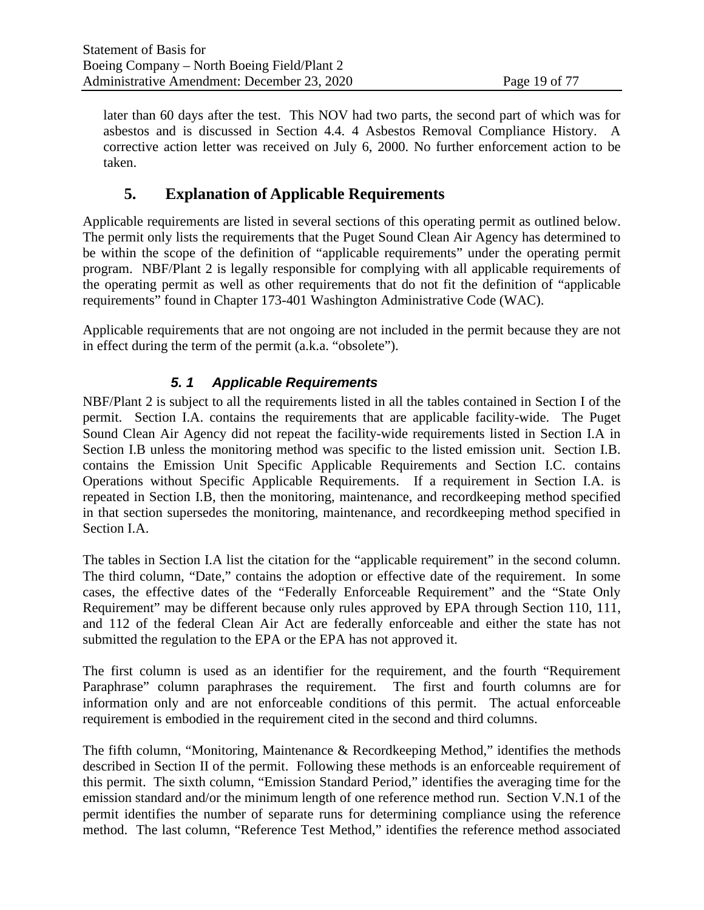later than 60 days after the test. This NOV had two parts, the second part of which was for asbestos and is discussed in Section 4.4. 4 Asbestos Removal Compliance History. A corrective action letter was received on July 6, 2000. No further enforcement action to be taken.

## 5. Explanation of Applicable Requirements

Applicable requirements are listed in several sections of this operating permit as outlined below. The permit only lists the requirements that the Puget Sound Clean Air Agency has determined to be within the scope of the definition of "applicable requirements" under the operating permit program. NBF/Plant 2 is legally responsible for complying with all applicable requirements of the operating permit as well as other requirements that do not fit the definition of "applicable requirements" found in Chapter 173-401 Washington Administrative Code (WAC).

Applicable requirements that are not ongoing are not included in the permit because they are not in effect during the term of the permit (a.k.a. "obsolete").

### *5. 1 Applicable Requirements*

NBF/Plant 2 is subject to all the requirements listed in all the tables contained in Section I of the permit. Section I.A. contains the requirements that are applicable facility-wide. The Puget Sound Clean Air Agency did not repeat the facility-wide requirements listed in Section I.A in Section I.B unless the monitoring method was specific to the listed emission unit. Section I.B. contains the Emission Unit Specific Applicable Requirements and Section I.C. contains Operations without Specific Applicable Requirements. If a requirement in Section I.A. is repeated in Section I.B, then the monitoring, maintenance, and recordkeeping method specified in that section supersedes the monitoring, maintenance, and recordkeeping method specified in Section I.A.

The tables in Section I.A list the citation for the "applicable requirement" in the second column. The third column, "Date," contains the adoption or effective date of the requirement. In some cases, the effective dates of the "Federally Enforceable Requirement" and the "State Only Requirement" may be different because only rules approved by EPA through Section 110, 111, and 112 of the federal Clean Air Act are federally enforceable and either the state has not submitted the regulation to the EPA or the EPA has not approved it.

The first column is used as an identifier for the requirement, and the fourth "Requirement Paraphrase" column paraphrases the requirement. The first and fourth columns are for information only and are not enforceable conditions of this permit. The actual enforceable requirement is embodied in the requirement cited in the second and third columns.

The fifth column, "Monitoring, Maintenance & Recordkeeping Method," identifies the methods described in Section II of the permit. Following these methods is an enforceable requirement of this permit. The sixth column, "Emission Standard Period," identifies the averaging time for the emission standard and/or the minimum length of one reference method run. Section V.N.1 of the permit identifies the number of separate runs for determining compliance using the reference method. The last column, "Reference Test Method," identifies the reference method associated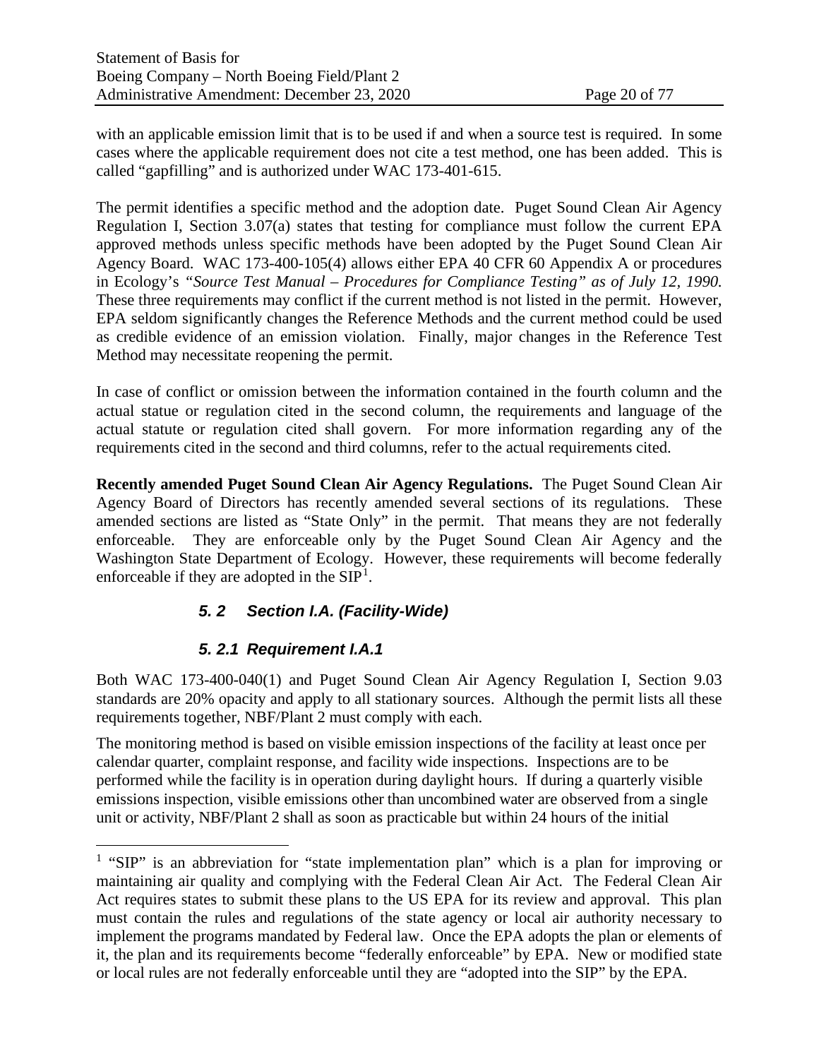with an applicable emission limit that is to be used if and when a source test is required. In some cases where the applicable requirement does not cite a test method, one has been added. This is called "gapfilling" and is authorized under WAC 173-401-615.

The permit identifies a specific method and the adoption date. Puget Sound Clean Air Agency Regulation I, Section 3.07(a) states that testing for compliance must follow the current EPA approved methods unless specific methods have been adopted by the Puget Sound Clean Air Agency Board. WAC 173-400-105(4) allows either EPA 40 CFR 60 Appendix A or procedures in Ecology's *"Source Test Manual – Procedures for Compliance Testing" as of July 12, 1990*. These three requirements may conflict if the current method is not listed in the permit. However, EPA seldom significantly changes the Reference Methods and the current method could be used as credible evidence of an emission violation. Finally, major changes in the Reference Test Method may necessitate reopening the permit.

In case of conflict or omission between the information contained in the fourth column and the actual statue or regulation cited in the second column, the requirements and language of the actual statute or regulation cited shall govern. For more information regarding any of the requirements cited in the second and third columns, refer to the actual requirements cited.

**Recently amended Puget Sound Clean Air Agency Regulations.** The Puget Sound Clean Air Agency Board of Directors has recently amended several sections of its regulations. These amended sections are listed as "State Only" in the permit. That means they are not federally enforceable. They are enforceable only by the Puget Sound Clean Air Agency and the Washington State Department of Ecology. However, these requirements will become federally enforceable if they are adopted in the SIP[1].

### *5. 2 Section I.A. (Facility-Wide)*

#### *5. 2.1 Requirement I.A.1*

Both WAC 173-400-040(1) and Puget Sound Clean Air Agency Regulation I, Section 9.03 standards are 20% opacity and apply to all stationary sources. Although the permit lists all these requirements together, NBF/Plant 2 must comply with each.

The monitoring method is based on visible emission inspections of the facility at least once per calendar quarter, complaint response, and facility wide inspections. Inspections are to be performed while the facility is in operation during daylight hours. If during a quarterly visible emissions inspection, visible emissions other than uncombined water are observed from a single unit or activity, NBF/Plant 2 shall as soon as practicable but within 24 hours of the initial

---

[1] "SIP" is an abbreviation for "state implementation plan" which is a plan for improving or maintaining air quality and complying with the Federal Clean Air Act. The Federal Clean Air Act requires states to submit these plans to the US EPA for its review and approval. This plan must contain the rules and regulations of the state agency or local air authority necessary to implement the programs mandated by Federal law. Once the EPA adopts the plan or elements of it, the plan and its requirements become "federally enforceable" by EPA. New or modified state or local rules are not federally enforceable until they are "adopted into the SIP" by the EPA.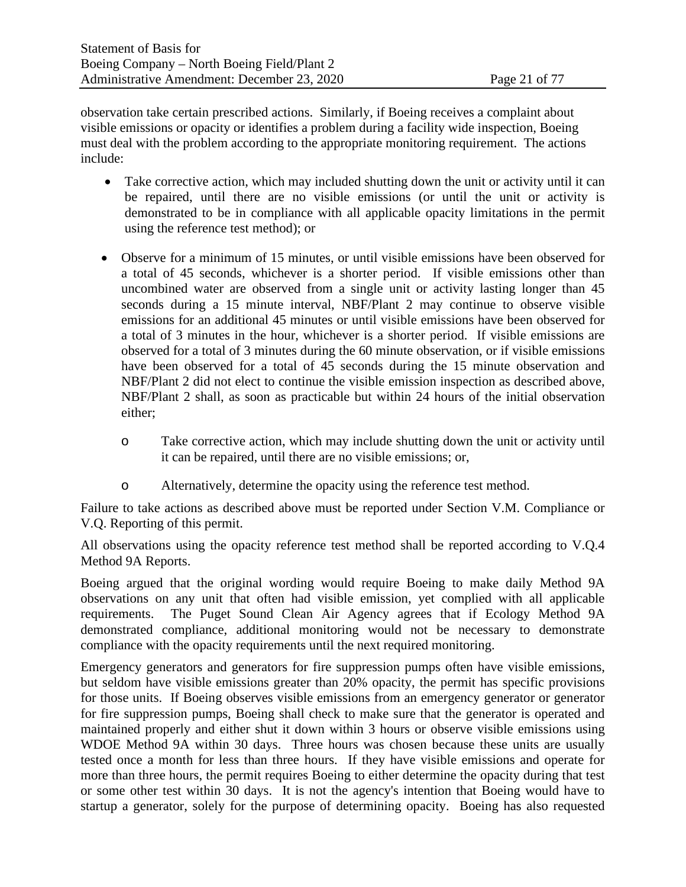observation take certain prescribed actions. Similarly, if Boeing receives a complaint about visible emissions or opacity or identifies a problem during a facility wide inspection, Boeing must deal with the problem according to the appropriate monitoring requirement. The actions include:

- Take corrective action, which may included shutting down the unit or activity until it can be repaired, until there are no visible emissions (or until the unit or activity is demonstrated to be in compliance with all applicable opacity limitations in the permit using the reference test method); or

- Observe for a minimum of 15 minutes, or until visible emissions have been observed for a total of 45 seconds, whichever is a shorter period. If visible emissions other than uncombined water are observed from a single unit or activity lasting longer than 45 seconds during a 15 minute interval, NBF/Plant 2 may continue to observe visible emissions for an additional 45 minutes or until visible emissions have been observed for a total of 3 minutes in the hour, whichever is a shorter period. If visible emissions are observed for a total of 3 minutes during the 60 minute observation, or if visible emissions have been observed for a total of 45 seconds during the 15 minute observation and NBF/Plant 2 did not elect to continue the visible emission inspection as described above, NBF/Plant 2 shall, as soon as practicable but within 24 hours of the initial observation either;

  - Take corrective action, which may include shutting down the unit or activity until it can be repaired, until there are no visible emissions; or,

  - Alternatively, determine the opacity using the reference test method.

Failure to take actions as described above must be reported under Section V.M. Compliance or V.Q. Reporting of this permit.

All observations using the opacity reference test method shall be reported according to V.Q.4 Method 9A Reports.

Boeing argued that the original wording would require Boeing to make daily Method 9A observations on any unit that often had visible emission, yet complied with all applicable requirements. The Puget Sound Clean Air Agency agrees that if Ecology Method 9A demonstrated compliance, additional monitoring would not be necessary to demonstrate compliance with the opacity requirements until the next required monitoring.

Emergency generators and generators for fire suppression pumps often have visible emissions, but seldom have visible emissions greater than 20% opacity, the permit has specific provisions for those units. If Boeing observes visible emissions from an emergency generator or generator for fire suppression pumps, Boeing shall check to make sure that the generator is operated and maintained properly and either shut it down within 3 hours or observe visible emissions using WDOE Method 9A within 30 days. Three hours was chosen because these units are usually tested once a month for less than three hours. If they have visible emissions and operate for more than three hours, the permit requires Boeing to either determine the opacity during that test or some other test within 30 days. It is not the agency's intention that Boeing would have to startup a generator, solely for the purpose of determining opacity. Boeing has also requested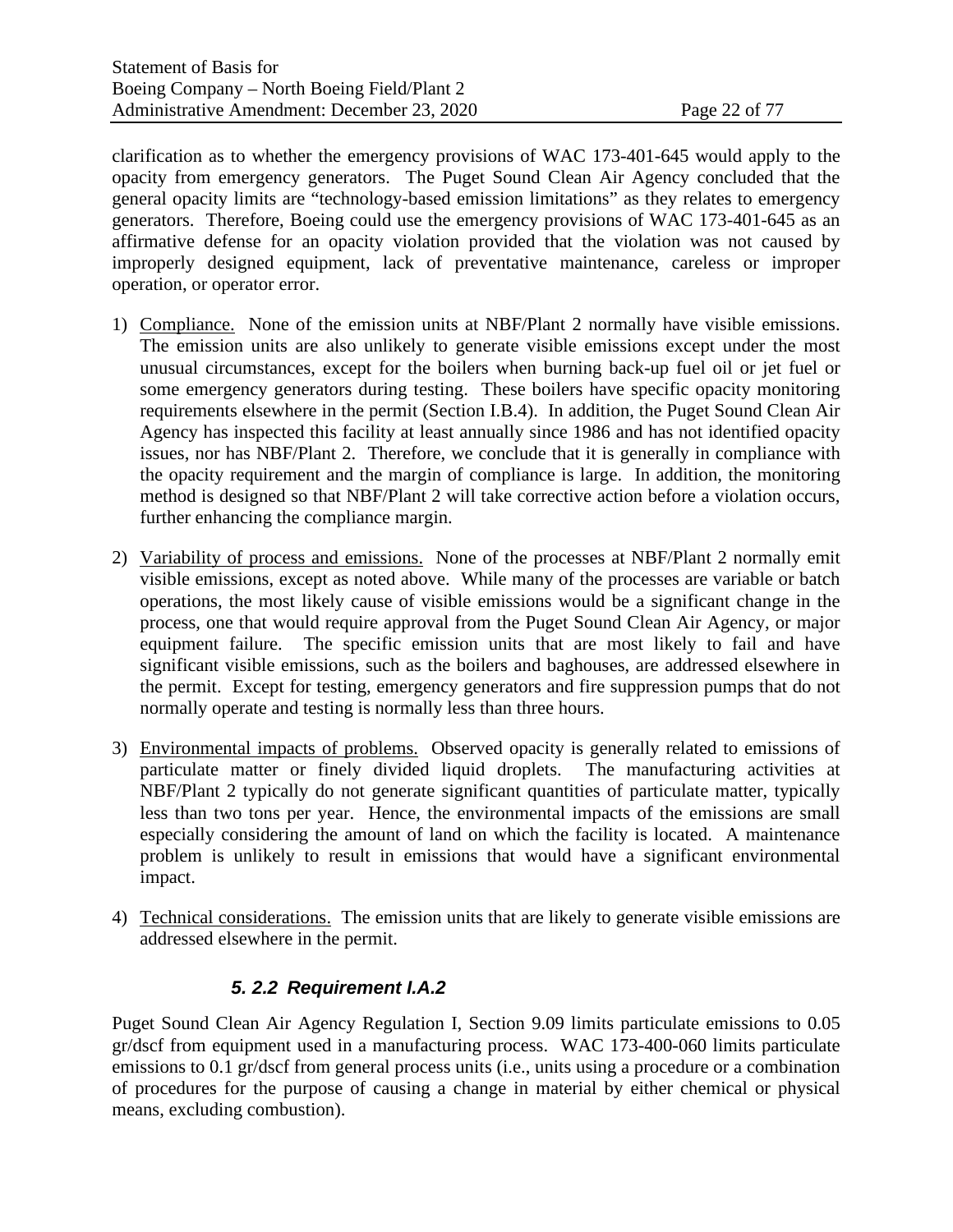clarification as to whether the emergency provisions of WAC 173-401-645 would apply to the opacity from emergency generators. The Puget Sound Clean Air Agency concluded that the general opacity limits are "technology-based emission limitations" as they relates to emergency generators. Therefore, Boeing could use the emergency provisions of WAC 173-401-645 as an affirmative defense for an opacity violation provided that the violation was not caused by improperly designed equipment, lack of preventative maintenance, careless or improper operation, or operator error.

1) Compliance. None of the emission units at NBF/Plant 2 normally have visible emissions. The emission units are also unlikely to generate visible emissions except under the most unusual circumstances, except for the boilers when burning back-up fuel oil or jet fuel or some emergency generators during testing. These boilers have specific opacity monitoring requirements elsewhere in the permit (Section I.B.4). In addition, the Puget Sound Clean Air Agency has inspected this facility at least annually since 1986 and has not identified opacity issues, nor has NBF/Plant 2. Therefore, we conclude that it is generally in compliance with the opacity requirement and the margin of compliance is large. In addition, the monitoring method is designed so that NBF/Plant 2 will take corrective action before a violation occurs, further enhancing the compliance margin.

2) Variability of process and emissions. None of the processes at NBF/Plant 2 normally emit visible emissions, except as noted above. While many of the processes are variable or batch operations, the most likely cause of visible emissions would be a significant change in the process, one that would require approval from the Puget Sound Clean Air Agency, or major equipment failure. The specific emission units that are most likely to fail and have significant visible emissions, such as the boilers and baghouses, are addressed elsewhere in the permit. Except for testing, emergency generators and fire suppression pumps that do not normally operate and testing is normally less than three hours.

3) Environmental impacts of problems. Observed opacity is generally related to emissions of particulate matter or finely divided liquid droplets. The manufacturing activities at NBF/Plant 2 typically do not generate significant quantities of particulate matter, typically less than two tons per year. Hence, the environmental impacts of the emissions are small especially considering the amount of land on which the facility is located. A maintenance problem is unlikely to result in emissions that would have a significant environmental impact.

4) Technical considerations. The emission units that are likely to generate visible emissions are addressed elsewhere in the permit.

### *5. 2.2 Requirement I.A.2*

Puget Sound Clean Air Agency Regulation I, Section 9.09 limits particulate emissions to 0.05 gr/dscf from equipment used in a manufacturing process. WAC 173-400-060 limits particulate emissions to 0.1 gr/dscf from general process units (i.e., units using a procedure or a combination of procedures for the purpose of causing a change in material by either chemical or physical means, excluding combustion).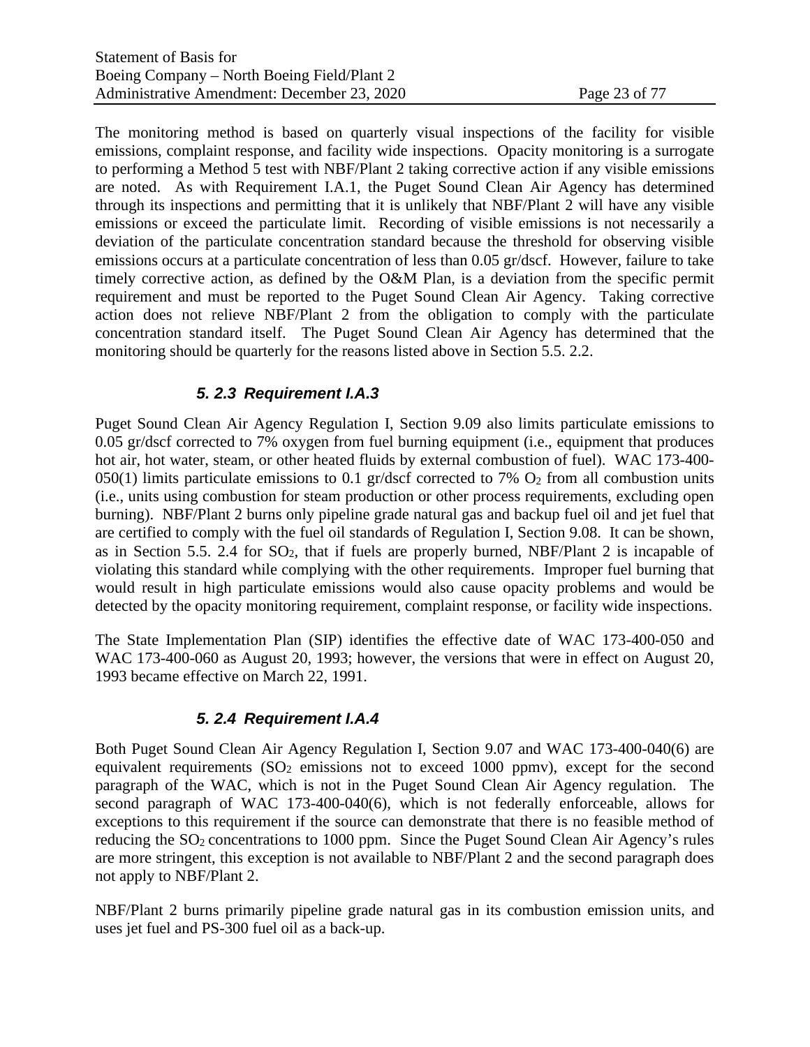The monitoring method is based on quarterly visual inspections of the facility for visible emissions, complaint response, and facility wide inspections. Opacity monitoring is a surrogate to performing a Method 5 test with NBF/Plant 2 taking corrective action if any visible emissions are noted. As with Requirement I.A.1, the Puget Sound Clean Air Agency has determined through its inspections and permitting that it is unlikely that NBF/Plant 2 will have any visible emissions or exceed the particulate limit. Recording of visible emissions is not necessarily a deviation of the particulate concentration standard because the threshold for observing visible emissions occurs at a particulate concentration of less than 0.05 gr/dscf. However, failure to take timely corrective action, as defined by the O&M Plan, is a deviation from the specific permit requirement and must be reported to the Puget Sound Clean Air Agency. Taking corrective action does not relieve NBF/Plant 2 from the obligation to comply with the particulate concentration standard itself. The Puget Sound Clean Air Agency has determined that the monitoring should be quarterly for the reasons listed above in Section 5.5. 2.2.

### *5. 2.3 Requirement I.A.3*

Puget Sound Clean Air Agency Regulation I, Section 9.09 also limits particulate emissions to 0.05 gr/dscf corrected to 7% oxygen from fuel burning equipment (i.e., equipment that produces hot air, hot water, steam, or other heated fluids by external combustion of fuel). WAC 173-400-050(1) limits particulate emissions to 0.1 gr/dscf corrected to 7% $O_2$ from all combustion units (i.e., units using combustion for steam production or other process requirements, excluding open burning). NBF/Plant 2 burns only pipeline grade natural gas and backup fuel oil and jet fuel that are certified to comply with the fuel oil standards of Regulation I, Section 9.08. It can be shown, as in Section 5.5. 2.4 for $SO_2$, that if fuels are properly burned, NBF/Plant 2 is incapable of violating this standard while complying with the other requirements. Improper fuel burning that would result in high particulate emissions would also cause opacity problems and would be detected by the opacity monitoring requirement, complaint response, or facility wide inspections.

The State Implementation Plan (SIP) identifies the effective date of WAC 173-400-050 and WAC 173-400-060 as August 20, 1993; however, the versions that were in effect on August 20, 1993 became effective on March 22, 1991.

### *5. 2.4 Requirement I.A.4*

Both Puget Sound Clean Air Agency Regulation I, Section 9.07 and WAC 173-400-040(6) are equivalent requirements ($SO_2$ emissions not to exceed 1000 ppmv), except for the second paragraph of the WAC, which is not in the Puget Sound Clean Air Agency regulation. The second paragraph of WAC 173-400-040(6), which is not federally enforceable, allows for exceptions to this requirement if the source can demonstrate that there is no feasible method of reducing the $SO_2$ concentrations to 1000 ppm. Since the Puget Sound Clean Air Agency's rules are more stringent, this exception is not available to NBF/Plant 2 and the second paragraph does not apply to NBF/Plant 2.

NBF/Plant 2 burns primarily pipeline grade natural gas in its combustion emission units, and uses jet fuel and PS-300 fuel oil as a back-up.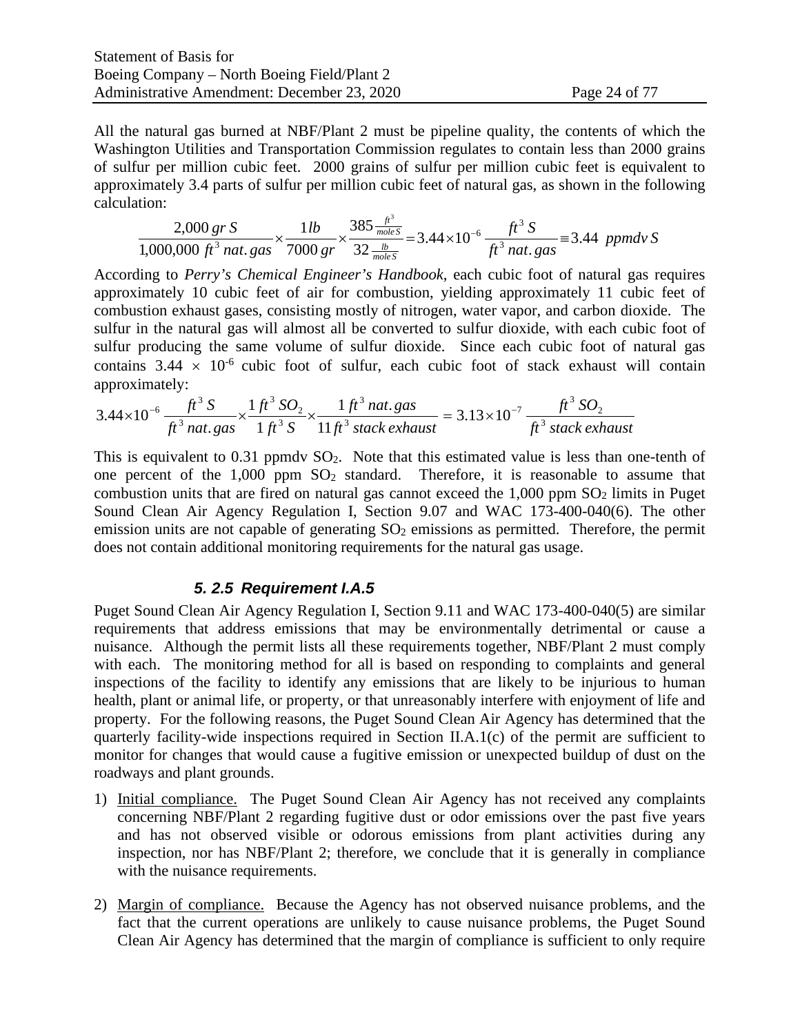All the natural gas burned at NBF/Plant 2 must be pipeline quality, the contents of which the Washington Utilities and Transportation Commission regulates to contain less than 2000 grains of sulfur per million cubic feet. 2000 grains of sulfur per million cubic feet is equivalent to approximately 3.4 parts of sulfur per million cubic feet of natural gas, as shown in the following calculation:

$$\frac{2{,}000\ gr\ S}{1{,}000{,}000\ ft^3\ nat.gas} \times \frac{1 lb}{7000\ gr} \times \frac{385 \frac{ft^3}{mole\,S}}{32 \frac{lb}{mole\,S}} = 3.44 \times 10^{-6} \frac{ft^3\ S}{ft^3\ nat.gas} \equiv 3.44\ \ ppmdv\,S$$

According to *Perry's Chemical Engineer's Handbook*, each cubic foot of natural gas requires approximately 10 cubic feet of air for combustion, yielding approximately 11 cubic feet of combustion exhaust gases, consisting mostly of nitrogen, water vapor, and carbon dioxide. The sulfur in the natural gas will almost all be converted to sulfur dioxide, with each cubic foot of sulfur producing the same volume of sulfur dioxide. Since each cubic foot of natural gas contains $3.44 \times 10^{-6}$ cubic foot of sulfur, each cubic foot of stack exhaust will contain approximately:

$$3.44 \times 10^{-6} \frac{ft^3\ S}{ft^3\ nat.gas} \times \frac{1\,ft^3\ SO_2}{1\ ft^3\ S} \times \frac{1\,ft^3\ nat.gas}{11\,ft^3\ stack\ exhaust} = 3.13 \times 10^{-7} \frac{ft^3\ SO_2}{ft^3\ stack\ exhaust}$$

This is equivalent to 0.31 ppmdv $SO_2$. Note that this estimated value is less than one-tenth of one percent of the 1,000 ppm $SO_2$ standard. Therefore, it is reasonable to assume that combustion units that are fired on natural gas cannot exceed the 1,000 ppm $SO_2$ limits in Puget Sound Clean Air Agency Regulation I, Section 9.07 and WAC 173-400-040(6). The other emission units are not capable of generating $SO_2$ emissions as permitted. Therefore, the permit does not contain additional monitoring requirements for the natural gas usage.

#### *5. 2.5 Requirement I.A.5*

Puget Sound Clean Air Agency Regulation I, Section 9.11 and WAC 173-400-040(5) are similar requirements that address emissions that may be environmentally detrimental or cause a nuisance. Although the permit lists all these requirements together, NBF/Plant 2 must comply with each. The monitoring method for all is based on responding to complaints and general inspections of the facility to identify any emissions that are likely to be injurious to human health, plant or animal life, or property, or that unreasonably interfere with enjoyment of life and property. For the following reasons, the Puget Sound Clean Air Agency has determined that the quarterly facility-wide inspections required in Section II.A.1(c) of the permit are sufficient to monitor for changes that would cause a fugitive emission or unexpected buildup of dust on the roadways and plant grounds.

1) Initial compliance. The Puget Sound Clean Air Agency has not received any complaints concerning NBF/Plant 2 regarding fugitive dust or odor emissions over the past five years and has not observed visible or odorous emissions from plant activities during any inspection, nor has NBF/Plant 2; therefore, we conclude that it is generally in compliance with the nuisance requirements.

2) Margin of compliance. Because the Agency has not observed nuisance problems, and the fact that the current operations are unlikely to cause nuisance problems, the Puget Sound Clean Air Agency has determined that the margin of compliance is sufficient to only require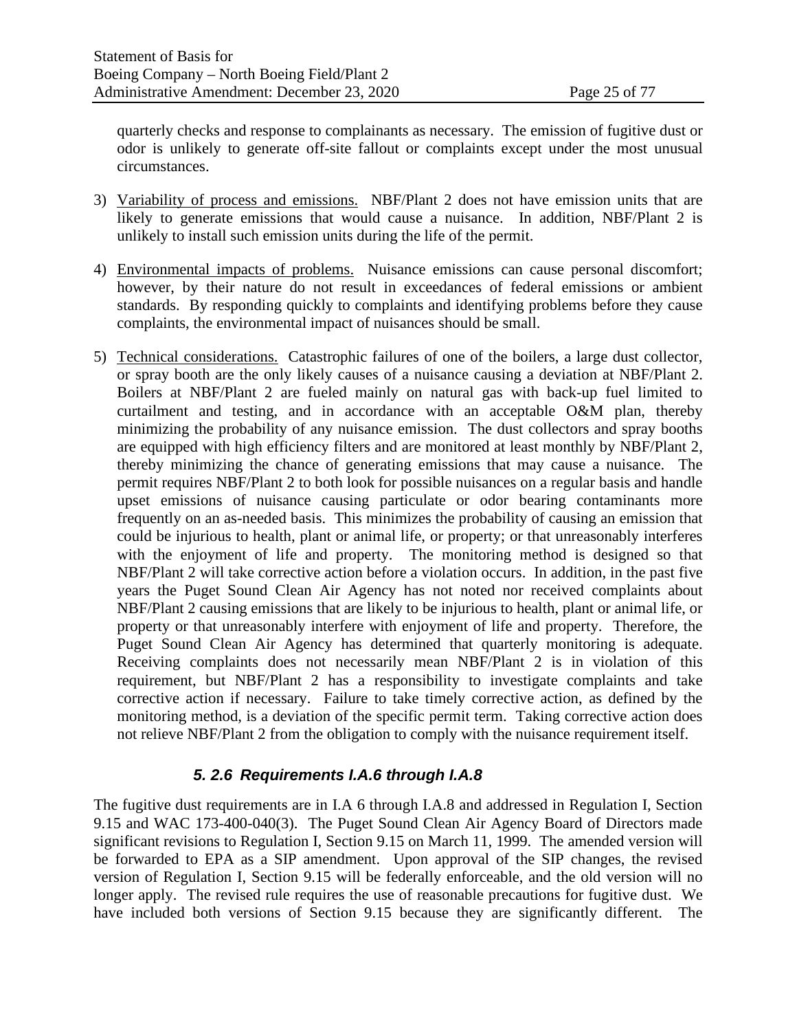quarterly checks and response to complainants as necessary. The emission of fugitive dust or odor is unlikely to generate off-site fallout or complaints except under the most unusual circumstances.

3) Variability of process and emissions. NBF/Plant 2 does not have emission units that are likely to generate emissions that would cause a nuisance. In addition, NBF/Plant 2 is unlikely to install such emission units during the life of the permit.

4) Environmental impacts of problems. Nuisance emissions can cause personal discomfort; however, by their nature do not result in exceedances of federal emissions or ambient standards. By responding quickly to complaints and identifying problems before they cause complaints, the environmental impact of nuisances should be small.

5) Technical considerations. Catastrophic failures of one of the boilers, a large dust collector, or spray booth are the only likely causes of a nuisance causing a deviation at NBF/Plant 2. Boilers at NBF/Plant 2 are fueled mainly on natural gas with back-up fuel limited to curtailment and testing, and in accordance with an acceptable O&M plan, thereby minimizing the probability of any nuisance emission. The dust collectors and spray booths are equipped with high efficiency filters and are monitored at least monthly by NBF/Plant 2, thereby minimizing the chance of generating emissions that may cause a nuisance. The permit requires NBF/Plant 2 to both look for possible nuisances on a regular basis and handle upset emissions of nuisance causing particulate or odor bearing contaminants more frequently on an as-needed basis. This minimizes the probability of causing an emission that could be injurious to health, plant or animal life, or property; or that unreasonably interferes with the enjoyment of life and property. The monitoring method is designed so that NBF/Plant 2 will take corrective action before a violation occurs. In addition, in the past five years the Puget Sound Clean Air Agency has not noted nor received complaints about NBF/Plant 2 causing emissions that are likely to be injurious to health, plant or animal life, or property or that unreasonably interfere with enjoyment of life and property. Therefore, the Puget Sound Clean Air Agency has determined that quarterly monitoring is adequate. Receiving complaints does not necessarily mean NBF/Plant 2 is in violation of this requirement, but NBF/Plant 2 has a responsibility to investigate complaints and take corrective action if necessary. Failure to take timely corrective action, as defined by the monitoring method, is a deviation of the specific permit term. Taking corrective action does not relieve NBF/Plant 2 from the obligation to comply with the nuisance requirement itself.

### *5. 2.6 Requirements I.A.6 through I.A.8*

The fugitive dust requirements are in I.A 6 through I.A.8 and addressed in Regulation I, Section 9.15 and WAC 173-400-040(3). The Puget Sound Clean Air Agency Board of Directors made significant revisions to Regulation I, Section 9.15 on March 11, 1999. The amended version will be forwarded to EPA as a SIP amendment. Upon approval of the SIP changes, the revised version of Regulation I, Section 9.15 will be federally enforceable, and the old version will no longer apply. The revised rule requires the use of reasonable precautions for fugitive dust. We have included both versions of Section 9.15 because they are significantly different. The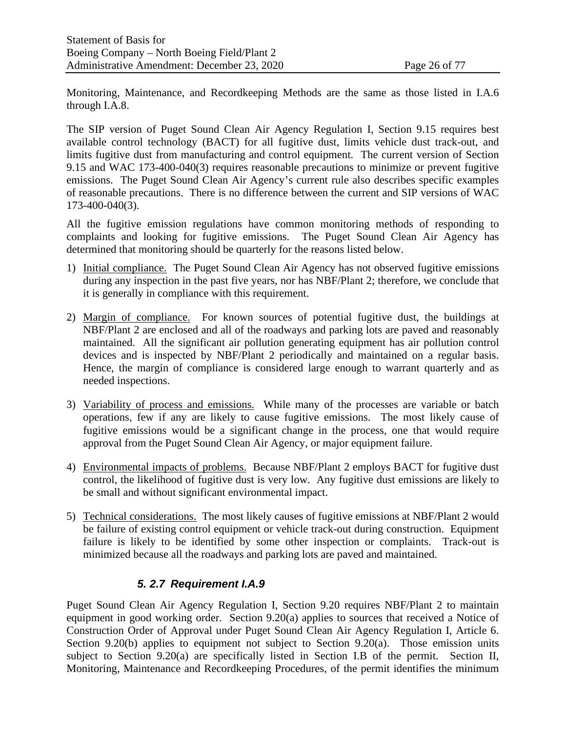Monitoring, Maintenance, and Recordkeeping Methods are the same as those listed in I.A.6 through I.A.8.

The SIP version of Puget Sound Clean Air Agency Regulation I, Section 9.15 requires best available control technology (BACT) for all fugitive dust, limits vehicle dust track-out, and limits fugitive dust from manufacturing and control equipment. The current version of Section 9.15 and WAC 173-400-040(3) requires reasonable precautions to minimize or prevent fugitive emissions. The Puget Sound Clean Air Agency's current rule also describes specific examples of reasonable precautions. There is no difference between the current and SIP versions of WAC 173-400-040(3).

All the fugitive emission regulations have common monitoring methods of responding to complaints and looking for fugitive emissions. The Puget Sound Clean Air Agency has determined that monitoring should be quarterly for the reasons listed below.

1) Initial compliance. The Puget Sound Clean Air Agency has not observed fugitive emissions during any inspection in the past five years, nor has NBF/Plant 2; therefore, we conclude that it is generally in compliance with this requirement.

2) Margin of compliance. For known sources of potential fugitive dust, the buildings at NBF/Plant 2 are enclosed and all of the roadways and parking lots are paved and reasonably maintained. All the significant air pollution generating equipment has air pollution control devices and is inspected by NBF/Plant 2 periodically and maintained on a regular basis. Hence, the margin of compliance is considered large enough to warrant quarterly and as needed inspections.

3) Variability of process and emissions. While many of the processes are variable or batch operations, few if any are likely to cause fugitive emissions. The most likely cause of fugitive emissions would be a significant change in the process, one that would require approval from the Puget Sound Clean Air Agency, or major equipment failure.

4) Environmental impacts of problems. Because NBF/Plant 2 employs BACT for fugitive dust control, the likelihood of fugitive dust is very low. Any fugitive dust emissions are likely to be small and without significant environmental impact.

5) Technical considerations. The most likely causes of fugitive emissions at NBF/Plant 2 would be failure of existing control equipment or vehicle track-out during construction. Equipment failure is likely to be identified by some other inspection or complaints. Track-out is minimized because all the roadways and parking lots are paved and maintained.

### *5. 2.7 Requirement I.A.9*

Puget Sound Clean Air Agency Regulation I, Section 9.20 requires NBF/Plant 2 to maintain equipment in good working order. Section 9.20(a) applies to sources that received a Notice of Construction Order of Approval under Puget Sound Clean Air Agency Regulation I, Article 6. Section 9.20(b) applies to equipment not subject to Section 9.20(a). Those emission units subject to Section 9.20(a) are specifically listed in Section I.B of the permit. Section II, Monitoring, Maintenance and Recordkeeping Procedures, of the permit identifies the minimum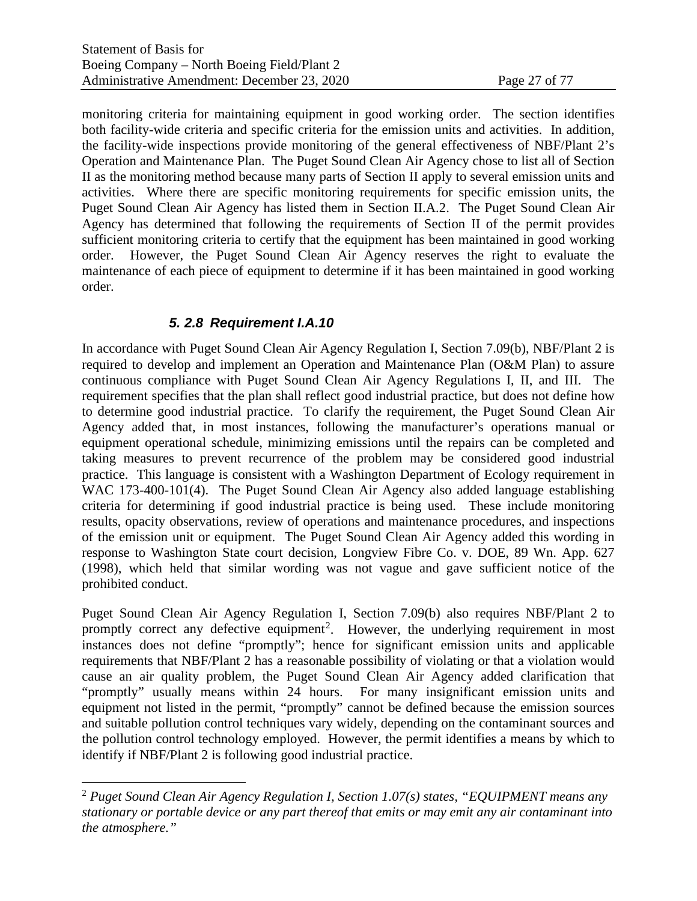monitoring criteria for maintaining equipment in good working order. The section identifies both facility-wide criteria and specific criteria for the emission units and activities. In addition, the facility-wide inspections provide monitoring of the general effectiveness of NBF/Plant 2's Operation and Maintenance Plan. The Puget Sound Clean Air Agency chose to list all of Section II as the monitoring method because many parts of Section II apply to several emission units and activities. Where there are specific monitoring requirements for specific emission units, the Puget Sound Clean Air Agency has listed them in Section II.A.2. The Puget Sound Clean Air Agency has determined that following the requirements of Section II of the permit provides sufficient monitoring criteria to certify that the equipment has been maintained in good working order. However, the Puget Sound Clean Air Agency reserves the right to evaluate the maintenance of each piece of equipment to determine if it has been maintained in good working order.

### *5. 2.8 Requirement I.A.10*

In accordance with Puget Sound Clean Air Agency Regulation I, Section 7.09(b), NBF/Plant 2 is required to develop and implement an Operation and Maintenance Plan (O&M Plan) to assure continuous compliance with Puget Sound Clean Air Agency Regulations I, II, and III. The requirement specifies that the plan shall reflect good industrial practice, but does not define how to determine good industrial practice. To clarify the requirement, the Puget Sound Clean Air Agency added that, in most instances, following the manufacturer's operations manual or equipment operational schedule, minimizing emissions until the repairs can be completed and taking measures to prevent recurrence of the problem may be considered good industrial practice. This language is consistent with a Washington Department of Ecology requirement in WAC 173-400-101(4). The Puget Sound Clean Air Agency also added language establishing criteria for determining if good industrial practice is being used. These include monitoring results, opacity observations, review of operations and maintenance procedures, and inspections of the emission unit or equipment. The Puget Sound Clean Air Agency added this wording in response to Washington State court decision, Longview Fibre Co. v. DOE, 89 Wn. App. 627 (1998), which held that similar wording was not vague and gave sufficient notice of the prohibited conduct.

Puget Sound Clean Air Agency Regulation I, Section 7.09(b) also requires NBF/Plant 2 to promptly correct any defective equipment[2]. However, the underlying requirement in most instances does not define "promptly"; hence for significant emission units and applicable requirements that NBF/Plant 2 has a reasonable possibility of violating or that a violation would cause an air quality problem, the Puget Sound Clean Air Agency added clarification that "promptly" usually means within 24 hours. For many insignificant emission units and equipment not listed in the permit, "promptly" cannot be defined because the emission sources and suitable pollution control techniques vary widely, depending on the contaminant sources and the pollution control technology employed. However, the permit identifies a means by which to identify if NBF/Plant 2 is following good industrial practice.

---

[2] *Puget Sound Clean Air Agency Regulation I, Section 1.07(s) states, "EQUIPMENT means any stationary or portable device or any part thereof that emits or may emit any air contaminant into the atmosphere."*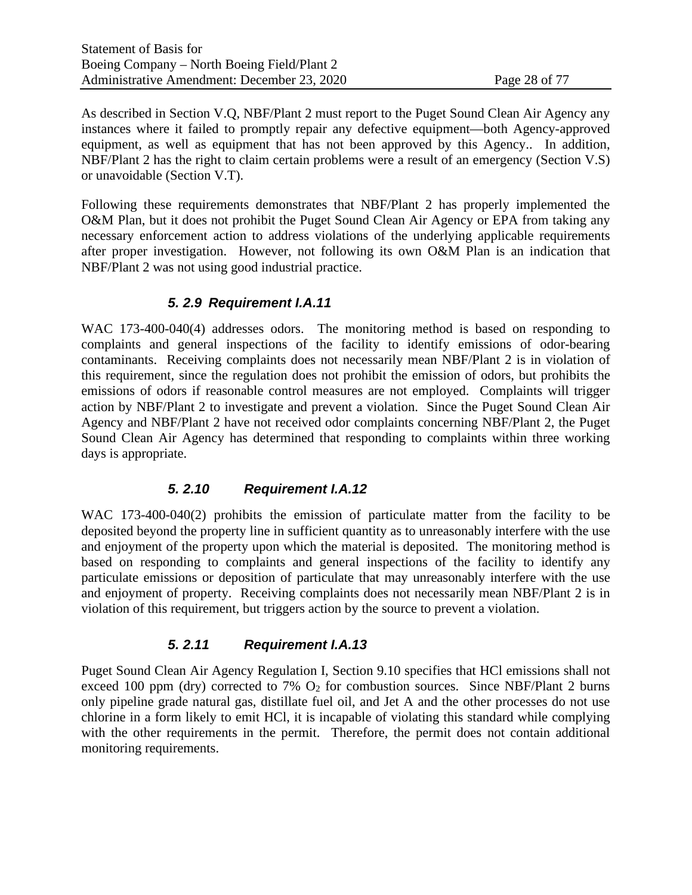As described in Section V.Q, NBF/Plant 2 must report to the Puget Sound Clean Air Agency any instances where it failed to promptly repair any defective equipment—both Agency-approved equipment, as well as equipment that has not been approved by this Agency.. In addition, NBF/Plant 2 has the right to claim certain problems were a result of an emergency (Section V.S) or unavoidable (Section V.T).

Following these requirements demonstrates that NBF/Plant 2 has properly implemented the O&M Plan, but it does not prohibit the Puget Sound Clean Air Agency or EPA from taking any necessary enforcement action to address violations of the underlying applicable requirements after proper investigation. However, not following its own O&M Plan is an indication that NBF/Plant 2 was not using good industrial practice.

### *5. 2.9 Requirement I.A.11*

WAC 173-400-040(4) addresses odors. The monitoring method is based on responding to complaints and general inspections of the facility to identify emissions of odor-bearing contaminants. Receiving complaints does not necessarily mean NBF/Plant 2 is in violation of this requirement, since the regulation does not prohibit the emission of odors, but prohibits the emissions of odors if reasonable control measures are not employed. Complaints will trigger action by NBF/Plant 2 to investigate and prevent a violation. Since the Puget Sound Clean Air Agency and NBF/Plant 2 have not received odor complaints concerning NBF/Plant 2, the Puget Sound Clean Air Agency has determined that responding to complaints within three working days is appropriate.

### *5. 2.10 Requirement I.A.12*

WAC 173-400-040(2) prohibits the emission of particulate matter from the facility to be deposited beyond the property line in sufficient quantity as to unreasonably interfere with the use and enjoyment of the property upon which the material is deposited. The monitoring method is based on responding to complaints and general inspections of the facility to identify any particulate emissions or deposition of particulate that may unreasonably interfere with the use and enjoyment of property. Receiving complaints does not necessarily mean NBF/Plant 2 is in violation of this requirement, but triggers action by the source to prevent a violation.

### *5. 2.11 Requirement I.A.13*

Puget Sound Clean Air Agency Regulation I, Section 9.10 specifies that HCl emissions shall not exceed 100 ppm (dry) corrected to 7% $O_2$ for combustion sources. Since NBF/Plant 2 burns only pipeline grade natural gas, distillate fuel oil, and Jet A and the other processes do not use chlorine in a form likely to emit HCl, it is incapable of violating this standard while complying with the other requirements in the permit. Therefore, the permit does not contain additional monitoring requirements.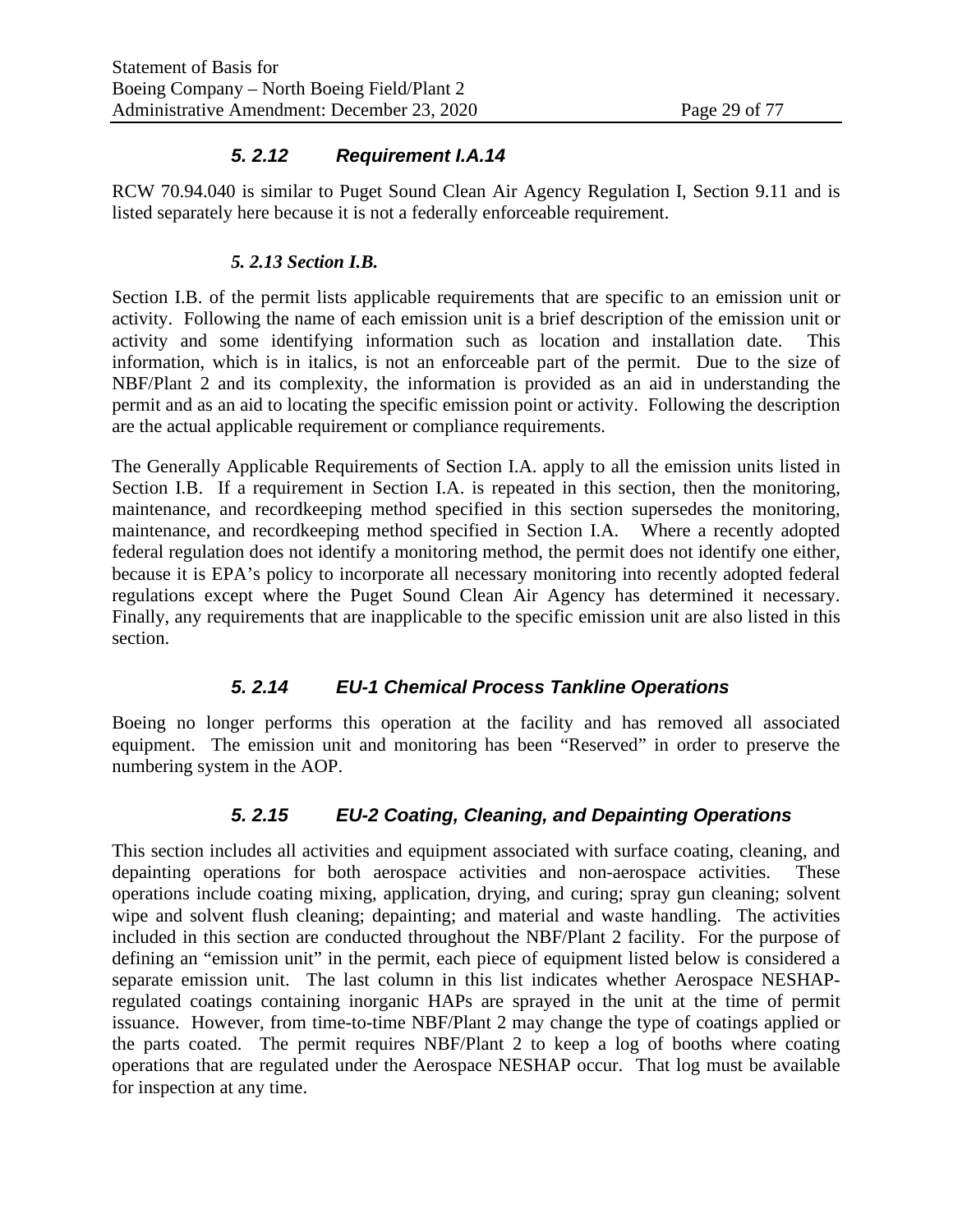### *5. 2.12 Requirement I.A.14*

RCW 70.94.040 is similar to Puget Sound Clean Air Agency Regulation I, Section 9.11 and is listed separately here because it is not a federally enforceable requirement.

### *5. 2.13 Section I.B.*

Section I.B. of the permit lists applicable requirements that are specific to an emission unit or activity. Following the name of each emission unit is a brief description of the emission unit or activity and some identifying information such as location and installation date. This information, which is in italics, is not an enforceable part of the permit. Due to the size of NBF/Plant 2 and its complexity, the information is provided as an aid in understanding the permit and as an aid to locating the specific emission point or activity. Following the description are the actual applicable requirement or compliance requirements.

The Generally Applicable Requirements of Section I.A. apply to all the emission units listed in Section I.B. If a requirement in Section I.A. is repeated in this section, then the monitoring, maintenance, and recordkeeping method specified in this section supersedes the monitoring, maintenance, and recordkeeping method specified in Section I.A. Where a recently adopted federal regulation does not identify a monitoring method, the permit does not identify one either, because it is EPA's policy to incorporate all necessary monitoring into recently adopted federal regulations except where the Puget Sound Clean Air Agency has determined it necessary. Finally, any requirements that are inapplicable to the specific emission unit are also listed in this section.

### *5. 2.14 EU-1 Chemical Process Tankline Operations*

Boeing no longer performs this operation at the facility and has removed all associated equipment. The emission unit and monitoring has been "Reserved" in order to preserve the numbering system in the AOP.

### *5. 2.15 EU-2 Coating, Cleaning, and Depainting Operations*

This section includes all activities and equipment associated with surface coating, cleaning, and depainting operations for both aerospace activities and non-aerospace activities. These operations include coating mixing, application, drying, and curing; spray gun cleaning; solvent wipe and solvent flush cleaning; depainting; and material and waste handling. The activities included in this section are conducted throughout the NBF/Plant 2 facility. For the purpose of defining an "emission unit" in the permit, each piece of equipment listed below is considered a separate emission unit. The last column in this list indicates whether Aerospace NESHAP-regulated coatings containing inorganic HAPs are sprayed in the unit at the time of permit issuance. However, from time-to-time NBF/Plant 2 may change the type of coatings applied or the parts coated. The permit requires NBF/Plant 2 to keep a log of booths where coating operations that are regulated under the Aerospace NESHAP occur. That log must be available for inspection at any time.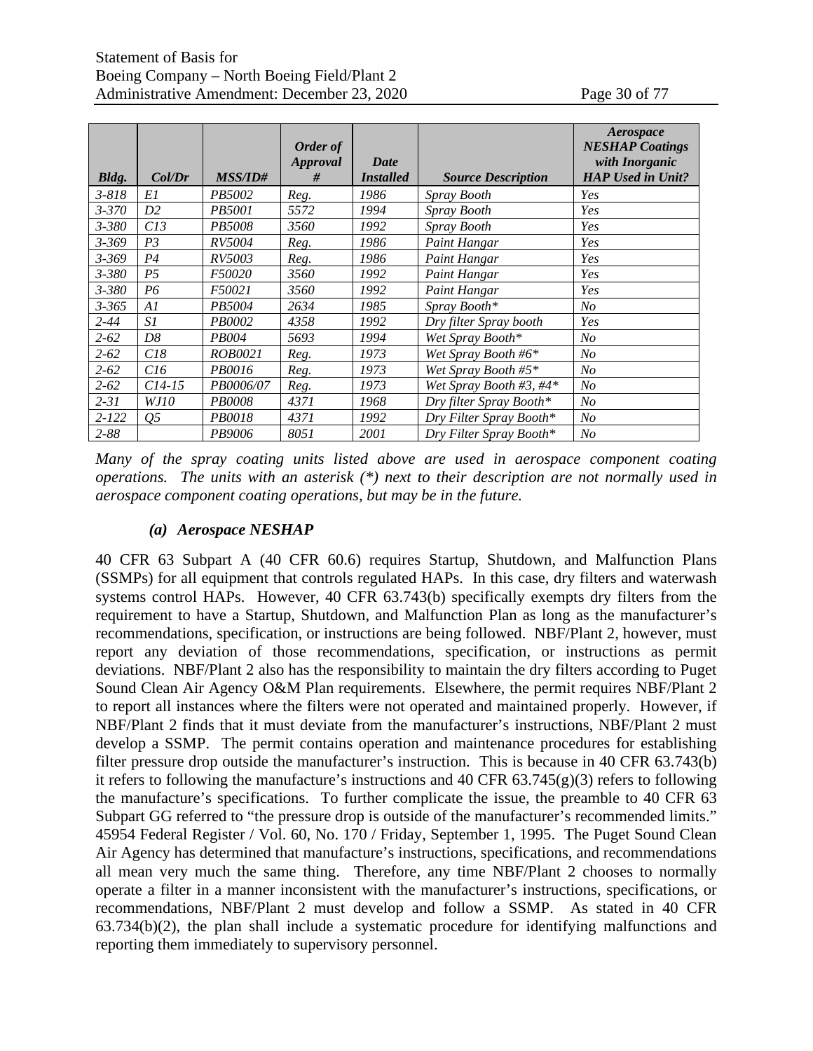| *Bldg.* | *Col/Dr* | *MSS/ID#* | *Order of Approval #* | *Date Installed* | *Source Description* | *Aerospace NESHAP Coatings with Inorganic HAP Used in Unit?* |
|---|---|---|---|---|---|---|
| *3-818* | *E1* | *PB5002* | *Reg.* | *1986* | *Spray Booth* | *Yes* |
| *3-370* | *D2* | *PB5001* | *5572* | *1994* | *Spray Booth* | *Yes* |
| *3-380* | *C13* | *PB5008* | *3560* | *1992* | *Spray Booth* | *Yes* |
| *3-369* | *P3* | *RV5004* | *Reg.* | *1986* | *Paint Hangar* | *Yes* |
| *3-369* | *P4* | *RV5003* | *Reg.* | *1986* | *Paint Hangar* | *Yes* |
| *3-380* | *P5* | *F50020* | *3560* | *1992* | *Paint Hangar* | *Yes* |
| *3-380* | *P6* | *F50021* | *3560* | *1992* | *Paint Hangar* | *Yes* |
| *3-365* | *A1* | *PB5004* | *2634* | *1985* | *Spray Booth** | *No* |
| *2-44* | *S1* | *PB0002* | *4358* | *1992* | *Dry filter Spray booth* | *Yes* |
| *2-62* | *D8* | *PB004* | *5693* | *1994* | *Wet Spray Booth** | *No* |
| *2-62* | *C18* | *ROB0021* | *Reg.* | *1973* | *Wet Spray Booth #6** | *No* |
| *2-62* | *C16* | *PB0016* | *Reg.* | *1973* | *Wet Spray Booth #5** | *No* |
| *2-62* | *C14-15* | *PB0006/07* | *Reg.* | *1973* | *Wet Spray Booth #3, #4** | *No* |
| *2-31* | *WJ10* | *PB0008* | *4371* | *1968* | *Dry filter Spray Booth** | *No* |
| *2-122* | *Q5* | *PB0018* | *4371* | *1992* | *Dry Filter Spray Booth** | *No* |
| *2-88* | | *PB9006* | *8051* | *2001* | *Dry Filter Spray Booth** | *No* |

*Many of the spray coating units listed above are used in aerospace component coating operations. The units with an asterisk (*) next to their description are not normally used in aerospace component coating operations, but may be in the future.*

#### *(a) Aerospace NESHAP*

40 CFR 63 Subpart A (40 CFR 60.6) requires Startup, Shutdown, and Malfunction Plans (SSMPs) for all equipment that controls regulated HAPs. In this case, dry filters and waterwash systems control HAPs. However, 40 CFR 63.743(b) specifically exempts dry filters from the requirement to have a Startup, Shutdown, and Malfunction Plan as long as the manufacturer's recommendations, specification, or instructions are being followed. NBF/Plant 2, however, must report any deviation of those recommendations, specification, or instructions as permit deviations. NBF/Plant 2 also has the responsibility to maintain the dry filters according to Puget Sound Clean Air Agency O&M Plan requirements. Elsewhere, the permit requires NBF/Plant 2 to report all instances where the filters were not operated and maintained properly. However, if NBF/Plant 2 finds that it must deviate from the manufacturer's instructions, NBF/Plant 2 must develop a SSMP. The permit contains operation and maintenance procedures for establishing filter pressure drop outside the manufacturer's instruction. This is because in 40 CFR 63.743(b) it refers to following the manufacture's instructions and 40 CFR 63.745(g)(3) refers to following the manufacture's specifications. To further complicate the issue, the preamble to 40 CFR 63 Subpart GG referred to "the pressure drop is outside of the manufacturer's recommended limits." 45954 Federal Register / Vol. 60, No. 170 / Friday, September 1, 1995. The Puget Sound Clean Air Agency has determined that manufacture's instructions, specifications, and recommendations all mean very much the same thing. Therefore, any time NBF/Plant 2 chooses to normally operate a filter in a manner inconsistent with the manufacturer's instructions, specifications, or recommendations, NBF/Plant 2 must develop and follow a SSMP. As stated in 40 CFR 63.734(b)(2), the plan shall include a systematic procedure for identifying malfunctions and reporting them immediately to supervisory personnel.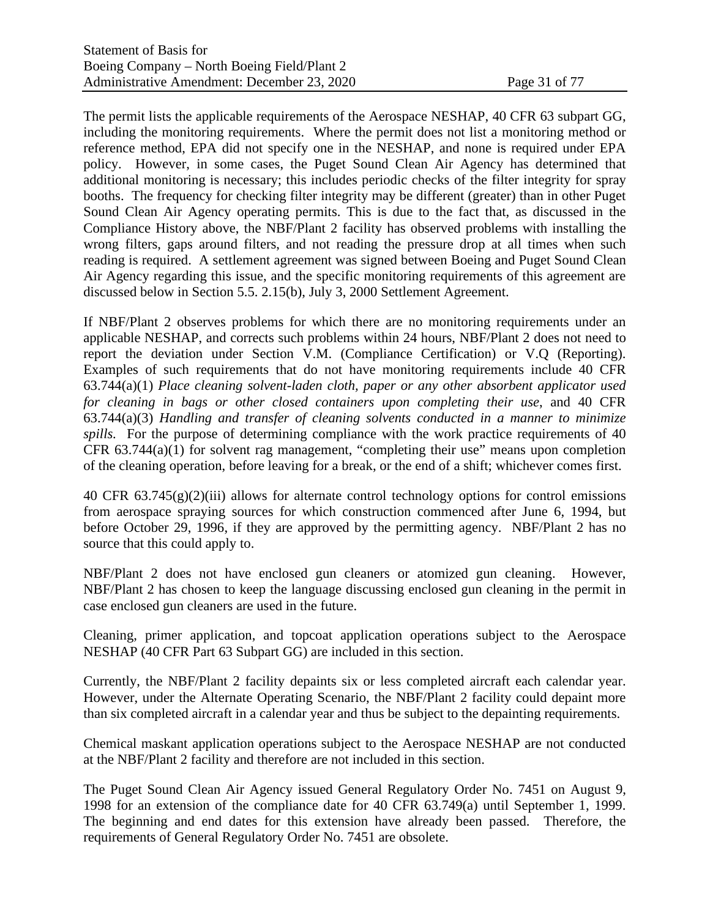The permit lists the applicable requirements of the Aerospace NESHAP, 40 CFR 63 subpart GG, including the monitoring requirements. Where the permit does not list a monitoring method or reference method, EPA did not specify one in the NESHAP, and none is required under EPA policy. However, in some cases, the Puget Sound Clean Air Agency has determined that additional monitoring is necessary; this includes periodic checks of the filter integrity for spray booths. The frequency for checking filter integrity may be different (greater) than in other Puget Sound Clean Air Agency operating permits. This is due to the fact that, as discussed in the Compliance History above, the NBF/Plant 2 facility has observed problems with installing the wrong filters, gaps around filters, and not reading the pressure drop at all times when such reading is required. A settlement agreement was signed between Boeing and Puget Sound Clean Air Agency regarding this issue, and the specific monitoring requirements of this agreement are discussed below in Section 5.5. 2.15(b), July 3, 2000 Settlement Agreement.

If NBF/Plant 2 observes problems for which there are no monitoring requirements under an applicable NESHAP, and corrects such problems within 24 hours, NBF/Plant 2 does not need to report the deviation under Section V.M. (Compliance Certification) or V.Q (Reporting). Examples of such requirements that do not have monitoring requirements include 40 CFR 63.744(a)(1) *Place cleaning solvent-laden cloth, paper or any other absorbent applicator used for cleaning in bags or other closed containers upon completing their use*, and 40 CFR 63.744(a)(3) *Handling and transfer of cleaning solvents conducted in a manner to minimize spills.* For the purpose of determining compliance with the work practice requirements of 40 CFR 63.744(a)(1) for solvent rag management, "completing their use" means upon completion of the cleaning operation, before leaving for a break, or the end of a shift; whichever comes first.

40 CFR 63.745(g)(2)(iii) allows for alternate control technology options for control emissions from aerospace spraying sources for which construction commenced after June 6, 1994, but before October 29, 1996, if they are approved by the permitting agency. NBF/Plant 2 has no source that this could apply to.

NBF/Plant 2 does not have enclosed gun cleaners or atomized gun cleaning. However, NBF/Plant 2 has chosen to keep the language discussing enclosed gun cleaning in the permit in case enclosed gun cleaners are used in the future.

Cleaning, primer application, and topcoat application operations subject to the Aerospace NESHAP (40 CFR Part 63 Subpart GG) are included in this section.

Currently, the NBF/Plant 2 facility depaints six or less completed aircraft each calendar year. However, under the Alternate Operating Scenario, the NBF/Plant 2 facility could depaint more than six completed aircraft in a calendar year and thus be subject to the depainting requirements.

Chemical maskant application operations subject to the Aerospace NESHAP are not conducted at the NBF/Plant 2 facility and therefore are not included in this section.

The Puget Sound Clean Air Agency issued General Regulatory Order No. 7451 on August 9, 1998 for an extension of the compliance date for 40 CFR 63.749(a) until September 1, 1999. The beginning and end dates for this extension have already been passed. Therefore, the requirements of General Regulatory Order No. 7451 are obsolete.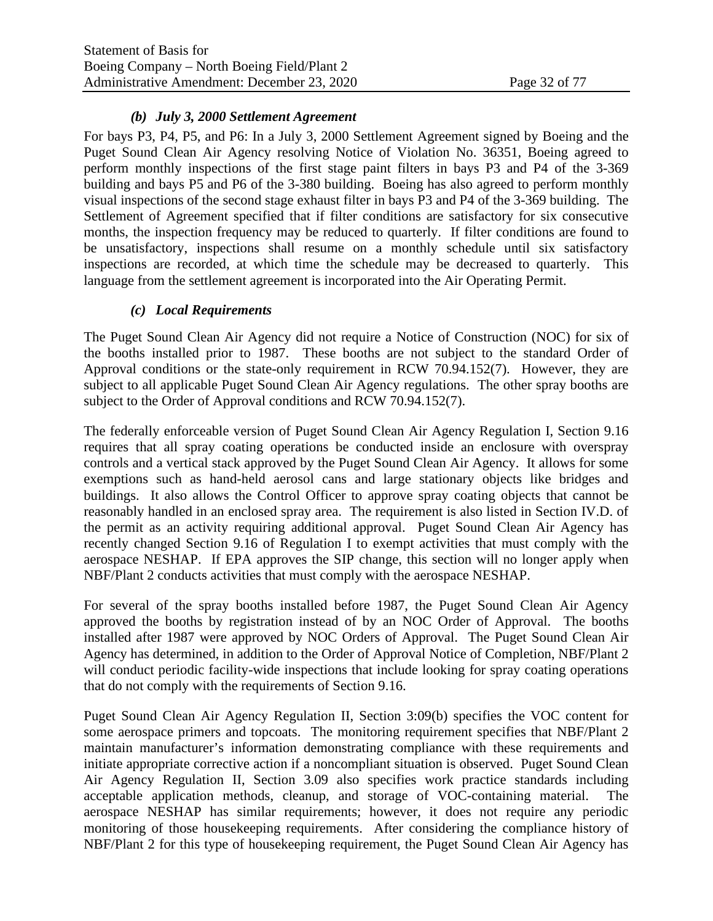#### *(b) July 3, 2000 Settlement Agreement*

For bays P3, P4, P5, and P6: In a July 3, 2000 Settlement Agreement signed by Boeing and the Puget Sound Clean Air Agency resolving Notice of Violation No. 36351, Boeing agreed to perform monthly inspections of the first stage paint filters in bays P3 and P4 of the 3-369 building and bays P5 and P6 of the 3-380 building. Boeing has also agreed to perform monthly visual inspections of the second stage exhaust filter in bays P3 and P4 of the 3-369 building. The Settlement of Agreement specified that if filter conditions are satisfactory for six consecutive months, the inspection frequency may be reduced to quarterly. If filter conditions are found to be unsatisfactory, inspections shall resume on a monthly schedule until six satisfactory inspections are recorded, at which time the schedule may be decreased to quarterly. This language from the settlement agreement is incorporated into the Air Operating Permit.

#### *(c) Local Requirements*

The Puget Sound Clean Air Agency did not require a Notice of Construction (NOC) for six of the booths installed prior to 1987. These booths are not subject to the standard Order of Approval conditions or the state-only requirement in RCW 70.94.152(7). However, they are subject to all applicable Puget Sound Clean Air Agency regulations. The other spray booths are subject to the Order of Approval conditions and RCW 70.94.152(7).

The federally enforceable version of Puget Sound Clean Air Agency Regulation I, Section 9.16 requires that all spray coating operations be conducted inside an enclosure with overspray controls and a vertical stack approved by the Puget Sound Clean Air Agency. It allows for some exemptions such as hand-held aerosol cans and large stationary objects like bridges and buildings. It also allows the Control Officer to approve spray coating objects that cannot be reasonably handled in an enclosed spray area. The requirement is also listed in Section IV.D. of the permit as an activity requiring additional approval. Puget Sound Clean Air Agency has recently changed Section 9.16 of Regulation I to exempt activities that must comply with the aerospace NESHAP. If EPA approves the SIP change, this section will no longer apply when NBF/Plant 2 conducts activities that must comply with the aerospace NESHAP.

For several of the spray booths installed before 1987, the Puget Sound Clean Air Agency approved the booths by registration instead of by an NOC Order of Approval. The booths installed after 1987 were approved by NOC Orders of Approval. The Puget Sound Clean Air Agency has determined, in addition to the Order of Approval Notice of Completion, NBF/Plant 2 will conduct periodic facility-wide inspections that include looking for spray coating operations that do not comply with the requirements of Section 9.16.

Puget Sound Clean Air Agency Regulation II, Section 3:09(b) specifies the VOC content for some aerospace primers and topcoats. The monitoring requirement specifies that NBF/Plant 2 maintain manufacturer's information demonstrating compliance with these requirements and initiate appropriate corrective action if a noncompliant situation is observed. Puget Sound Clean Air Agency Regulation II, Section 3.09 also specifies work practice standards including acceptable application methods, cleanup, and storage of VOC-containing material. The aerospace NESHAP has similar requirements; however, it does not require any periodic monitoring of those housekeeping requirements. After considering the compliance history of NBF/Plant 2 for this type of housekeeping requirement, the Puget Sound Clean Air Agency has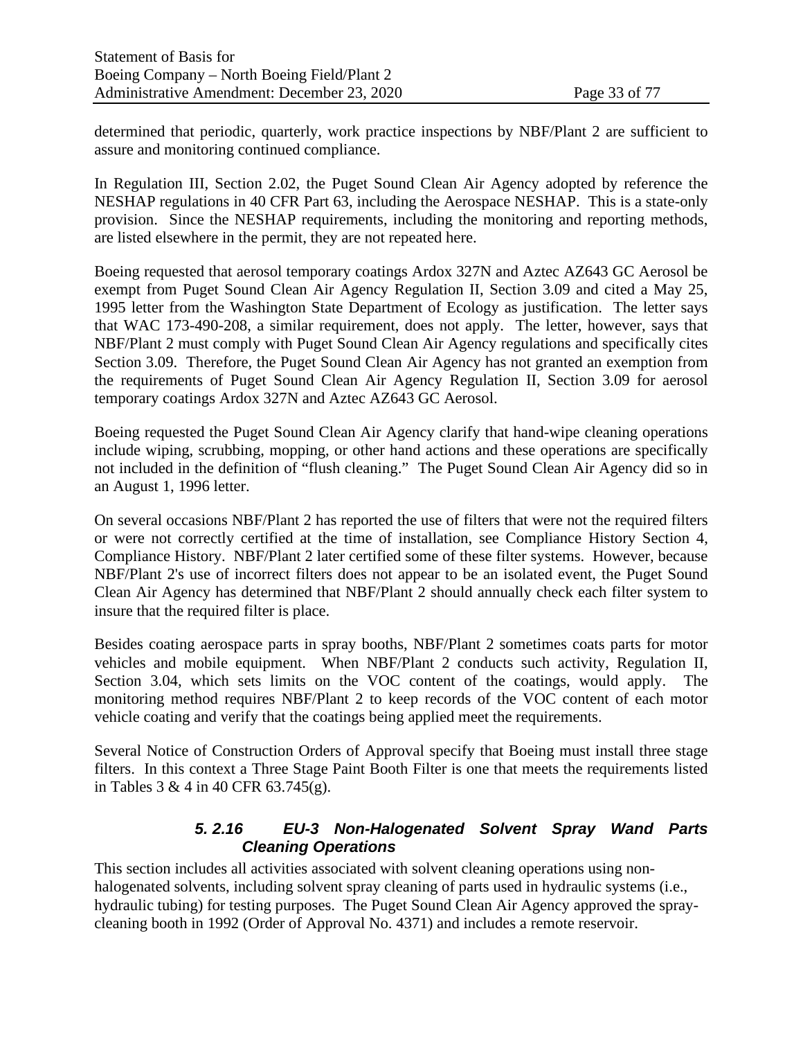determined that periodic, quarterly, work practice inspections by NBF/Plant 2 are sufficient to assure and monitoring continued compliance.

In Regulation III, Section 2.02, the Puget Sound Clean Air Agency adopted by reference the NESHAP regulations in 40 CFR Part 63, including the Aerospace NESHAP. This is a state-only provision. Since the NESHAP requirements, including the monitoring and reporting methods, are listed elsewhere in the permit, they are not repeated here.

Boeing requested that aerosol temporary coatings Ardox 327N and Aztec AZ643 GC Aerosol be exempt from Puget Sound Clean Air Agency Regulation II, Section 3.09 and cited a May 25, 1995 letter from the Washington State Department of Ecology as justification. The letter says that WAC 173-490-208, a similar requirement, does not apply. The letter, however, says that NBF/Plant 2 must comply with Puget Sound Clean Air Agency regulations and specifically cites Section 3.09. Therefore, the Puget Sound Clean Air Agency has not granted an exemption from the requirements of Puget Sound Clean Air Agency Regulation II, Section 3.09 for aerosol temporary coatings Ardox 327N and Aztec AZ643 GC Aerosol.

Boeing requested the Puget Sound Clean Air Agency clarify that hand-wipe cleaning operations include wiping, scrubbing, mopping, or other hand actions and these operations are specifically not included in the definition of "flush cleaning." The Puget Sound Clean Air Agency did so in an August 1, 1996 letter.

On several occasions NBF/Plant 2 has reported the use of filters that were not the required filters or were not correctly certified at the time of installation, see Compliance History Section 4, Compliance History. NBF/Plant 2 later certified some of these filter systems. However, because NBF/Plant 2's use of incorrect filters does not appear to be an isolated event, the Puget Sound Clean Air Agency has determined that NBF/Plant 2 should annually check each filter system to insure that the required filter is place.

Besides coating aerospace parts in spray booths, NBF/Plant 2 sometimes coats parts for motor vehicles and mobile equipment. When NBF/Plant 2 conducts such activity, Regulation II, Section 3.04, which sets limits on the VOC content of the coatings, would apply. The monitoring method requires NBF/Plant 2 to keep records of the VOC content of each motor vehicle coating and verify that the coatings being applied meet the requirements.

Several Notice of Construction Orders of Approval specify that Boeing must install three stage filters. In this context a Three Stage Paint Booth Filter is one that meets the requirements listed in Tables 3 & 4 in 40 CFR 63.745(g).

### *5. 2.16 EU-3 Non-Halogenated Solvent Spray Wand Parts Cleaning Operations*

This section includes all activities associated with solvent cleaning operations using non-halogenated solvents, including solvent spray cleaning of parts used in hydraulic systems (i.e., hydraulic tubing) for testing purposes. The Puget Sound Clean Air Agency approved the spray-cleaning booth in 1992 (Order of Approval No. 4371) and includes a remote reservoir.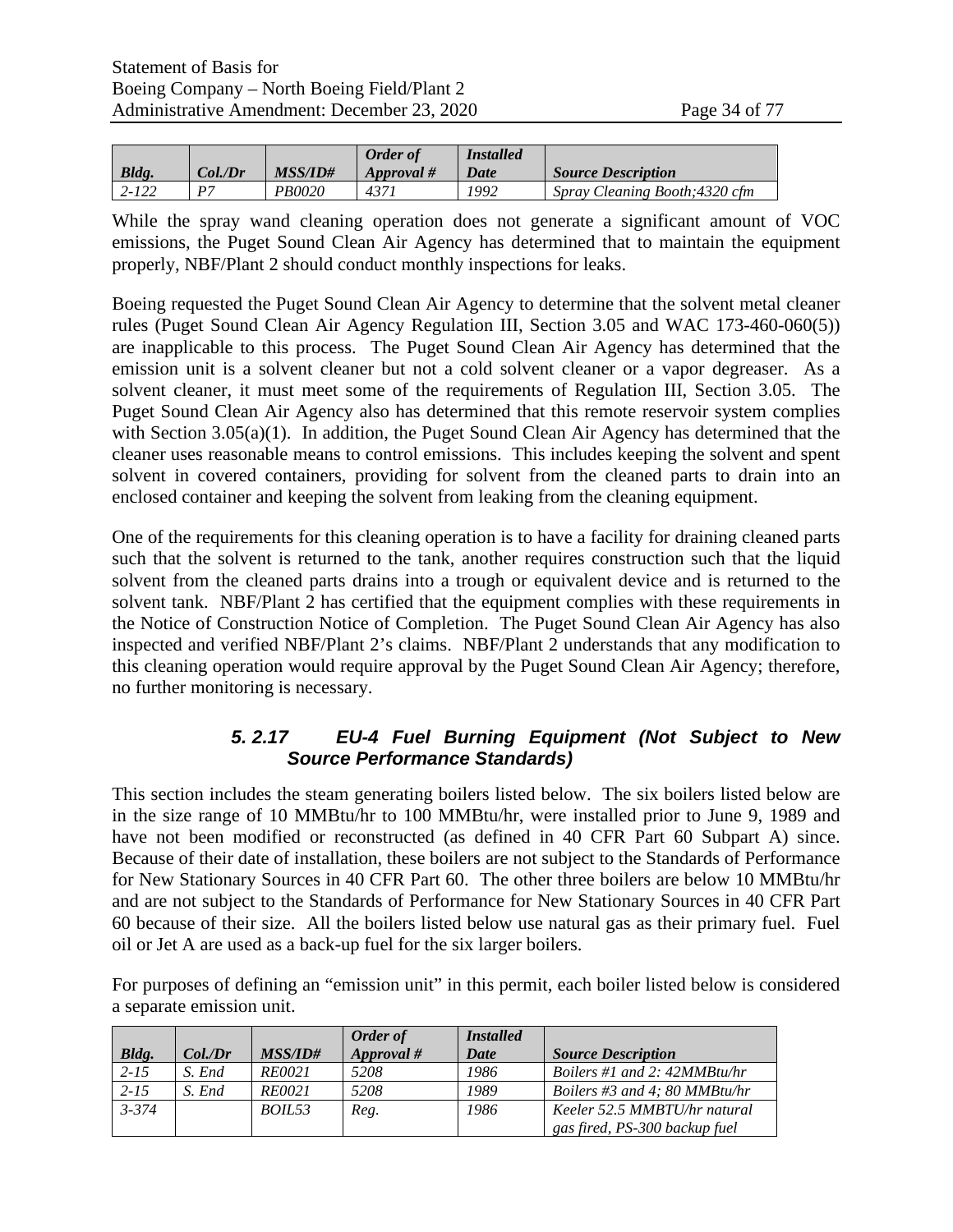| Bldg. | Col./Dr | MSS/ID# | Order of Approval # | Installed Date | Source Description |
|---|---|---|---|---|---|
| 2-122 | P7 | PB0020 | 4371 | 1992 | Spray Cleaning Booth;4320 cfm |

While the spray wand cleaning operation does not generate a significant amount of VOC emissions, the Puget Sound Clean Air Agency has determined that to maintain the equipment properly, NBF/Plant 2 should conduct monthly inspections for leaks.

Boeing requested the Puget Sound Clean Air Agency to determine that the solvent metal cleaner rules (Puget Sound Clean Air Agency Regulation III, Section 3.05 and WAC 173-460-060(5)) are inapplicable to this process. The Puget Sound Clean Air Agency has determined that the emission unit is a solvent cleaner but not a cold solvent cleaner or a vapor degreaser. As a solvent cleaner, it must meet some of the requirements of Regulation III, Section 3.05. The Puget Sound Clean Air Agency also has determined that this remote reservoir system complies with Section 3.05(a)(1). In addition, the Puget Sound Clean Air Agency has determined that the cleaner uses reasonable means to control emissions. This includes keeping the solvent and spent solvent in covered containers, providing for solvent from the cleaned parts to drain into an enclosed container and keeping the solvent from leaking from the cleaning equipment.

One of the requirements for this cleaning operation is to have a facility for draining cleaned parts such that the solvent is returned to the tank, another requires construction such that the liquid solvent from the cleaned parts drains into a trough or equivalent device and is returned to the solvent tank. NBF/Plant 2 has certified that the equipment complies with these requirements in the Notice of Construction Notice of Completion. The Puget Sound Clean Air Agency has also inspected and verified NBF/Plant 2's claims. NBF/Plant 2 understands that any modification to this cleaning operation would require approval by the Puget Sound Clean Air Agency; therefore, no further monitoring is necessary.

### 5. 2.17 EU-4 Fuel Burning Equipment (Not Subject to New Source Performance Standards)

This section includes the steam generating boilers listed below. The six boilers listed below are in the size range of 10 MMBtu/hr to 100 MMBtu/hr, were installed prior to June 9, 1989 and have not been modified or reconstructed (as defined in 40 CFR Part 60 Subpart A) since. Because of their date of installation, these boilers are not subject to the Standards of Performance for New Stationary Sources in 40 CFR Part 60. The other three boilers are below 10 MMBtu/hr and are not subject to the Standards of Performance for New Stationary Sources in 40 CFR Part 60 because of their size. All the boilers listed below use natural gas as their primary fuel. Fuel oil or Jet A are used as a back-up fuel for the six larger boilers.

For purposes of defining an "emission unit" in this permit, each boiler listed below is considered a separate emission unit.

| Bldg. | Col./Dr | MSS/ID# | Order of Approval # | Installed Date | Source Description |
|---|---|---|---|---|---|
| 2-15 | S. End | RE0021 | 5208 | 1986 | Boilers #1 and 2: 42MMBtu/hr |
| 2-15 | S. End | RE0021 | 5208 | 1989 | Boilers #3 and 4; 80 MMBtu/hr |
| 3-374 | | BOIL53 | Reg. | 1986 | Keeler 52.5 MMBTU/hr natural gas fired, PS-300 backup fuel |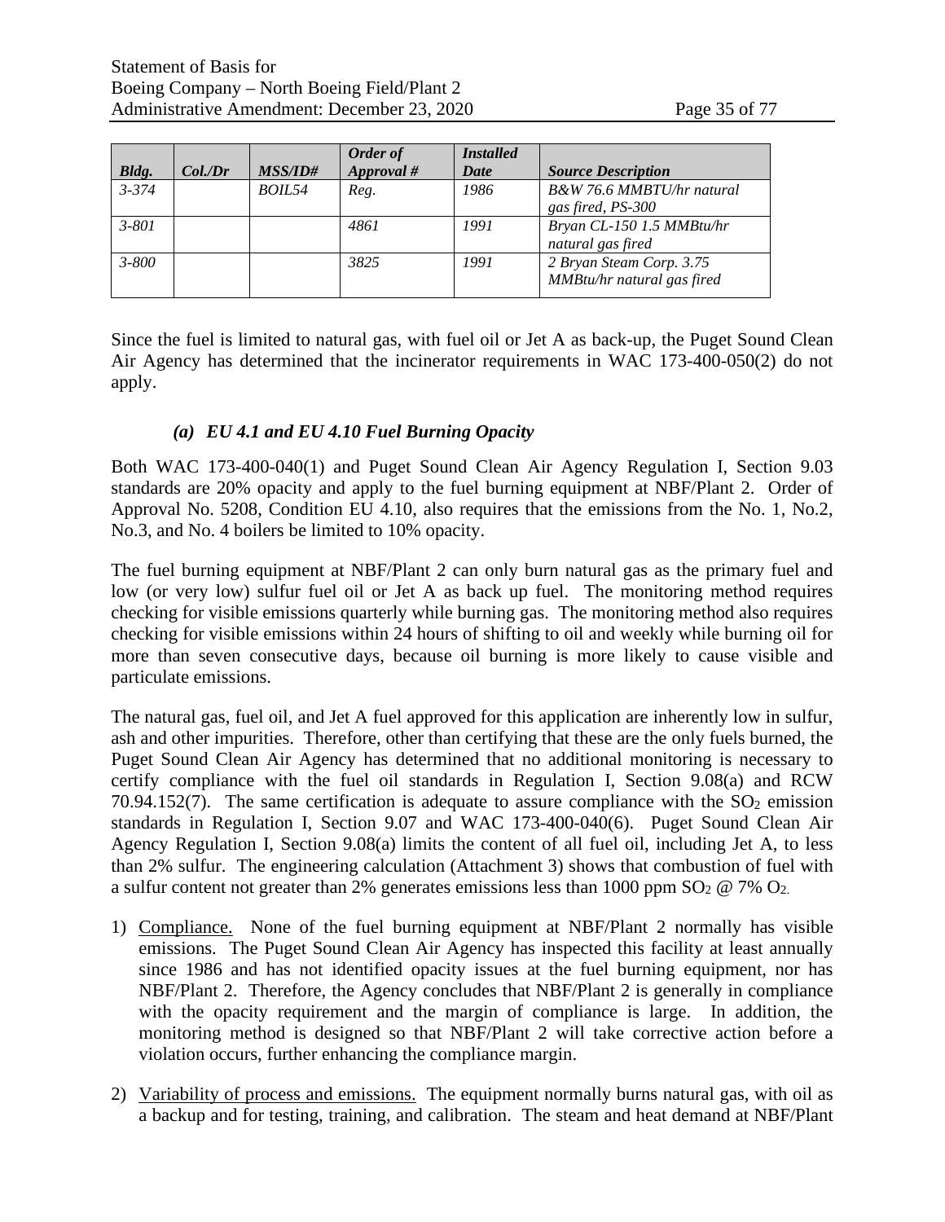| *Bldg.* | *Col./Dr* | *MSS/ID#* | *Order of Approval #* | *Installed Date* | *Source Description* |
|---|---|---|---|---|---|
| *3-374* | | *BOIL54* | *Reg.* | *1986* | *B&W 76.6 MMBTU/hr natural gas fired, PS-300* |
| *3-801* | | | *4861* | *1991* | *Bryan CL-150 1.5 MMBtu/hr natural gas fired* |
| *3-800* | | | *3825* | *1991* | *2 Bryan Steam Corp. 3.75 MMBtu/hr natural gas fired* |

Since the fuel is limited to natural gas, with fuel oil or Jet A as back-up, the Puget Sound Clean Air Agency has determined that the incinerator requirements in WAC 173-400-050(2) do not apply.

#### *(a) EU 4.1 and EU 4.10 Fuel Burning Opacity*

Both WAC 173-400-040(1) and Puget Sound Clean Air Agency Regulation I, Section 9.03 standards are 20% opacity and apply to the fuel burning equipment at NBF/Plant 2. Order of Approval No. 5208, Condition EU 4.10, also requires that the emissions from the No. 1, No.2, No.3, and No. 4 boilers be limited to 10% opacity.

The fuel burning equipment at NBF/Plant 2 can only burn natural gas as the primary fuel and low (or very low) sulfur fuel oil or Jet A as back up fuel. The monitoring method requires checking for visible emissions quarterly while burning gas. The monitoring method also requires checking for visible emissions within 24 hours of shifting to oil and weekly while burning oil for more than seven consecutive days, because oil burning is more likely to cause visible and particulate emissions.

The natural gas, fuel oil, and Jet A fuel approved for this application are inherently low in sulfur, ash and other impurities. Therefore, other than certifying that these are the only fuels burned, the Puget Sound Clean Air Agency has determined that no additional monitoring is necessary to certify compliance with the fuel oil standards in Regulation I, Section 9.08(a) and RCW 70.94.152(7). The same certification is adequate to assure compliance with the $SO_2$ emission standards in Regulation I, Section 9.07 and WAC 173-400-040(6). Puget Sound Clean Air Agency Regulation I, Section 9.08(a) limits the content of all fuel oil, including Jet A, to less than 2% sulfur. The engineering calculation (Attachment 3) shows that combustion of fuel with a sulfur content not greater than 2% generates emissions less than 1000 ppm $SO_2$ @ 7% $O_2$.

1) Compliance. None of the fuel burning equipment at NBF/Plant 2 normally has visible emissions. The Puget Sound Clean Air Agency has inspected this facility at least annually since 1986 and has not identified opacity issues at the fuel burning equipment, nor has NBF/Plant 2. Therefore, the Agency concludes that NBF/Plant 2 is generally in compliance with the opacity requirement and the margin of compliance is large. In addition, the monitoring method is designed so that NBF/Plant 2 will take corrective action before a violation occurs, further enhancing the compliance margin.

2) Variability of process and emissions. The equipment normally burns natural gas, with oil as a backup and for testing, training, and calibration. The steam and heat demand at NBF/Plant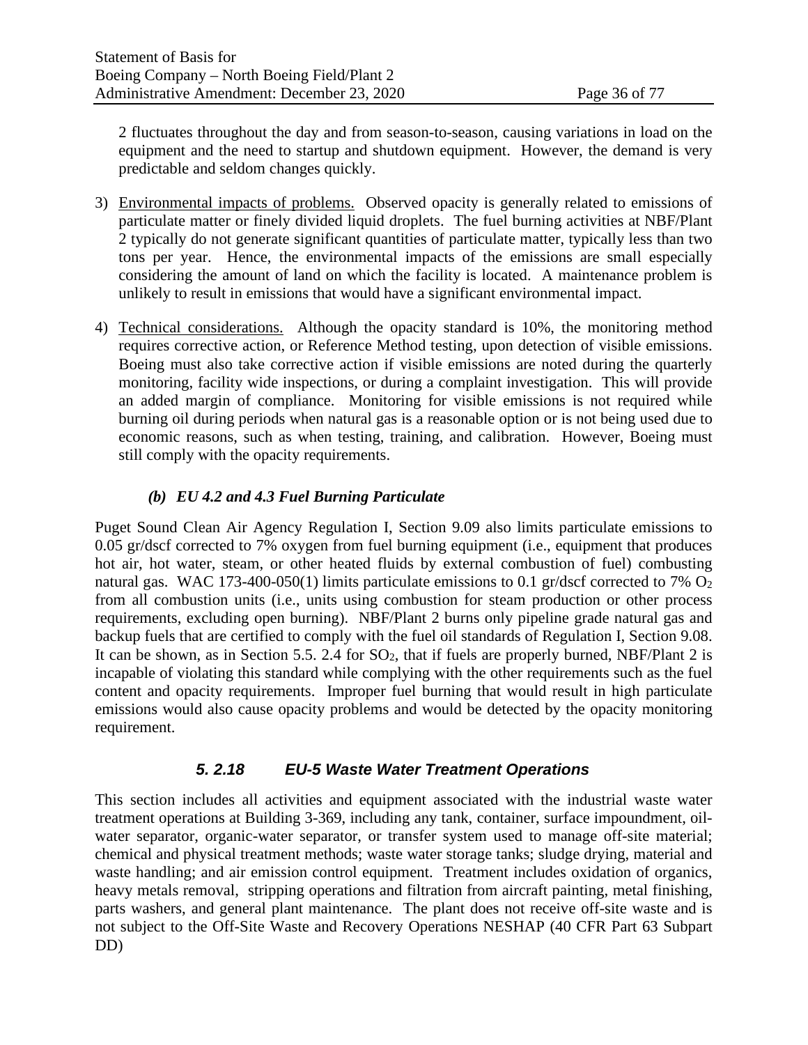2 fluctuates throughout the day and from season-to-season, causing variations in load on the equipment and the need to startup and shutdown equipment. However, the demand is very predictable and seldom changes quickly.

3) Environmental impacts of problems. Observed opacity is generally related to emissions of particulate matter or finely divided liquid droplets. The fuel burning activities at NBF/Plant 2 typically do not generate significant quantities of particulate matter, typically less than two tons per year. Hence, the environmental impacts of the emissions are small especially considering the amount of land on which the facility is located. A maintenance problem is unlikely to result in emissions that would have a significant environmental impact.

4) Technical considerations. Although the opacity standard is 10%, the monitoring method requires corrective action, or Reference Method testing, upon detection of visible emissions. Boeing must also take corrective action if visible emissions are noted during the quarterly monitoring, facility wide inspections, or during a complaint investigation. This will provide an added margin of compliance. Monitoring for visible emissions is not required while burning oil during periods when natural gas is a reasonable option or is not being used due to economic reasons, such as when testing, training, and calibration. However, Boeing must still comply with the opacity requirements.

#### *(b) EU 4.2 and 4.3 Fuel Burning Particulate*

Puget Sound Clean Air Agency Regulation I, Section 9.09 also limits particulate emissions to 0.05 gr/dscf corrected to 7% oxygen from fuel burning equipment (i.e., equipment that produces hot air, hot water, steam, or other heated fluids by external combustion of fuel) combusting natural gas. WAC 173-400-050(1) limits particulate emissions to 0.1 gr/dscf corrected to 7% $O_2$ from all combustion units (i.e., units using combustion for steam production or other process requirements, excluding open burning). NBF/Plant 2 burns only pipeline grade natural gas and backup fuels that are certified to comply with the fuel oil standards of Regulation I, Section 9.08. It can be shown, as in Section 5.5. 2.4 for $SO_2$, that if fuels are properly burned, NBF/Plant 2 is incapable of violating this standard while complying with the other requirements such as the fuel content and opacity requirements. Improper fuel burning that would result in high particulate emissions would also cause opacity problems and would be detected by the opacity monitoring requirement.

### *5. 2.18 EU-5 Waste Water Treatment Operations*

This section includes all activities and equipment associated with the industrial waste water treatment operations at Building 3-369, including any tank, container, surface impoundment, oil-water separator, organic-water separator, or transfer system used to manage off-site material; chemical and physical treatment methods; waste water storage tanks; sludge drying, material and waste handling; and air emission control equipment. Treatment includes oxidation of organics, heavy metals removal, stripping operations and filtration from aircraft painting, metal finishing, parts washers, and general plant maintenance. The plant does not receive off-site waste and is not subject to the Off-Site Waste and Recovery Operations NESHAP (40 CFR Part 63 Subpart DD)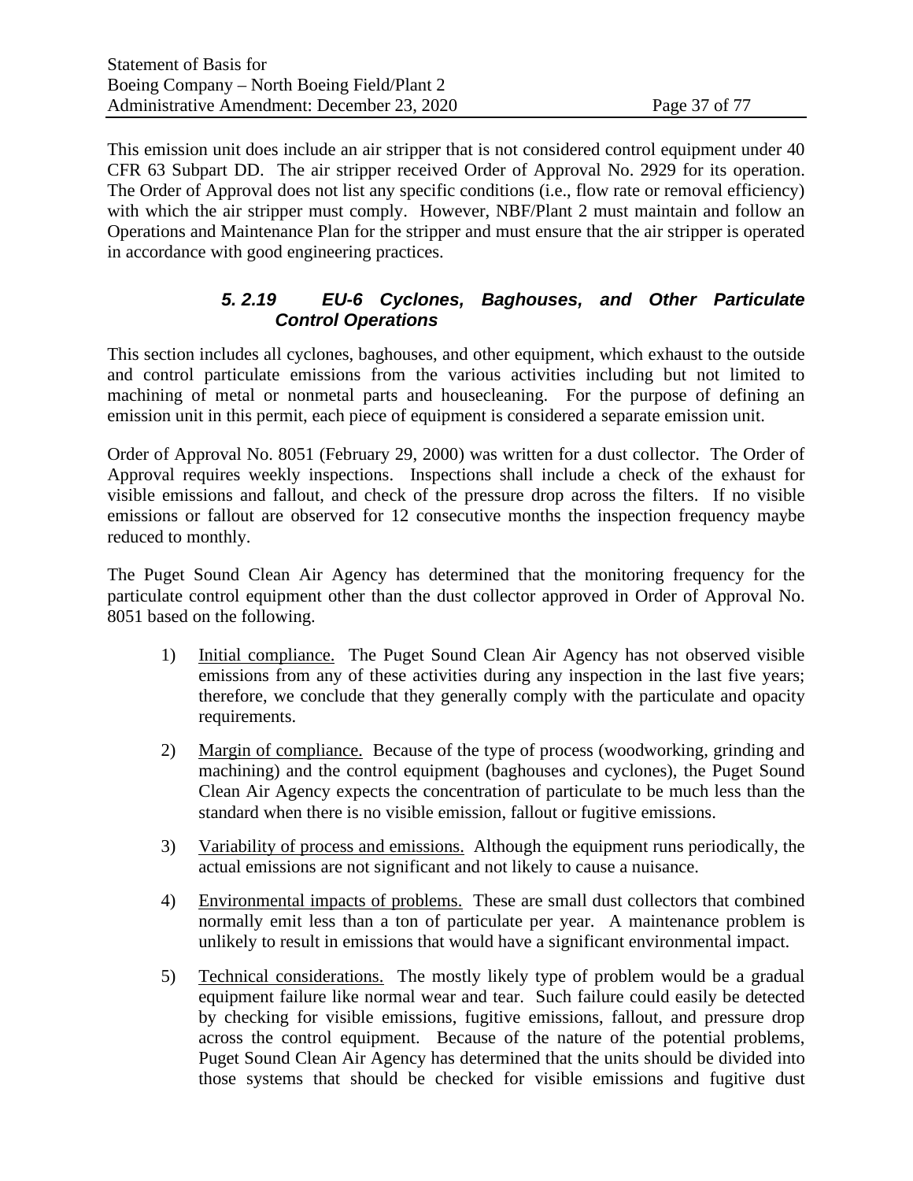This emission unit does include an air stripper that is not considered control equipment under 40 CFR 63 Subpart DD. The air stripper received Order of Approval No. 2929 for its operation. The Order of Approval does not list any specific conditions (i.e., flow rate or removal efficiency) with which the air stripper must comply. However, NBF/Plant 2 must maintain and follow an Operations and Maintenance Plan for the stripper and must ensure that the air stripper is operated in accordance with good engineering practices.

### *5. 2.19 EU-6 Cyclones, Baghouses, and Other Particulate Control Operations*

This section includes all cyclones, baghouses, and other equipment, which exhaust to the outside and control particulate emissions from the various activities including but not limited to machining of metal or nonmetal parts and housecleaning. For the purpose of defining an emission unit in this permit, each piece of equipment is considered a separate emission unit.

Order of Approval No. 8051 (February 29, 2000) was written for a dust collector. The Order of Approval requires weekly inspections. Inspections shall include a check of the exhaust for visible emissions and fallout, and check of the pressure drop across the filters. If no visible emissions or fallout are observed for 12 consecutive months the inspection frequency maybe reduced to monthly.

The Puget Sound Clean Air Agency has determined that the monitoring frequency for the particulate control equipment other than the dust collector approved in Order of Approval No. 8051 based on the following.

1) Initial compliance. The Puget Sound Clean Air Agency has not observed visible emissions from any of these activities during any inspection in the last five years; therefore, we conclude that they generally comply with the particulate and opacity requirements.

2) Margin of compliance. Because of the type of process (woodworking, grinding and machining) and the control equipment (baghouses and cyclones), the Puget Sound Clean Air Agency expects the concentration of particulate to be much less than the standard when there is no visible emission, fallout or fugitive emissions.

3) Variability of process and emissions. Although the equipment runs periodically, the actual emissions are not significant and not likely to cause a nuisance.

4) Environmental impacts of problems. These are small dust collectors that combined normally emit less than a ton of particulate per year. A maintenance problem is unlikely to result in emissions that would have a significant environmental impact.

5) Technical considerations. The mostly likely type of problem would be a gradual equipment failure like normal wear and tear. Such failure could easily be detected by checking for visible emissions, fugitive emissions, fallout, and pressure drop across the control equipment. Because of the nature of the potential problems, Puget Sound Clean Air Agency has determined that the units should be divided into those systems that should be checked for visible emissions and fugitive dust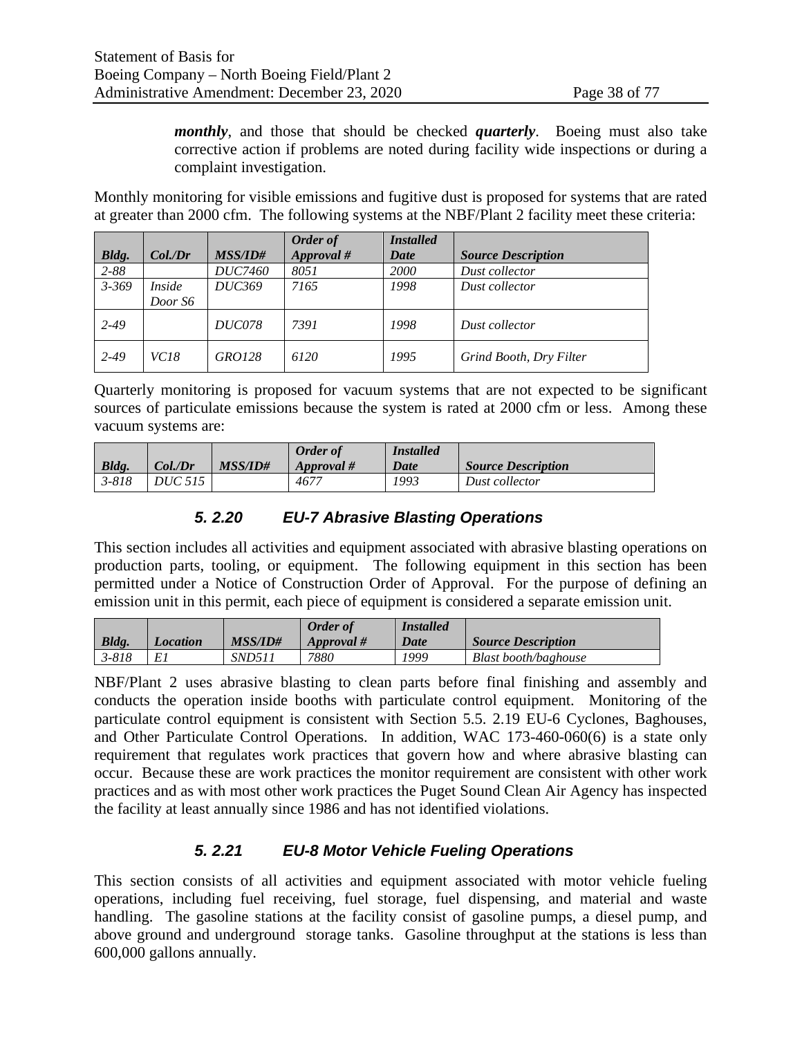***monthly***, and those that should be checked ***quarterly***. Boeing must also take corrective action if problems are noted during facility wide inspections or during a complaint investigation.

Monthly monitoring for visible emissions and fugitive dust is proposed for systems that are rated at greater than 2000 cfm. The following systems at the NBF/Plant 2 facility meet these criteria:

| *Bldg.* | *Col./Dr* | *MSS/ID#* | *Order of Approval #* | *Installed Date* | *Source Description* |
|---|---|---|---|---|---|
| *2-88* | | *DUC7460* | *8051* | *2000* | *Dust collector* |
| *3-369* | *Inside Door S6* | *DUC369* | *7165* | *1998* | *Dust collector* |
| *2-49* | | *DUC078* | *7391* | *1998* | *Dust collector* |
| *2-49* | *VC18* | *GRO128* | *6120* | *1995* | *Grind Booth, Dry Filter* |

Quarterly monitoring is proposed for vacuum systems that are not expected to be significant sources of particulate emissions because the system is rated at 2000 cfm or less. Among these vacuum systems are:

| *Bldg.* | *Col./Dr* | *MSS/ID#* | *Order of Approval #* | *Installed Date* | *Source Description* |
|---|---|---|---|---|---|
| *3-818* | *DUC 515* | | *4677* | *1993* | *Dust collector* |

### *5. 2.20 EU-7 Abrasive Blasting Operations*

This section includes all activities and equipment associated with abrasive blasting operations on production parts, tooling, or equipment. The following equipment in this section has been permitted under a Notice of Construction Order of Approval. For the purpose of defining an emission unit in this permit, each piece of equipment is considered a separate emission unit.

| *Bldg.* | *Location* | *MSS/ID#* | *Order of Approval #* | *Installed Date* | *Source Description* |
|---|---|---|---|---|---|
| *3-818* | *E1* | *SND511* | *7880* | *1999* | *Blast booth/baghouse* |

NBF/Plant 2 uses abrasive blasting to clean parts before final finishing and assembly and conducts the operation inside booths with particulate control equipment. Monitoring of the particulate control equipment is consistent with Section 5.5. 2.19 EU-6 Cyclones, Baghouses, and Other Particulate Control Operations. In addition, WAC 173-460-060(6) is a state only requirement that regulates work practices that govern how and where abrasive blasting can occur. Because these are work practices the monitor requirement are consistent with other work practices and as with most other work practices the Puget Sound Clean Air Agency has inspected the facility at least annually since 1986 and has not identified violations.

### *5. 2.21 EU-8 Motor Vehicle Fueling Operations*

This section consists of all activities and equipment associated with motor vehicle fueling operations, including fuel receiving, fuel storage, fuel dispensing, and material and waste handling. The gasoline stations at the facility consist of gasoline pumps, a diesel pump, and above ground and underground storage tanks. Gasoline throughput at the stations is less than 600,000 gallons annually.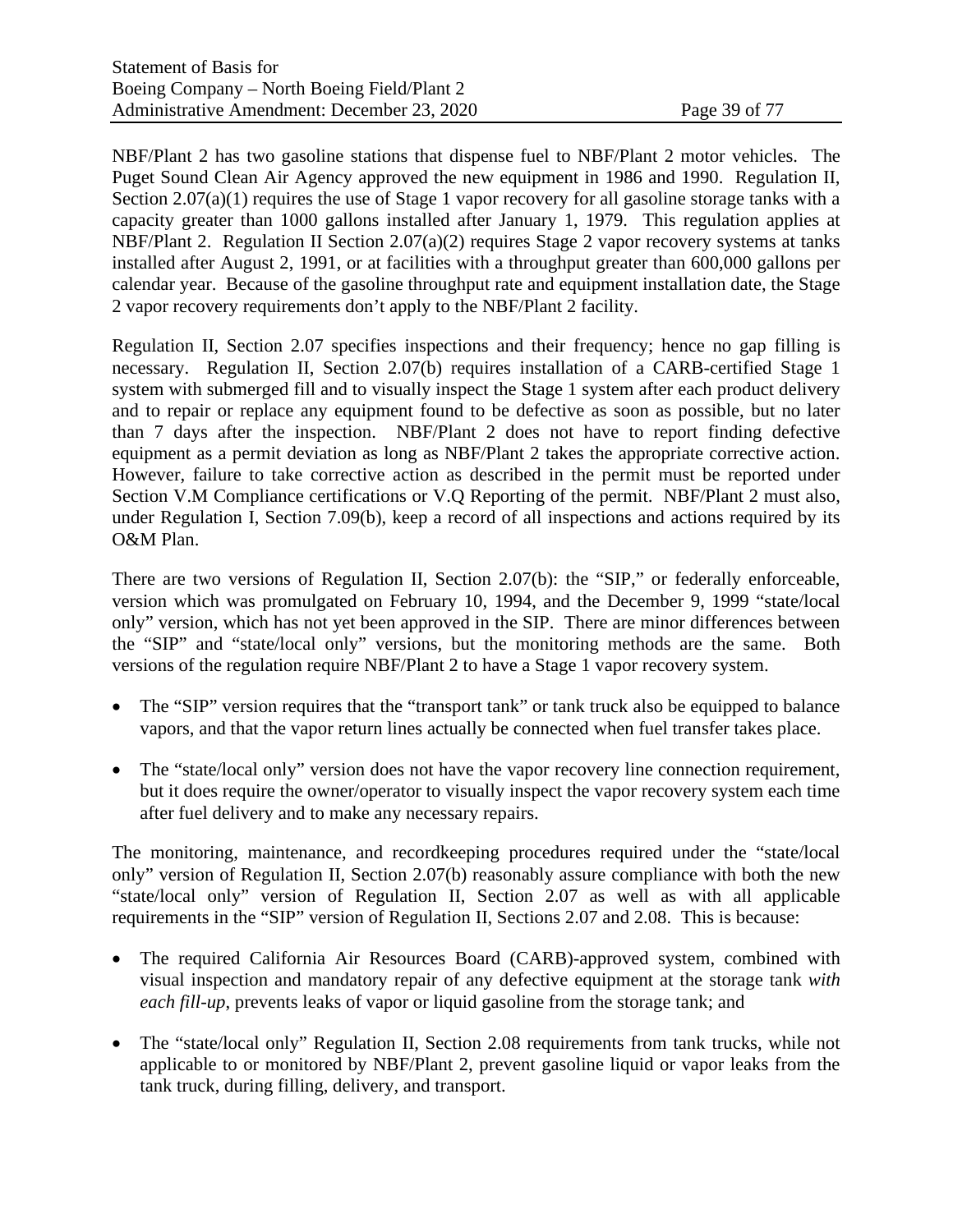NBF/Plant 2 has two gasoline stations that dispense fuel to NBF/Plant 2 motor vehicles. The Puget Sound Clean Air Agency approved the new equipment in 1986 and 1990. Regulation II, Section 2.07(a)(1) requires the use of Stage 1 vapor recovery for all gasoline storage tanks with a capacity greater than 1000 gallons installed after January 1, 1979. This regulation applies at NBF/Plant 2. Regulation II Section 2.07(a)(2) requires Stage 2 vapor recovery systems at tanks installed after August 2, 1991, or at facilities with a throughput greater than 600,000 gallons per calendar year. Because of the gasoline throughput rate and equipment installation date, the Stage 2 vapor recovery requirements don't apply to the NBF/Plant 2 facility.

Regulation II, Section 2.07 specifies inspections and their frequency; hence no gap filling is necessary. Regulation II, Section 2.07(b) requires installation of a CARB-certified Stage 1 system with submerged fill and to visually inspect the Stage 1 system after each product delivery and to repair or replace any equipment found to be defective as soon as possible, but no later than 7 days after the inspection. NBF/Plant 2 does not have to report finding defective equipment as a permit deviation as long as NBF/Plant 2 takes the appropriate corrective action. However, failure to take corrective action as described in the permit must be reported under Section V.M Compliance certifications or V.Q Reporting of the permit. NBF/Plant 2 must also, under Regulation I, Section 7.09(b), keep a record of all inspections and actions required by its O&M Plan.

There are two versions of Regulation II, Section 2.07(b): the "SIP," or federally enforceable, version which was promulgated on February 10, 1994, and the December 9, 1999 "state/local only" version, which has not yet been approved in the SIP. There are minor differences between the "SIP" and "state/local only" versions, but the monitoring methods are the same. Both versions of the regulation require NBF/Plant 2 to have a Stage 1 vapor recovery system.

- The "SIP" version requires that the "transport tank" or tank truck also be equipped to balance vapors, and that the vapor return lines actually be connected when fuel transfer takes place.
- The "state/local only" version does not have the vapor recovery line connection requirement, but it does require the owner/operator to visually inspect the vapor recovery system each time after fuel delivery and to make any necessary repairs.

The monitoring, maintenance, and recordkeeping procedures required under the "state/local only" version of Regulation II, Section 2.07(b) reasonably assure compliance with both the new "state/local only" version of Regulation II, Section 2.07 as well as with all applicable requirements in the "SIP" version of Regulation II, Sections 2.07 and 2.08. This is because:

- The required California Air Resources Board (CARB)-approved system, combined with visual inspection and mandatory repair of any defective equipment at the storage tank *with each fill-up*, prevents leaks of vapor or liquid gasoline from the storage tank; and
- The "state/local only" Regulation II, Section 2.08 requirements from tank trucks, while not applicable to or monitored by NBF/Plant 2, prevent gasoline liquid or vapor leaks from the tank truck, during filling, delivery, and transport.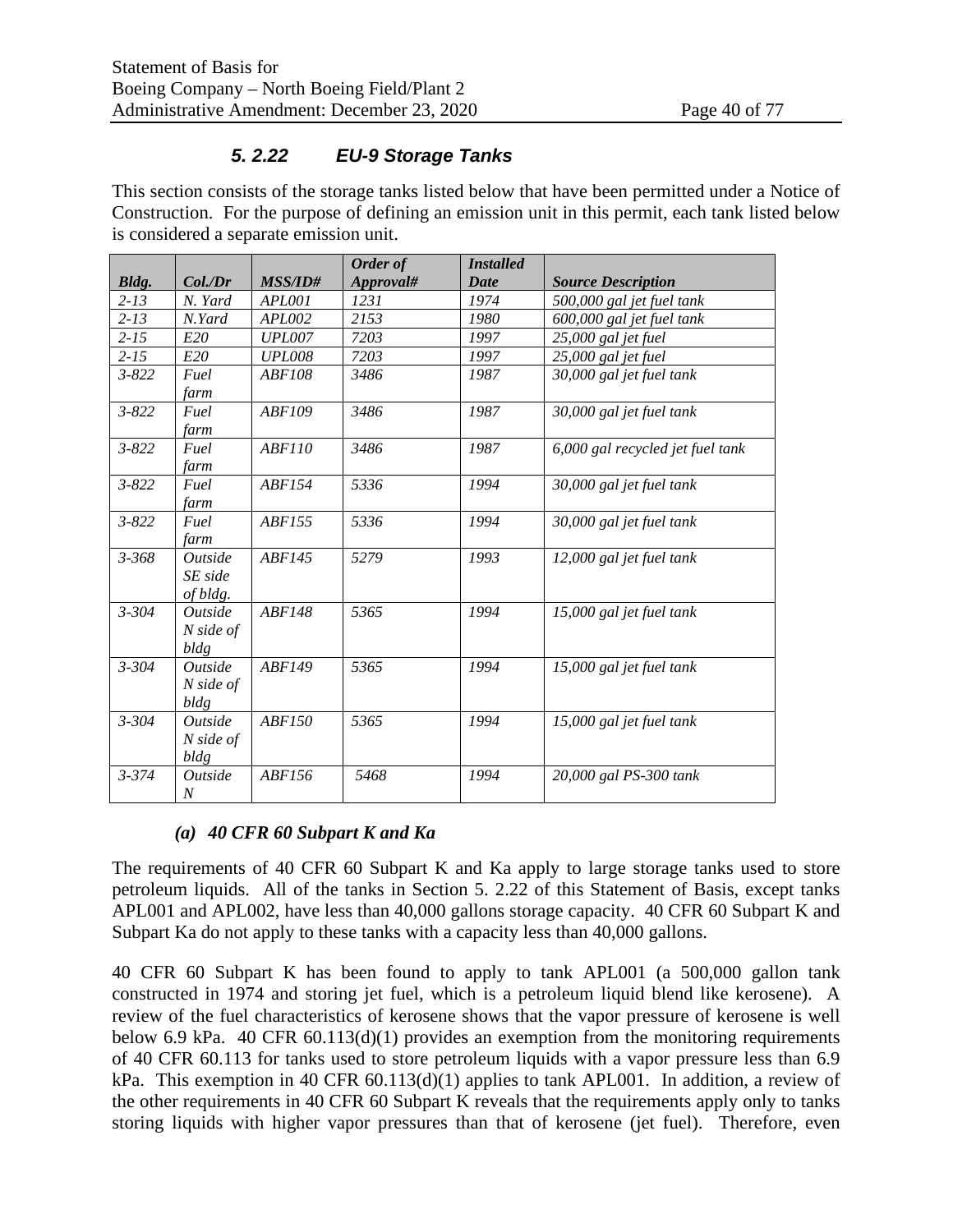### *5. 2.22 EU-9 Storage Tanks*

This section consists of the storage tanks listed below that have been permitted under a Notice of Construction. For the purpose of defining an emission unit in this permit, each tank listed below is considered a separate emission unit.

| *Bldg.* | *Col./Dr* | *MSS/ID#* | *Order of Approval#* | *Installed Date* | *Source Description* |
|---|---|---|---|---|---|
| *2-13* | *N. Yard* | *APL001* | *1231* | *1974* | *500,000 gal jet fuel tank* |
| *2-13* | *N.Yard* | *APL002* | *2153* | *1980* | *600,000 gal jet fuel tank* |
| *2-15* | *E20* | *UPL007* | *7203* | *1997* | *25,000 gal jet fuel* |
| *2-15* | *E20* | *UPL008* | *7203* | *1997* | *25,000 gal jet fuel* |
| *3-822* | *Fuel farm* | *ABF108* | *3486* | *1987* | *30,000 gal jet fuel tank* |
| *3-822* | *Fuel farm* | *ABF109* | *3486* | *1987* | *30,000 gal jet fuel tank* |
| *3-822* | *Fuel farm* | *ABF110* | *3486* | *1987* | *6,000 gal recycled jet fuel tank* |
| *3-822* | *Fuel farm* | *ABF154* | *5336* | *1994* | *30,000 gal jet fuel tank* |
| *3-822* | *Fuel farm* | *ABF155* | *5336* | *1994* | *30,000 gal jet fuel tank* |
| *3-368* | *Outside SE side of bldg.* | *ABF145* | *5279* | *1993* | *12,000 gal jet fuel tank* |
| *3-304* | *Outside N side of bldg* | *ABF148* | *5365* | *1994* | *15,000 gal jet fuel tank* |
| *3-304* | *Outside N side of bldg* | *ABF149* | *5365* | *1994* | *15,000 gal jet fuel tank* |
| *3-304* | *Outside N side of bldg* | *ABF150* | *5365* | *1994* | *15,000 gal jet fuel tank* |
| *3-374* | *Outside N* | *ABF156* | *5468* | *1994* | *20,000 gal PS-300 tank* |

***(a) 40 CFR 60 Subpart K and Ka***

The requirements of 40 CFR 60 Subpart K and Ka apply to large storage tanks used to store petroleum liquids. All of the tanks in Section 5. 2.22 of this Statement of Basis, except tanks APL001 and APL002, have less than 40,000 gallons storage capacity. 40 CFR 60 Subpart K and Subpart Ka do not apply to these tanks with a capacity less than 40,000 gallons.

40 CFR 60 Subpart K has been found to apply to tank APL001 (a 500,000 gallon tank constructed in 1974 and storing jet fuel, which is a petroleum liquid blend like kerosene). A review of the fuel characteristics of kerosene shows that the vapor pressure of kerosene is well below 6.9 kPa. 40 CFR 60.113(d)(1) provides an exemption from the monitoring requirements of 40 CFR 60.113 for tanks used to store petroleum liquids with a vapor pressure less than 6.9 kPa. This exemption in 40 CFR 60.113(d)(1) applies to tank APL001. In addition, a review of the other requirements in 40 CFR 60 Subpart K reveals that the requirements apply only to tanks storing liquids with higher vapor pressures than that of kerosene (jet fuel). Therefore, even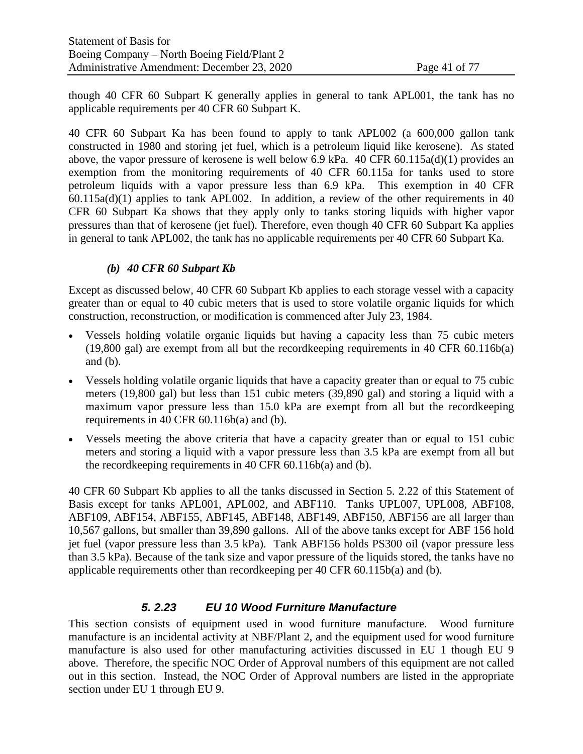though 40 CFR 60 Subpart K generally applies in general to tank APL001, the tank has no applicable requirements per 40 CFR 60 Subpart K.

40 CFR 60 Subpart Ka has been found to apply to tank APL002 (a 600,000 gallon tank constructed in 1980 and storing jet fuel, which is a petroleum liquid like kerosene). As stated above, the vapor pressure of kerosene is well below 6.9 kPa. 40 CFR 60.115a(d)(1) provides an exemption from the monitoring requirements of 40 CFR 60.115a for tanks used to store petroleum liquids with a vapor pressure less than 6.9 kPa. This exemption in 40 CFR 60.115a(d)(1) applies to tank APL002. In addition, a review of the other requirements in 40 CFR 60 Subpart Ka shows that they apply only to tanks storing liquids with higher vapor pressures than that of kerosene (jet fuel). Therefore, even though 40 CFR 60 Subpart Ka applies in general to tank APL002, the tank has no applicable requirements per 40 CFR 60 Subpart Ka.

#### *(b) 40 CFR 60 Subpart Kb*

Except as discussed below, 40 CFR 60 Subpart Kb applies to each storage vessel with a capacity greater than or equal to 40 cubic meters that is used to store volatile organic liquids for which construction, reconstruction, or modification is commenced after July 23, 1984.

- Vessels holding volatile organic liquids but having a capacity less than 75 cubic meters (19,800 gal) are exempt from all but the recordkeeping requirements in 40 CFR 60.116b(a) and (b).
- Vessels holding volatile organic liquids that have a capacity greater than or equal to 75 cubic meters (19,800 gal) but less than 151 cubic meters (39,890 gal) and storing a liquid with a maximum vapor pressure less than 15.0 kPa are exempt from all but the recordkeeping requirements in 40 CFR 60.116b(a) and (b).
- Vessels meeting the above criteria that have a capacity greater than or equal to 151 cubic meters and storing a liquid with a vapor pressure less than 3.5 kPa are exempt from all but the recordkeeping requirements in 40 CFR 60.116b(a) and (b).

40 CFR 60 Subpart Kb applies to all the tanks discussed in Section 5. 2.22 of this Statement of Basis except for tanks APL001, APL002, and ABF110. Tanks UPL007, UPL008, ABF108, ABF109, ABF154, ABF155, ABF145, ABF148, ABF149, ABF150, ABF156 are all larger than 10,567 gallons, but smaller than 39,890 gallons. All of the above tanks except for ABF 156 hold jet fuel (vapor pressure less than 3.5 kPa). Tank ABF156 holds PS300 oil (vapor pressure less than 3.5 kPa). Because of the tank size and vapor pressure of the liquids stored, the tanks have no applicable requirements other than recordkeeping per 40 CFR 60.115b(a) and (b).

### *5. 2.23 EU 10 Wood Furniture Manufacture*

This section consists of equipment used in wood furniture manufacture. Wood furniture manufacture is an incidental activity at NBF/Plant 2, and the equipment used for wood furniture manufacture is also used for other manufacturing activities discussed in EU 1 though EU 9 above. Therefore, the specific NOC Order of Approval numbers of this equipment are not called out in this section. Instead, the NOC Order of Approval numbers are listed in the appropriate section under EU 1 through EU 9.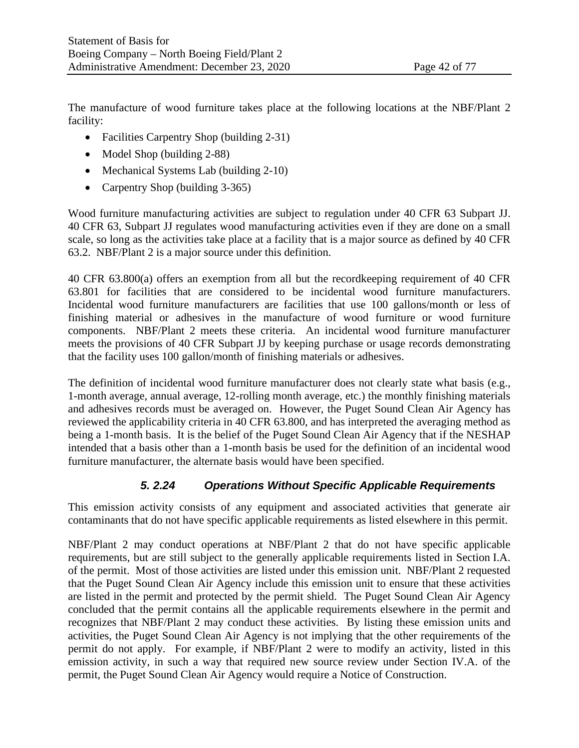The manufacture of wood furniture takes place at the following locations at the NBF/Plant 2 facility:

- Facilities Carpentry Shop (building 2-31)
- Model Shop (building 2-88)
- Mechanical Systems Lab (building 2-10)
- Carpentry Shop (building 3-365)

Wood furniture manufacturing activities are subject to regulation under 40 CFR 63 Subpart JJ. 40 CFR 63, Subpart JJ regulates wood manufacturing activities even if they are done on a small scale, so long as the activities take place at a facility that is a major source as defined by 40 CFR 63.2. NBF/Plant 2 is a major source under this definition.

40 CFR 63.800(a) offers an exemption from all but the recordkeeping requirement of 40 CFR 63.801 for facilities that are considered to be incidental wood furniture manufacturers. Incidental wood furniture manufacturers are facilities that use 100 gallons/month or less of finishing material or adhesives in the manufacture of wood furniture or wood furniture components. NBF/Plant 2 meets these criteria. An incidental wood furniture manufacturer meets the provisions of 40 CFR Subpart JJ by keeping purchase or usage records demonstrating that the facility uses 100 gallon/month of finishing materials or adhesives.

The definition of incidental wood furniture manufacturer does not clearly state what basis (e.g., 1-month average, annual average, 12-rolling month average, etc.) the monthly finishing materials and adhesives records must be averaged on. However, the Puget Sound Clean Air Agency has reviewed the applicability criteria in 40 CFR 63.800, and has interpreted the averaging method as being a 1-month basis. It is the belief of the Puget Sound Clean Air Agency that if the NESHAP intended that a basis other than a 1-month basis be used for the definition of an incidental wood furniture manufacturer, the alternate basis would have been specified.

### *5. 2.24 Operations Without Specific Applicable Requirements*

This emission activity consists of any equipment and associated activities that generate air contaminants that do not have specific applicable requirements as listed elsewhere in this permit.

NBF/Plant 2 may conduct operations at NBF/Plant 2 that do not have specific applicable requirements, but are still subject to the generally applicable requirements listed in Section I.A. of the permit. Most of those activities are listed under this emission unit. NBF/Plant 2 requested that the Puget Sound Clean Air Agency include this emission unit to ensure that these activities are listed in the permit and protected by the permit shield. The Puget Sound Clean Air Agency concluded that the permit contains all the applicable requirements elsewhere in the permit and recognizes that NBF/Plant 2 may conduct these activities. By listing these emission units and activities, the Puget Sound Clean Air Agency is not implying that the other requirements of the permit do not apply. For example, if NBF/Plant 2 were to modify an activity, listed in this emission activity, in such a way that required new source review under Section IV.A. of the permit, the Puget Sound Clean Air Agency would require a Notice of Construction.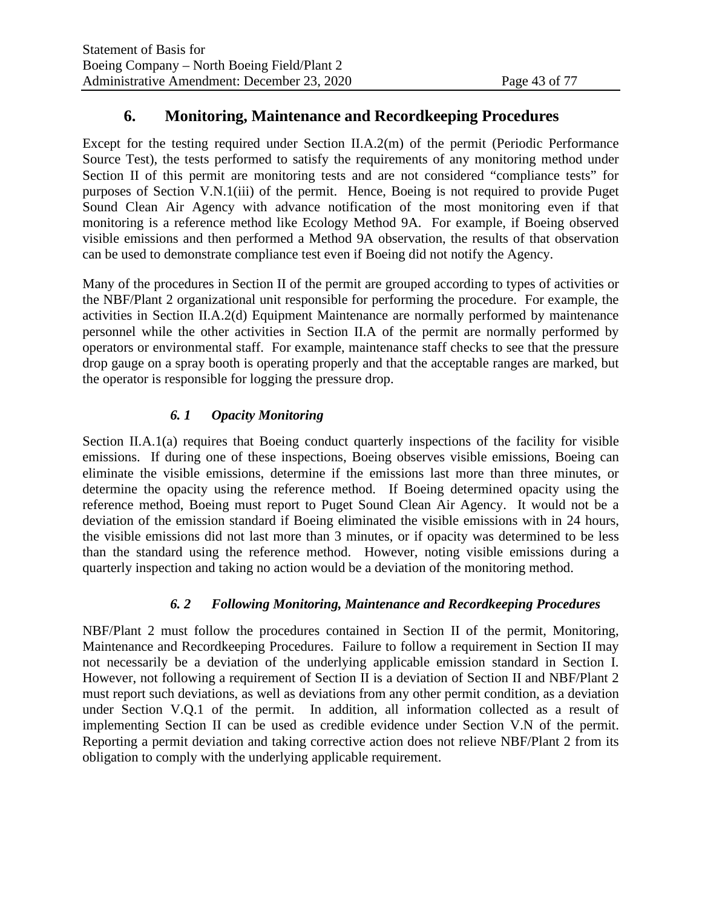## 6. Monitoring, Maintenance and Recordkeeping Procedures

Except for the testing required under Section II.A.2(m) of the permit (Periodic Performance Source Test), the tests performed to satisfy the requirements of any monitoring method under Section II of this permit are monitoring tests and are not considered "compliance tests" for purposes of Section V.N.1(iii) of the permit. Hence, Boeing is not required to provide Puget Sound Clean Air Agency with advance notification of the most monitoring even if that monitoring is a reference method like Ecology Method 9A. For example, if Boeing observed visible emissions and then performed a Method 9A observation, the results of that observation can be used to demonstrate compliance test even if Boeing did not notify the Agency.

Many of the procedures in Section II of the permit are grouped according to types of activities or the NBF/Plant 2 organizational unit responsible for performing the procedure. For example, the activities in Section II.A.2(d) Equipment Maintenance are normally performed by maintenance personnel while the other activities in Section II.A of the permit are normally performed by operators or environmental staff. For example, maintenance staff checks to see that the pressure drop gauge on a spray booth is operating properly and that the acceptable ranges are marked, but the operator is responsible for logging the pressure drop.

### *6. 1 Opacity Monitoring*

Section II.A.1(a) requires that Boeing conduct quarterly inspections of the facility for visible emissions. If during one of these inspections, Boeing observes visible emissions, Boeing can eliminate the visible emissions, determine if the emissions last more than three minutes, or determine the opacity using the reference method. If Boeing determined opacity using the reference method, Boeing must report to Puget Sound Clean Air Agency. It would not be a deviation of the emission standard if Boeing eliminated the visible emissions with in 24 hours, the visible emissions did not last more than 3 minutes, or if opacity was determined to be less than the standard using the reference method. However, noting visible emissions during a quarterly inspection and taking no action would be a deviation of the monitoring method.

### *6. 2 Following Monitoring, Maintenance and Recordkeeping Procedures*

NBF/Plant 2 must follow the procedures contained in Section II of the permit, Monitoring, Maintenance and Recordkeeping Procedures. Failure to follow a requirement in Section II may not necessarily be a deviation of the underlying applicable emission standard in Section I. However, not following a requirement of Section II is a deviation of Section II and NBF/Plant 2 must report such deviations, as well as deviations from any other permit condition, as a deviation under Section V.Q.1 of the permit. In addition, all information collected as a result of implementing Section II can be used as credible evidence under Section V.N of the permit. Reporting a permit deviation and taking corrective action does not relieve NBF/Plant 2 from its obligation to comply with the underlying applicable requirement.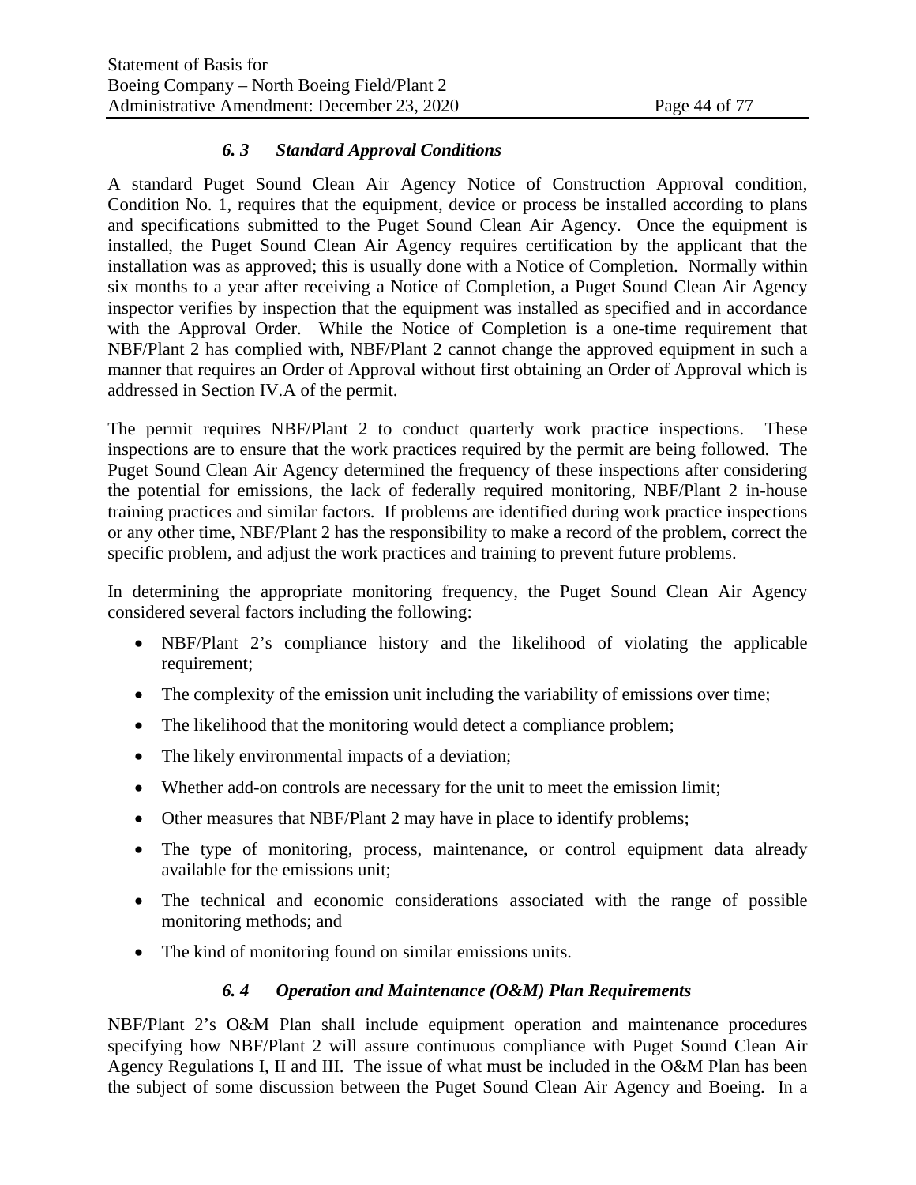### *6. 3 Standard Approval Conditions*

A standard Puget Sound Clean Air Agency Notice of Construction Approval condition, Condition No. 1, requires that the equipment, device or process be installed according to plans and specifications submitted to the Puget Sound Clean Air Agency. Once the equipment is installed, the Puget Sound Clean Air Agency requires certification by the applicant that the installation was as approved; this is usually done with a Notice of Completion. Normally within six months to a year after receiving a Notice of Completion, a Puget Sound Clean Air Agency inspector verifies by inspection that the equipment was installed as specified and in accordance with the Approval Order. While the Notice of Completion is a one-time requirement that NBF/Plant 2 has complied with, NBF/Plant 2 cannot change the approved equipment in such a manner that requires an Order of Approval without first obtaining an Order of Approval which is addressed in Section IV.A of the permit.

The permit requires NBF/Plant 2 to conduct quarterly work practice inspections. These inspections are to ensure that the work practices required by the permit are being followed. The Puget Sound Clean Air Agency determined the frequency of these inspections after considering the potential for emissions, the lack of federally required monitoring, NBF/Plant 2 in-house training practices and similar factors. If problems are identified during work practice inspections or any other time, NBF/Plant 2 has the responsibility to make a record of the problem, correct the specific problem, and adjust the work practices and training to prevent future problems.

In determining the appropriate monitoring frequency, the Puget Sound Clean Air Agency considered several factors including the following:

- NBF/Plant 2's compliance history and the likelihood of violating the applicable requirement;
- The complexity of the emission unit including the variability of emissions over time;
- The likelihood that the monitoring would detect a compliance problem;
- The likely environmental impacts of a deviation;
- Whether add-on controls are necessary for the unit to meet the emission limit;
- Other measures that NBF/Plant 2 may have in place to identify problems;
- The type of monitoring, process, maintenance, or control equipment data already available for the emissions unit;
- The technical and economic considerations associated with the range of possible monitoring methods; and
- The kind of monitoring found on similar emissions units.

### *6. 4 Operation and Maintenance (O&M) Plan Requirements*

NBF/Plant 2's O&M Plan shall include equipment operation and maintenance procedures specifying how NBF/Plant 2 will assure continuous compliance with Puget Sound Clean Air Agency Regulations I, II and III. The issue of what must be included in the O&M Plan has been the subject of some discussion between the Puget Sound Clean Air Agency and Boeing. In a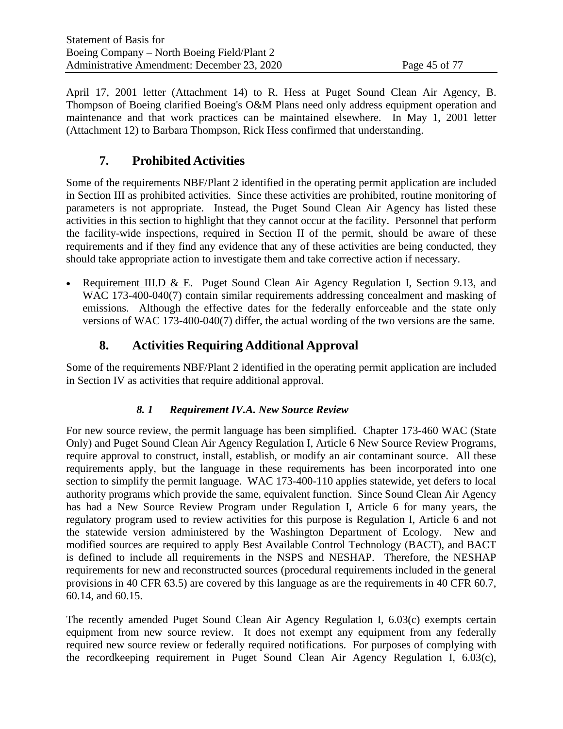April 17, 2001 letter (Attachment 14) to R. Hess at Puget Sound Clean Air Agency, B. Thompson of Boeing clarified Boeing's O&M Plans need only address equipment operation and maintenance and that work practices can be maintained elsewhere. In May 1, 2001 letter (Attachment 12) to Barbara Thompson, Rick Hess confirmed that understanding.

## 7. Prohibited Activities

Some of the requirements NBF/Plant 2 identified in the operating permit application are included in Section III as prohibited activities. Since these activities are prohibited, routine monitoring of parameters is not appropriate. Instead, the Puget Sound Clean Air Agency has listed these activities in this section to highlight that they cannot occur at the facility. Personnel that perform the facility-wide inspections, required in Section II of the permit, should be aware of these requirements and if they find any evidence that any of these activities are being conducted, they should take appropriate action to investigate them and take corrective action if necessary.

- Requirement III.D & E. Puget Sound Clean Air Agency Regulation I, Section 9.13, and WAC 173-400-040(7) contain similar requirements addressing concealment and masking of emissions. Although the effective dates for the federally enforceable and the state only versions of WAC 173-400-040(7) differ, the actual wording of the two versions are the same.

## 8. Activities Requiring Additional Approval

Some of the requirements NBF/Plant 2 identified in the operating permit application are included in Section IV as activities that require additional approval.

### *8. 1 Requirement IV.A. New Source Review*

For new source review, the permit language has been simplified. Chapter 173-460 WAC (State Only) and Puget Sound Clean Air Agency Regulation I, Article 6 New Source Review Programs, require approval to construct, install, establish, or modify an air contaminant source. All these requirements apply, but the language in these requirements has been incorporated into one section to simplify the permit language. WAC 173-400-110 applies statewide, yet defers to local authority programs which provide the same, equivalent function. Since Sound Clean Air Agency has had a New Source Review Program under Regulation I, Article 6 for many years, the regulatory program used to review activities for this purpose is Regulation I, Article 6 and not the statewide version administered by the Washington Department of Ecology. New and modified sources are required to apply Best Available Control Technology (BACT), and BACT is defined to include all requirements in the NSPS and NESHAP. Therefore, the NESHAP requirements for new and reconstructed sources (procedural requirements included in the general provisions in 40 CFR 63.5) are covered by this language as are the requirements in 40 CFR 60.7, 60.14, and 60.15.

The recently amended Puget Sound Clean Air Agency Regulation I, 6.03(c) exempts certain equipment from new source review. It does not exempt any equipment from any federally required new source review or federally required notifications. For purposes of complying with the recordkeeping requirement in Puget Sound Clean Air Agency Regulation I, 6.03(c),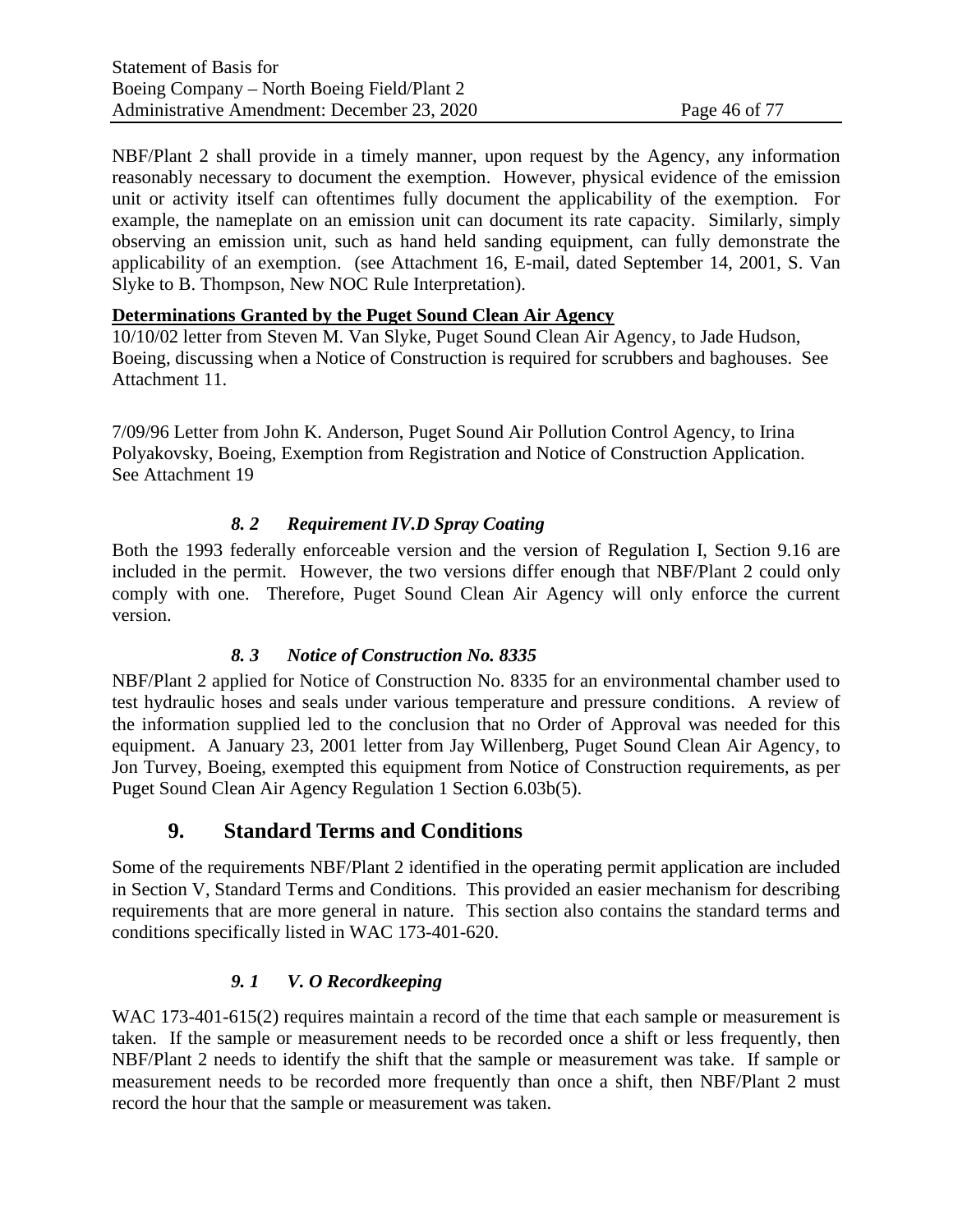NBF/Plant 2 shall provide in a timely manner, upon request by the Agency, any information reasonably necessary to document the exemption. However, physical evidence of the emission unit or activity itself can oftentimes fully document the applicability of the exemption. For example, the nameplate on an emission unit can document its rate capacity. Similarly, simply observing an emission unit, such as hand held sanding equipment, can fully demonstrate the applicability of an exemption. (see Attachment 16, E-mail, dated September 14, 2001, S. Van Slyke to B. Thompson, New NOC Rule Interpretation).

**Determinations Granted by the Puget Sound Clean Air Agency**

10/10/02 letter from Steven M. Van Slyke, Puget Sound Clean Air Agency, to Jade Hudson, Boeing, discussing when a Notice of Construction is required for scrubbers and baghouses. See Attachment 11.

7/09/96 Letter from John K. Anderson, Puget Sound Air Pollution Control Agency, to Irina Polyakovsky, Boeing, Exemption from Registration and Notice of Construction Application. See Attachment 19

### *8. 2 Requirement IV.D Spray Coating*

Both the 1993 federally enforceable version and the version of Regulation I, Section 9.16 are included in the permit. However, the two versions differ enough that NBF/Plant 2 could only comply with one. Therefore, Puget Sound Clean Air Agency will only enforce the current version.

### *8. 3 Notice of Construction No. 8335*

NBF/Plant 2 applied for Notice of Construction No. 8335 for an environmental chamber used to test hydraulic hoses and seals under various temperature and pressure conditions. A review of the information supplied led to the conclusion that no Order of Approval was needed for this equipment. A January 23, 2001 letter from Jay Willenberg, Puget Sound Clean Air Agency, to Jon Turvey, Boeing, exempted this equipment from Notice of Construction requirements, as per Puget Sound Clean Air Agency Regulation 1 Section 6.03b(5).

## 9. Standard Terms and Conditions

Some of the requirements NBF/Plant 2 identified in the operating permit application are included in Section V, Standard Terms and Conditions. This provided an easier mechanism for describing requirements that are more general in nature. This section also contains the standard terms and conditions specifically listed in WAC 173-401-620.

### *9. 1 V. O Recordkeeping*

WAC 173-401-615(2) requires maintain a record of the time that each sample or measurement is taken. If the sample or measurement needs to be recorded once a shift or less frequently, then NBF/Plant 2 needs to identify the shift that the sample or measurement was take. If sample or measurement needs to be recorded more frequently than once a shift, then NBF/Plant 2 must record the hour that the sample or measurement was taken.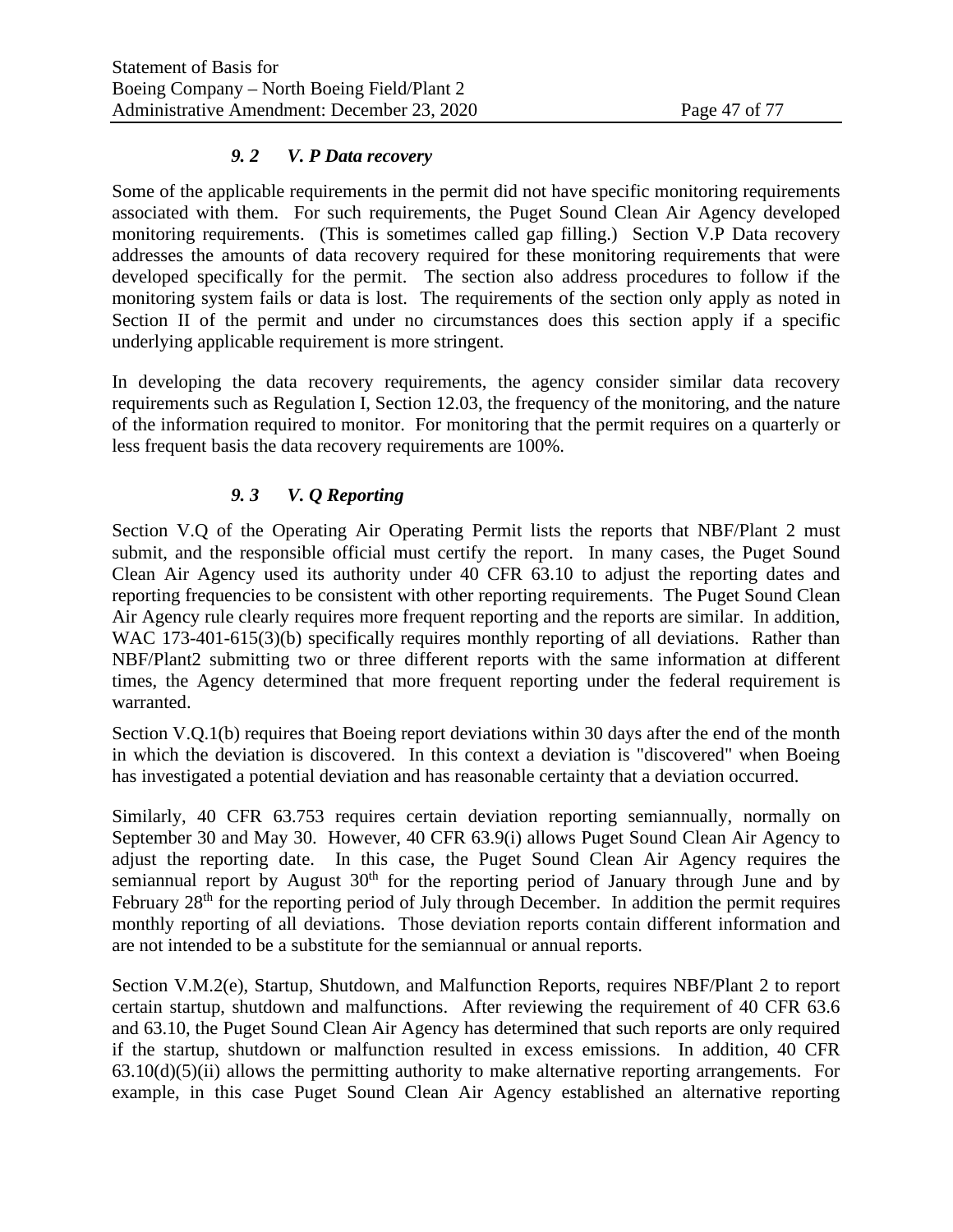### *9. 2 V. P Data recovery*

Some of the applicable requirements in the permit did not have specific monitoring requirements associated with them. For such requirements, the Puget Sound Clean Air Agency developed monitoring requirements. (This is sometimes called gap filling.) Section V.P Data recovery addresses the amounts of data recovery required for these monitoring requirements that were developed specifically for the permit. The section also address procedures to follow if the monitoring system fails or data is lost. The requirements of the section only apply as noted in Section II of the permit and under no circumstances does this section apply if a specific underlying applicable requirement is more stringent.

In developing the data recovery requirements, the agency consider similar data recovery requirements such as Regulation I, Section 12.03, the frequency of the monitoring, and the nature of the information required to monitor. For monitoring that the permit requires on a quarterly or less frequent basis the data recovery requirements are 100%.

### *9. 3 V. Q Reporting*

Section V.Q of the Operating Air Operating Permit lists the reports that NBF/Plant 2 must submit, and the responsible official must certify the report. In many cases, the Puget Sound Clean Air Agency used its authority under 40 CFR 63.10 to adjust the reporting dates and reporting frequencies to be consistent with other reporting requirements. The Puget Sound Clean Air Agency rule clearly requires more frequent reporting and the reports are similar. In addition, WAC 173-401-615(3)(b) specifically requires monthly reporting of all deviations. Rather than NBF/Plant2 submitting two or three different reports with the same information at different times, the Agency determined that more frequent reporting under the federal requirement is warranted.

Section V.Q.1(b) requires that Boeing report deviations within 30 days after the end of the month in which the deviation is discovered. In this context a deviation is "discovered" when Boeing has investigated a potential deviation and has reasonable certainty that a deviation occurred.

Similarly, 40 CFR 63.753 requires certain deviation reporting semiannually, normally on September 30 and May 30. However, 40 CFR 63.9(i) allows Puget Sound Clean Air Agency to adjust the reporting date. In this case, the Puget Sound Clean Air Agency requires the semiannual report by August 30th for the reporting period of January through June and by February 28th for the reporting period of July through December. In addition the permit requires monthly reporting of all deviations. Those deviation reports contain different information and are not intended to be a substitute for the semiannual or annual reports.

Section V.M.2(e), Startup, Shutdown, and Malfunction Reports, requires NBF/Plant 2 to report certain startup, shutdown and malfunctions. After reviewing the requirement of 40 CFR 63.6 and 63.10, the Puget Sound Clean Air Agency has determined that such reports are only required if the startup, shutdown or malfunction resulted in excess emissions. In addition, 40 CFR 63.10(d)(5)(ii) allows the permitting authority to make alternative reporting arrangements. For example, in this case Puget Sound Clean Air Agency established an alternative reporting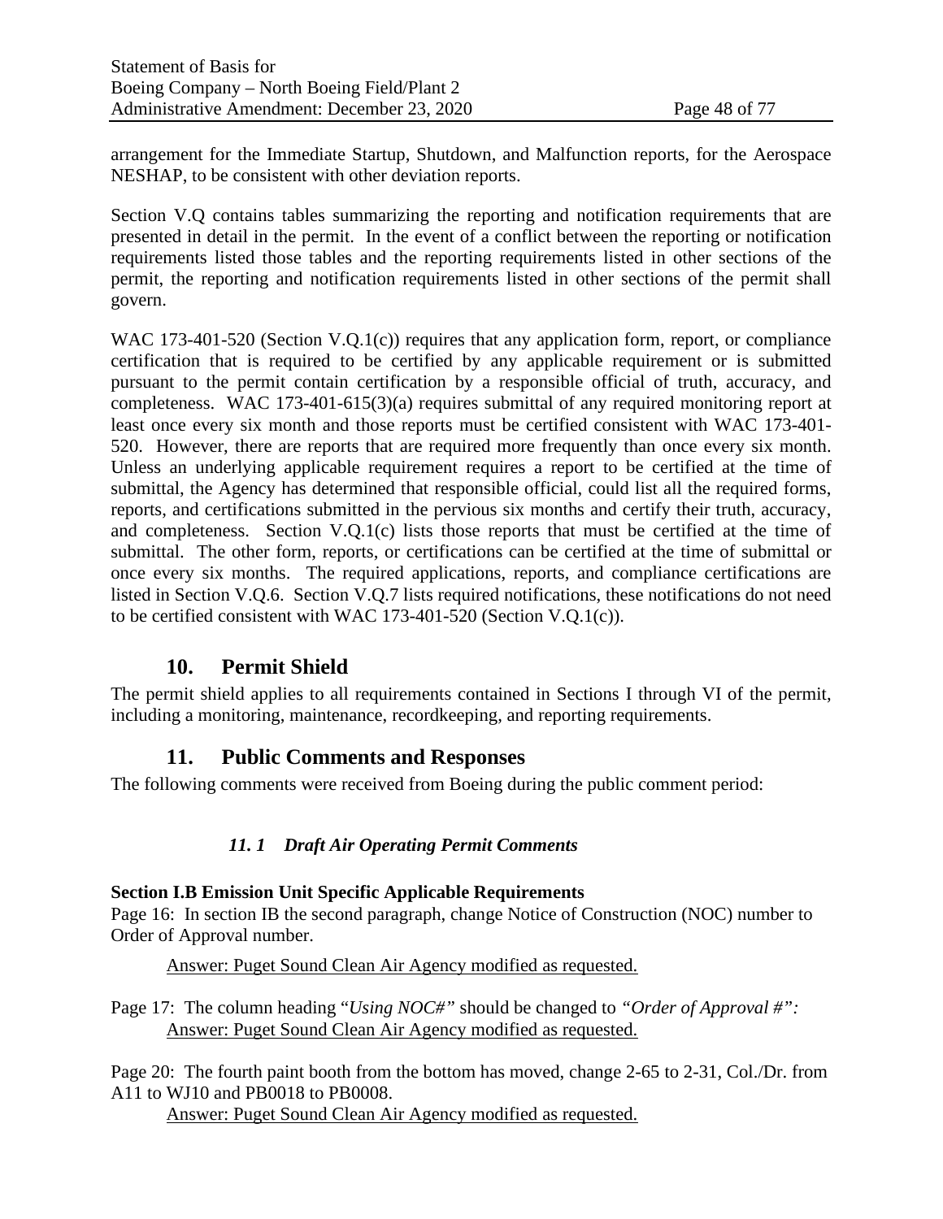arrangement for the Immediate Startup, Shutdown, and Malfunction reports, for the Aerospace NESHAP, to be consistent with other deviation reports.

Section V.Q contains tables summarizing the reporting and notification requirements that are presented in detail in the permit. In the event of a conflict between the reporting or notification requirements listed those tables and the reporting requirements listed in other sections of the permit, the reporting and notification requirements listed in other sections of the permit shall govern.

WAC 173-401-520 (Section V.Q.1(c)) requires that any application form, report, or compliance certification that is required to be certified by any applicable requirement or is submitted pursuant to the permit contain certification by a responsible official of truth, accuracy, and completeness. WAC 173-401-615(3)(a) requires submittal of any required monitoring report at least once every six month and those reports must be certified consistent with WAC 173-401-520. However, there are reports that are required more frequently than once every six month. Unless an underlying applicable requirement requires a report to be certified at the time of submittal, the Agency has determined that responsible official, could list all the required forms, reports, and certifications submitted in the pervious six months and certify their truth, accuracy, and completeness. Section V.Q.1(c) lists those reports that must be certified at the time of submittal. The other form, reports, or certifications can be certified at the time of submittal or once every six months. The required applications, reports, and compliance certifications are listed in Section V.Q.6. Section V.Q.7 lists required notifications, these notifications do not need to be certified consistent with WAC 173-401-520 (Section V.Q.1(c)).

## 10. Permit Shield

The permit shield applies to all requirements contained in Sections I through VI of the permit, including a monitoring, maintenance, recordkeeping, and reporting requirements.

## 11. Public Comments and Responses

The following comments were received from Boeing during the public comment period:

### *11. 1 Draft Air Operating Permit Comments*

**Section I.B Emission Unit Specific Applicable Requirements**

Page 16: In section IB the second paragraph, change Notice of Construction (NOC) number to Order of Approval number.

<u>Answer: Puget Sound Clean Air Agency modified as requested.</u>

Page 17: The column heading "*Using NOC#*" should be changed to *"Order of Approval #":*

<u>Answer: Puget Sound Clean Air Agency modified as requested.</u>

Page 20: The fourth paint booth from the bottom has moved, change 2-65 to 2-31, Col./Dr. from A11 to WJ10 and PB0018 to PB0008.

<u>Answer: Puget Sound Clean Air Agency modified as requested.</u>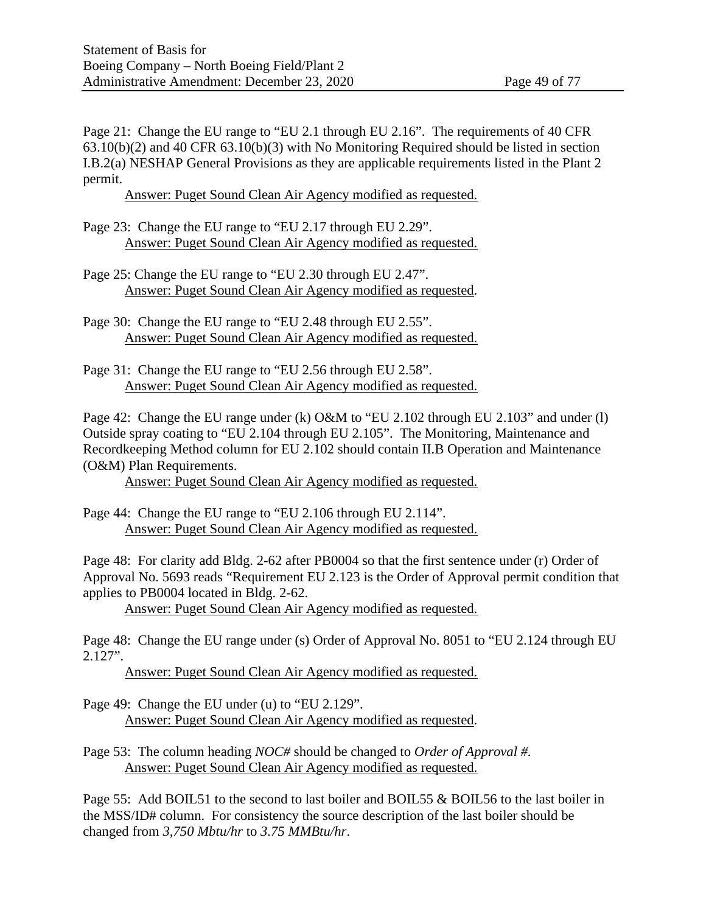Page 21: Change the EU range to "EU 2.1 through EU 2.16". The requirements of 40 CFR 63.10(b)(2) and 40 CFR 63.10(b)(3) with No Monitoring Required should be listed in section I.B.2(a) NESHAP General Provisions as they are applicable requirements listed in the Plant 2 permit.

Answer: Puget Sound Clean Air Agency modified as requested.

Page 23: Change the EU range to "EU 2.17 through EU 2.29".

Answer: Puget Sound Clean Air Agency modified as requested.

Page 25: Change the EU range to "EU 2.30 through EU 2.47".

Answer: Puget Sound Clean Air Agency modified as requested.

Page 30: Change the EU range to "EU 2.48 through EU 2.55".

Answer: Puget Sound Clean Air Agency modified as requested.

Page 31: Change the EU range to "EU 2.56 through EU 2.58".

Answer: Puget Sound Clean Air Agency modified as requested.

Page 42: Change the EU range under (k) O&M to "EU 2.102 through EU 2.103" and under (l) Outside spray coating to "EU 2.104 through EU 2.105". The Monitoring, Maintenance and Recordkeeping Method column for EU 2.102 should contain II.B Operation and Maintenance (O&M) Plan Requirements.

Answer: Puget Sound Clean Air Agency modified as requested.

Page 44: Change the EU range to "EU 2.106 through EU 2.114".

Answer: Puget Sound Clean Air Agency modified as requested.

Page 48: For clarity add Bldg. 2-62 after PB0004 so that the first sentence under (r) Order of Approval No. 5693 reads "Requirement EU 2.123 is the Order of Approval permit condition that applies to PB0004 located in Bldg. 2-62.

Answer: Puget Sound Clean Air Agency modified as requested.

Page 48: Change the EU range under (s) Order of Approval No. 8051 to "EU 2.124 through EU 2.127".

Answer: Puget Sound Clean Air Agency modified as requested.

Page 49: Change the EU under (u) to "EU 2.129".

Answer: Puget Sound Clean Air Agency modified as requested.

Page 53: The column heading *NOC#* should be changed to *Order of Approval #*.

Answer: Puget Sound Clean Air Agency modified as requested.

Page 55: Add BOIL51 to the second to last boiler and BOIL55 & BOIL56 to the last boiler in the MSS/ID# column. For consistency the source description of the last boiler should be changed from *3,750 Mbtu/hr* to *3.75 MMBtu/hr*.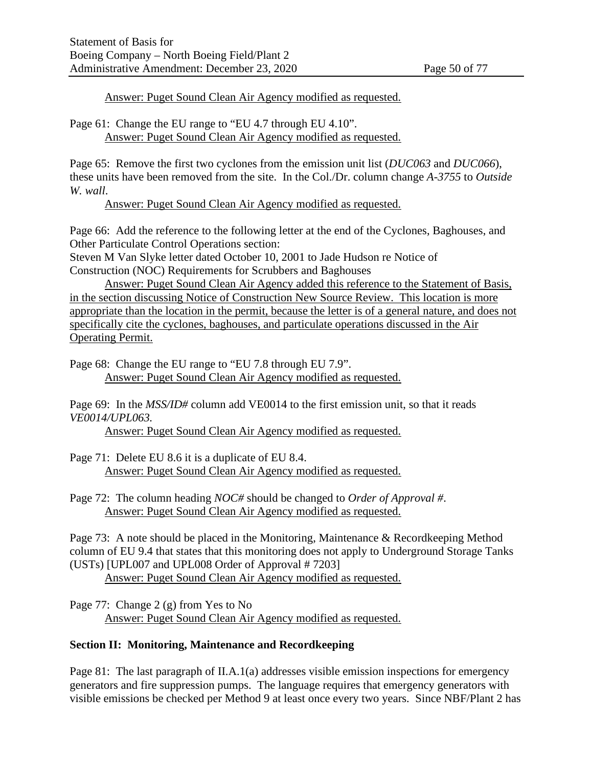Answer: Puget Sound Clean Air Agency modified as requested.

Page 61: Change the EU range to "EU 4.7 through EU 4.10".
Answer: Puget Sound Clean Air Agency modified as requested.

Page 65: Remove the first two cyclones from the emission unit list (*DUC063* and *DUC066*), these units have been removed from the site. In the Col./Dr. column change *A-3755* to *Outside W. wall*.
Answer: Puget Sound Clean Air Agency modified as requested.

Page 66: Add the reference to the following letter at the end of the Cyclones, Baghouses, and Other Particulate Control Operations section:
Steven M Van Slyke letter dated October 10, 2001 to Jade Hudson re Notice of Construction (NOC) Requirements for Scrubbers and Baghouses
Answer: Puget Sound Clean Air Agency added this reference to the Statement of Basis, in the section discussing Notice of Construction New Source Review. This location is more appropriate than the location in the permit, because the letter is of a general nature, and does not specifically cite the cyclones, baghouses, and particulate operations discussed in the Air Operating Permit.

Page 68: Change the EU range to "EU 7.8 through EU 7.9".
Answer: Puget Sound Clean Air Agency modified as requested.

Page 69: In the *MSS/ID#* column add VE0014 to the first emission unit, so that it reads *VE0014/UPL063.*
Answer: Puget Sound Clean Air Agency modified as requested.

Page 71: Delete EU 8.6 it is a duplicate of EU 8.4.
Answer: Puget Sound Clean Air Agency modified as requested.

Page 72: The column heading *NOC#* should be changed to *Order of Approval #*.
Answer: Puget Sound Clean Air Agency modified as requested.

Page 73: A note should be placed in the Monitoring, Maintenance & Recordkeeping Method column of EU 9.4 that states that this monitoring does not apply to Underground Storage Tanks (USTs) [UPL007 and UPL008 Order of Approval # 7203]
Answer: Puget Sound Clean Air Agency modified as requested.

Page 77: Change 2 (g) from Yes to No
Answer: Puget Sound Clean Air Agency modified as requested.

**Section II: Monitoring, Maintenance and Recordkeeping**

Page 81: The last paragraph of II.A.1(a) addresses visible emission inspections for emergency generators and fire suppression pumps. The language requires that emergency generators with visible emissions be checked per Method 9 at least once every two years. Since NBF/Plant 2 has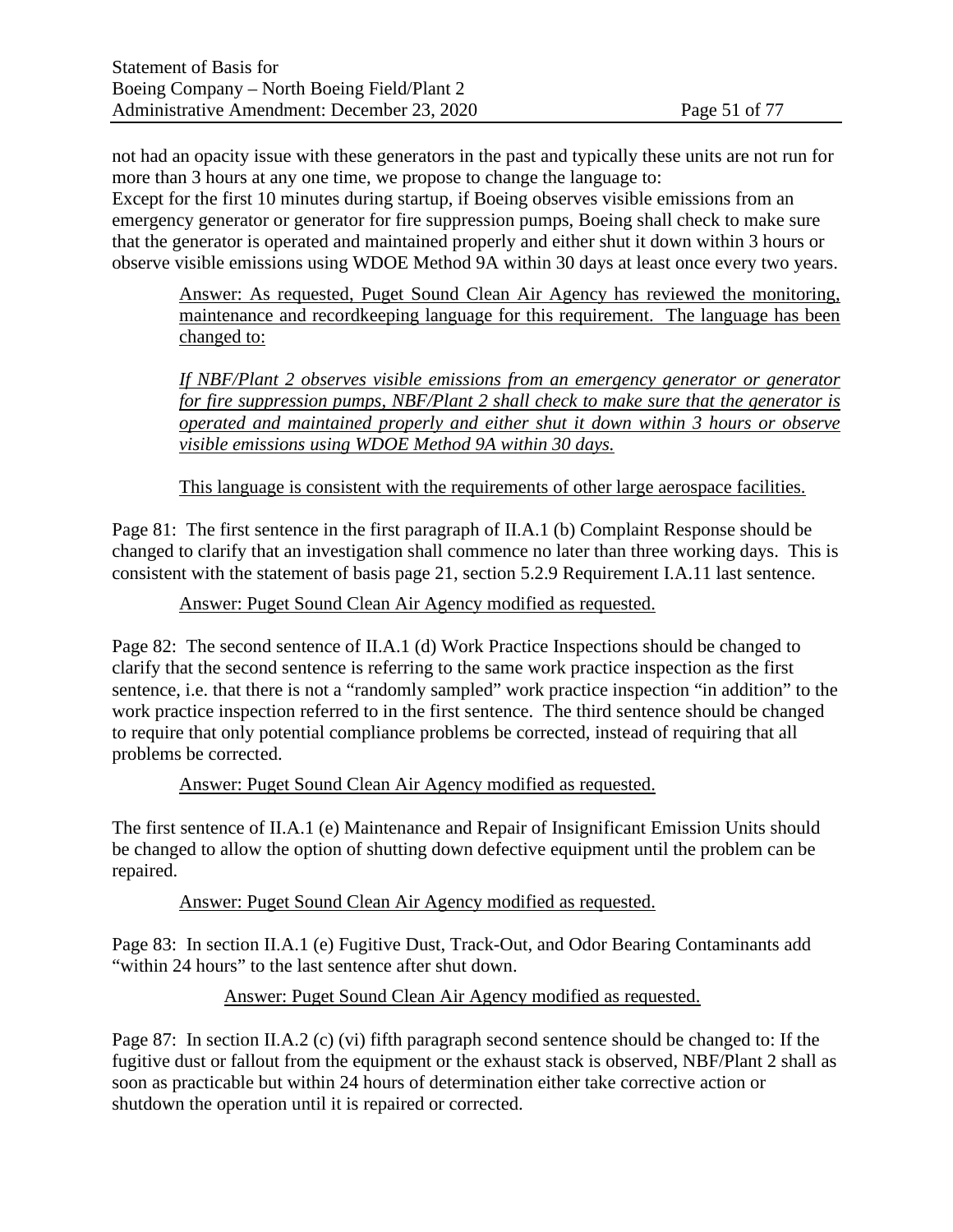not had an opacity issue with these generators in the past and typically these units are not run for more than 3 hours at any one time, we propose to change the language to:
Except for the first 10 minutes during startup, if Boeing observes visible emissions from an emergency generator or generator for fire suppression pumps, Boeing shall check to make sure that the generator is operated and maintained properly and either shut it down within 3 hours or observe visible emissions using WDOE Method 9A within 30 days at least once every two years.

> Answer: As requested, Puget Sound Clean Air Agency has reviewed the monitoring, maintenance and recordkeeping language for this requirement. The language has been changed to:
>
> *If NBF/Plant 2 observes visible emissions from an emergency generator or generator for fire suppression pumps, NBF/Plant 2 shall check to make sure that the generator is operated and maintained properly and either shut it down within 3 hours or observe visible emissions using WDOE Method 9A within 30 days.*
>
> This language is consistent with the requirements of other large aerospace facilities.

Page 81: The first sentence in the first paragraph of II.A.1 (b) Complaint Response should be changed to clarify that an investigation shall commence no later than three working days. This is consistent with the statement of basis page 21, section 5.2.9 Requirement I.A.11 last sentence.

> Answer: Puget Sound Clean Air Agency modified as requested.

Page 82: The second sentence of II.A.1 (d) Work Practice Inspections should be changed to clarify that the second sentence is referring to the same work practice inspection as the first sentence, i.e. that there is not a "randomly sampled" work practice inspection "in addition" to the work practice inspection referred to in the first sentence. The third sentence should be changed to require that only potential compliance problems be corrected, instead of requiring that all problems be corrected.

> Answer: Puget Sound Clean Air Agency modified as requested.

The first sentence of II.A.1 (e) Maintenance and Repair of Insignificant Emission Units should be changed to allow the option of shutting down defective equipment until the problem can be repaired.

> Answer: Puget Sound Clean Air Agency modified as requested.

Page 83: In section II.A.1 (e) Fugitive Dust, Track-Out, and Odor Bearing Contaminants add "within 24 hours" to the last sentence after shut down.

> Answer: Puget Sound Clean Air Agency modified as requested.

Page 87: In section II.A.2 (c) (vi) fifth paragraph second sentence should be changed to: If the fugitive dust or fallout from the equipment or the exhaust stack is observed, NBF/Plant 2 shall as soon as practicable but within 24 hours of determination either take corrective action or shutdown the operation until it is repaired or corrected.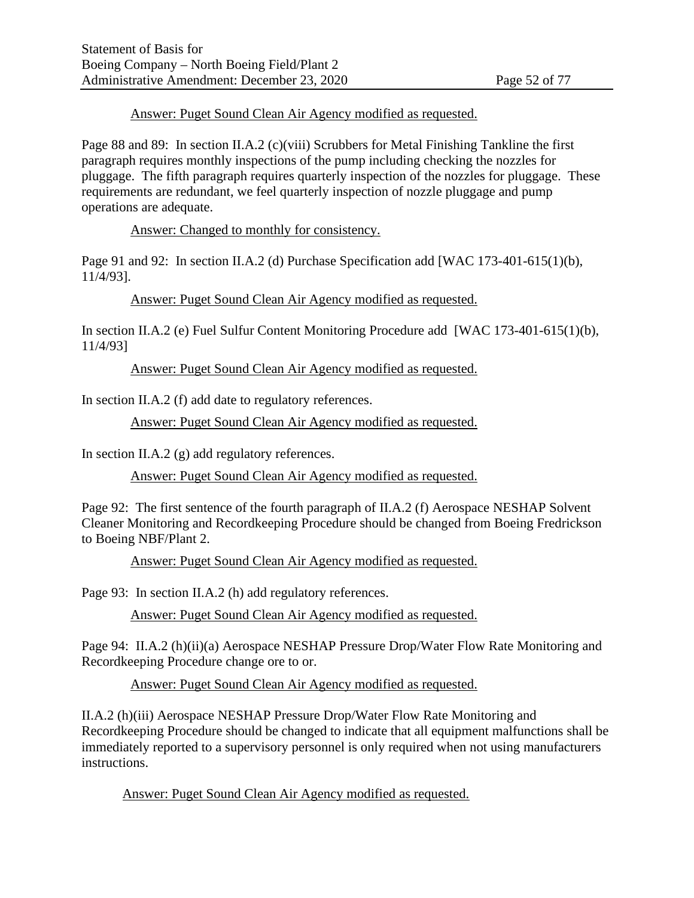Answer: Puget Sound Clean Air Agency modified as requested.

Page 88 and 89: In section II.A.2 (c)(viii) Scrubbers for Metal Finishing Tankline the first paragraph requires monthly inspections of the pump including checking the nozzles for pluggage. The fifth paragraph requires quarterly inspection of the nozzles for pluggage. These requirements are redundant, we feel quarterly inspection of nozzle pluggage and pump operations are adequate.

Answer: Changed to monthly for consistency.

Page 91 and 92: In section II.A.2 (d) Purchase Specification add [WAC 173-401-615(1)(b), 11/4/93].

Answer: Puget Sound Clean Air Agency modified as requested.

In section II.A.2 (e) Fuel Sulfur Content Monitoring Procedure add [WAC 173-401-615(1)(b), 11/4/93]

Answer: Puget Sound Clean Air Agency modified as requested.

In section II.A.2 (f) add date to regulatory references.

Answer: Puget Sound Clean Air Agency modified as requested.

In section II.A.2 (g) add regulatory references.

Answer: Puget Sound Clean Air Agency modified as requested.

Page 92: The first sentence of the fourth paragraph of II.A.2 (f) Aerospace NESHAP Solvent Cleaner Monitoring and Recordkeeping Procedure should be changed from Boeing Fredrickson to Boeing NBF/Plant 2.

Answer: Puget Sound Clean Air Agency modified as requested.

Page 93: In section II.A.2 (h) add regulatory references.

Answer: Puget Sound Clean Air Agency modified as requested.

Page 94: II.A.2 (h)(ii)(a) Aerospace NESHAP Pressure Drop/Water Flow Rate Monitoring and Recordkeeping Procedure change ore to or.

Answer: Puget Sound Clean Air Agency modified as requested.

II.A.2 (h)(iii) Aerospace NESHAP Pressure Drop/Water Flow Rate Monitoring and Recordkeeping Procedure should be changed to indicate that all equipment malfunctions shall be immediately reported to a supervisory personnel is only required when not using manufacturers instructions.

Answer: Puget Sound Clean Air Agency modified as requested.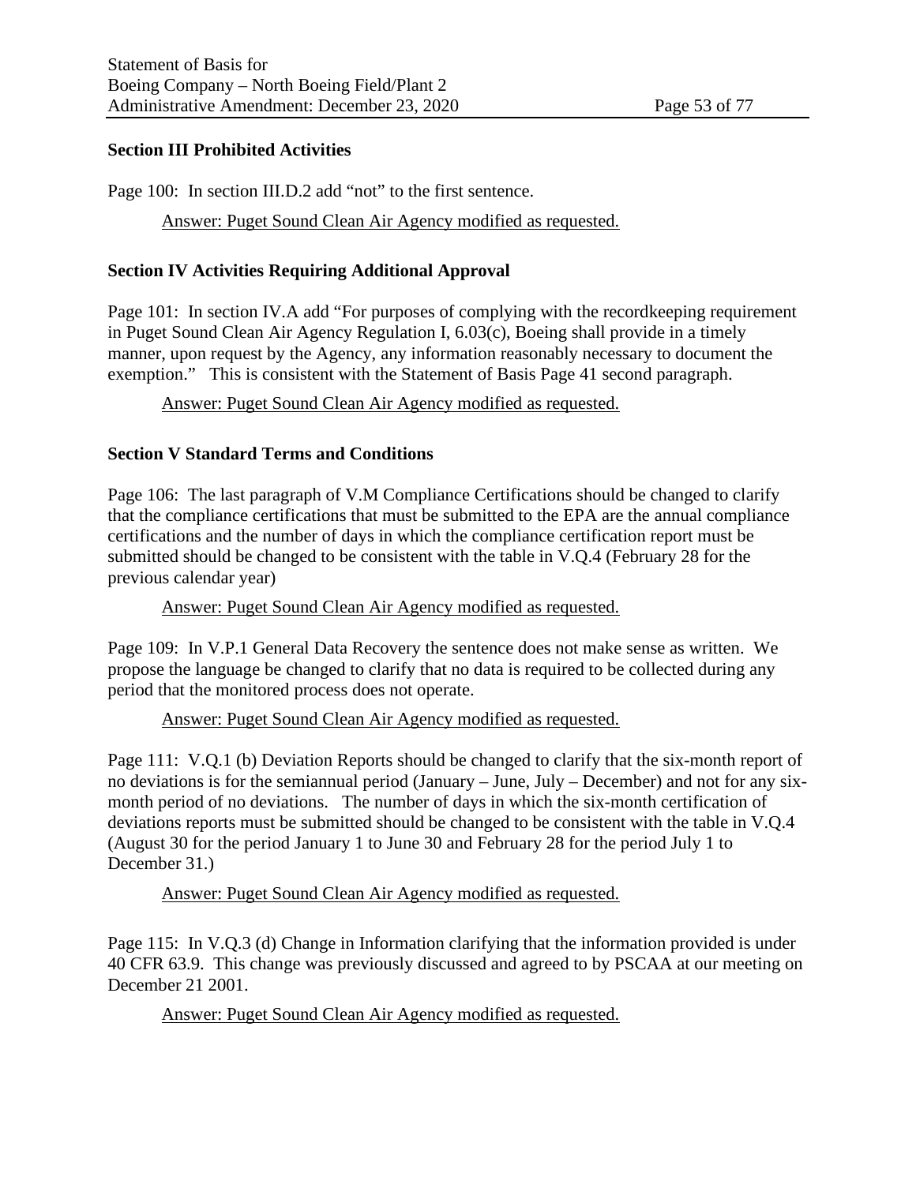**Section III Prohibited Activities**

Page 100: In section III.D.2 add “not” to the first sentence.

Answer: Puget Sound Clean Air Agency modified as requested.

**Section IV Activities Requiring Additional Approval**

Page 101: In section IV.A add “For purposes of complying with the recordkeeping requirement in Puget Sound Clean Air Agency Regulation I, 6.03(c), Boeing shall provide in a timely manner, upon request by the Agency, any information reasonably necessary to document the exemption.” This is consistent with the Statement of Basis Page 41 second paragraph.

Answer: Puget Sound Clean Air Agency modified as requested.

**Section V Standard Terms and Conditions**

Page 106: The last paragraph of V.M Compliance Certifications should be changed to clarify that the compliance certifications that must be submitted to the EPA are the annual compliance certifications and the number of days in which the compliance certification report must be submitted should be changed to be consistent with the table in V.Q.4 (February 28 for the previous calendar year)

Answer: Puget Sound Clean Air Agency modified as requested.

Page 109: In V.P.1 General Data Recovery the sentence does not make sense as written. We propose the language be changed to clarify that no data is required to be collected during any period that the monitored process does not operate.

Answer: Puget Sound Clean Air Agency modified as requested.

Page 111: V.Q.1 (b) Deviation Reports should be changed to clarify that the six-month report of no deviations is for the semiannual period (January – June, July – December) and not for any six-month period of no deviations. The number of days in which the six-month certification of deviations reports must be submitted should be changed to be consistent with the table in V.Q.4 (August 30 for the period January 1 to June 30 and February 28 for the period July 1 to December 31.)

Answer: Puget Sound Clean Air Agency modified as requested.

Page 115: In V.Q.3 (d) Change in Information clarifying that the information provided is under 40 CFR 63.9. This change was previously discussed and agreed to by PSCAA at our meeting on December 21 2001.

Answer: Puget Sound Clean Air Agency modified as requested.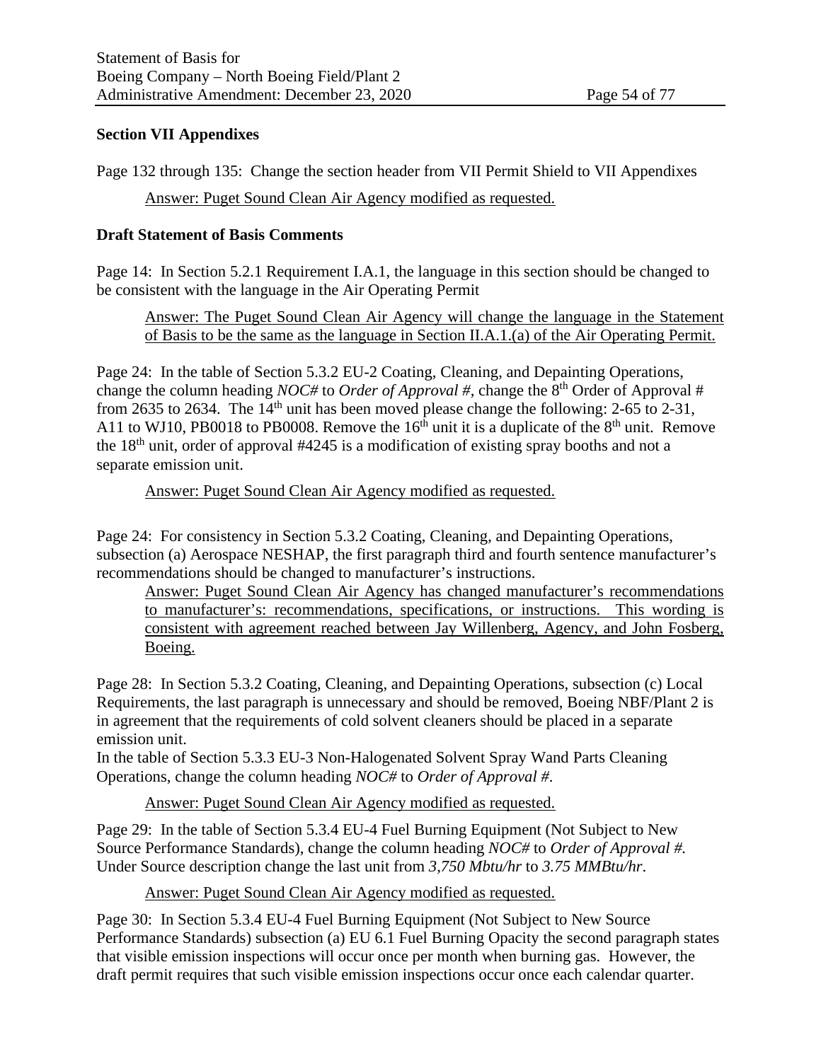**Section VII Appendixes**

Page 132 through 135: Change the section header from VII Permit Shield to VII Appendixes

<u>Answer: Puget Sound Clean Air Agency modified as requested.</u>

**Draft Statement of Basis Comments**

Page 14: In Section 5.2.1 Requirement I.A.1, the language in this section should be changed to be consistent with the language in the Air Operating Permit

<u>Answer: The Puget Sound Clean Air Agency will change the language in the Statement of Basis to be the same as the language in Section II.A.1.(a) of the Air Operating Permit.</u>

Page 24: In the table of Section 5.3.2 EU-2 Coating, Cleaning, and Depainting Operations, change the column heading *NOC#* to *Order of Approval #*, change the 8th Order of Approval # from 2635 to 2634. The 14th unit has been moved please change the following: 2-65 to 2-31, A11 to WJ10, PB0018 to PB0008. Remove the 16th unit it is a duplicate of the 8th unit. Remove the 18th unit, order of approval #4245 is a modification of existing spray booths and not a separate emission unit.

<u>Answer: Puget Sound Clean Air Agency modified as requested.</u>

Page 24: For consistency in Section 5.3.2 Coating, Cleaning, and Depainting Operations, subsection (a) Aerospace NESHAP, the first paragraph third and fourth sentence manufacturer's recommendations should be changed to manufacturer's instructions.

<u>Answer: Puget Sound Clean Air Agency has changed manufacturer's recommendations to manufacturer's: recommendations, specifications, or instructions. This wording is consistent with agreement reached between Jay Willenberg, Agency, and John Fosberg, Boeing.</u>

Page 28: In Section 5.3.2 Coating, Cleaning, and Depainting Operations, subsection (c) Local Requirements, the last paragraph is unnecessary and should be removed, Boeing NBF/Plant 2 is in agreement that the requirements of cold solvent cleaners should be placed in a separate emission unit.
In the table of Section 5.3.3 EU-3 Non-Halogenated Solvent Spray Wand Parts Cleaning Operations, change the column heading *NOC#* to *Order of Approval #*.

<u>Answer: Puget Sound Clean Air Agency modified as requested.</u>

Page 29: In the table of Section 5.3.4 EU-4 Fuel Burning Equipment (Not Subject to New Source Performance Standards), change the column heading *NOC#* to *Order of Approval #*. Under Source description change the last unit from *3,750 Mbtu/hr* to *3.75 MMBtu/hr*.

<u>Answer: Puget Sound Clean Air Agency modified as requested.</u>

Page 30: In Section 5.3.4 EU-4 Fuel Burning Equipment (Not Subject to New Source Performance Standards) subsection (a) EU 6.1 Fuel Burning Opacity the second paragraph states that visible emission inspections will occur once per month when burning gas. However, the draft permit requires that such visible emission inspections occur once each calendar quarter.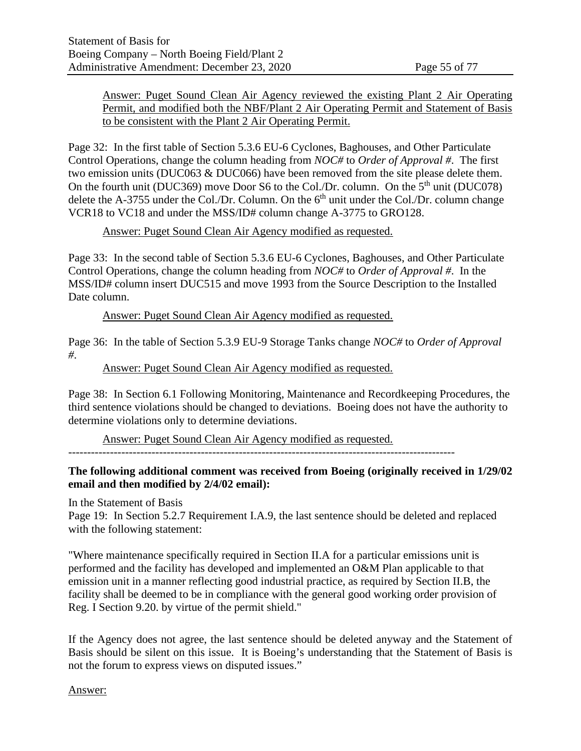Answer: Puget Sound Clean Air Agency reviewed the existing Plant 2 Air Operating Permit, and modified both the NBF/Plant 2 Air Operating Permit and Statement of Basis to be consistent with the Plant 2 Air Operating Permit.

Page 32: In the first table of Section 5.3.6 EU-6 Cyclones, Baghouses, and Other Particulate Control Operations, change the column heading from *NOC#* to *Order of Approval #*. The first two emission units (DUC063 & DUC066) have been removed from the site please delete them. On the fourth unit (DUC369) move Door S6 to the Col./Dr. column. On the 5th unit (DUC078) delete the A-3755 under the Col./Dr. Column. On the 6th unit under the Col./Dr. column change VCR18 to VC18 and under the MSS/ID# column change A-3775 to GRO128.

Answer: Puget Sound Clean Air Agency modified as requested.

Page 33: In the second table of Section 5.3.6 EU-6 Cyclones, Baghouses, and Other Particulate Control Operations, change the column heading from *NOC#* to *Order of Approval #*. In the MSS/ID# column insert DUC515 and move 1993 from the Source Description to the Installed Date column.

Answer: Puget Sound Clean Air Agency modified as requested.

Page 36: In the table of Section 5.3.9 EU-9 Storage Tanks change *NOC#* to *Order of Approval #*.

Answer: Puget Sound Clean Air Agency modified as requested.

Page 38: In Section 6.1 Following Monitoring, Maintenance and Recordkeeping Procedures, the third sentence violations should be changed to deviations. Boeing does not have the authority to determine violations only to determine deviations.

Answer: Puget Sound Clean Air Agency modified as requested.

---

**The following additional comment was received from Boeing (originally received in 1/29/02 email and then modified by 2/4/02 email):**

In the Statement of Basis

Page 19: In Section 5.2.7 Requirement I.A.9, the last sentence should be deleted and replaced with the following statement:

"Where maintenance specifically required in Section II.A for a particular emissions unit is performed and the facility has developed and implemented an O&M Plan applicable to that emission unit in a manner reflecting good industrial practice, as required by Section II.B, the facility shall be deemed to be in compliance with the general good working order provision of Reg. I Section 9.20. by virtue of the permit shield."

If the Agency does not agree, the last sentence should be deleted anyway and the Statement of Basis should be silent on this issue. It is Boeing's understanding that the Statement of Basis is not the forum to express views on disputed issues."

Answer: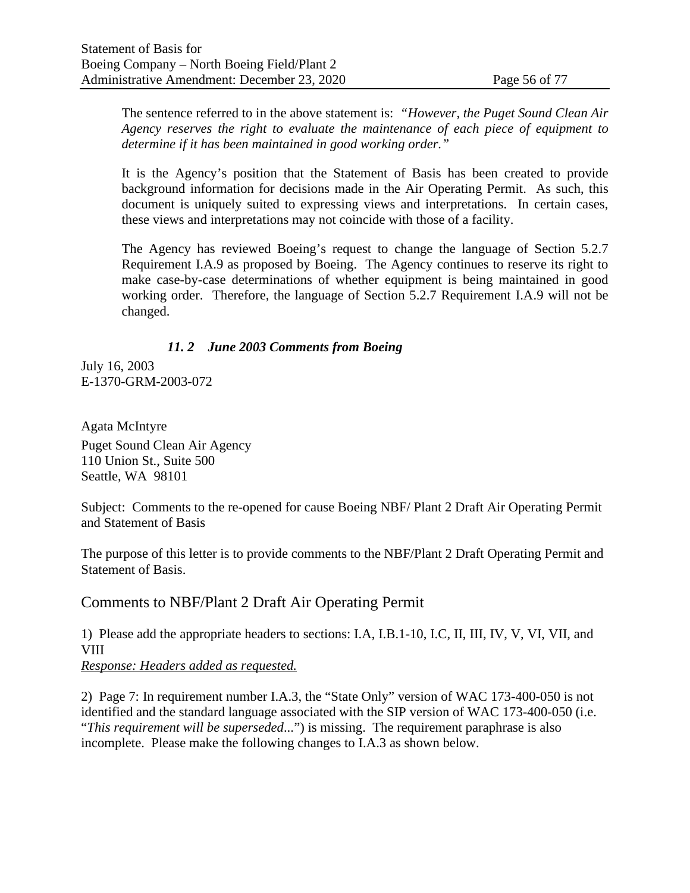The sentence referred to in the above statement is: *"However, the Puget Sound Clean Air Agency reserves the right to evaluate the maintenance of each piece of equipment to determine if it has been maintained in good working order."*

It is the Agency's position that the Statement of Basis has been created to provide background information for decisions made in the Air Operating Permit. As such, this document is uniquely suited to expressing views and interpretations. In certain cases, these views and interpretations may not coincide with those of a facility.

The Agency has reviewed Boeing's request to change the language of Section 5.2.7 Requirement I.A.9 as proposed by Boeing. The Agency continues to reserve its right to make case-by-case determinations of whether equipment is being maintained in good working order. Therefore, the language of Section 5.2.7 Requirement I.A.9 will not be changed.

### *11. 2 June 2003 Comments from Boeing*

July 16, 2003
E-1370-GRM-2003-072

Agata McIntyre
Puget Sound Clean Air Agency
110 Union St., Suite 500
Seattle, WA 98101

Subject: Comments to the re-opened for cause Boeing NBF/ Plant 2 Draft Air Operating Permit and Statement of Basis

The purpose of this letter is to provide comments to the NBF/Plant 2 Draft Operating Permit and Statement of Basis.

## Comments to NBF/Plant 2 Draft Air Operating Permit

1) Please add the appropriate headers to sections: I.A, I.B.1-10, I.C, II, III, IV, V, VI, VII, and VIII
*Response: Headers added as requested.*

2) Page 7: In requirement number I.A.3, the "State Only" version of WAC 173-400-050 is not identified and the standard language associated with the SIP version of WAC 173-400-050 (i.e. "*This requirement will be superseded*...") is missing. The requirement paraphrase is also incomplete. Please make the following changes to I.A.3 as shown below.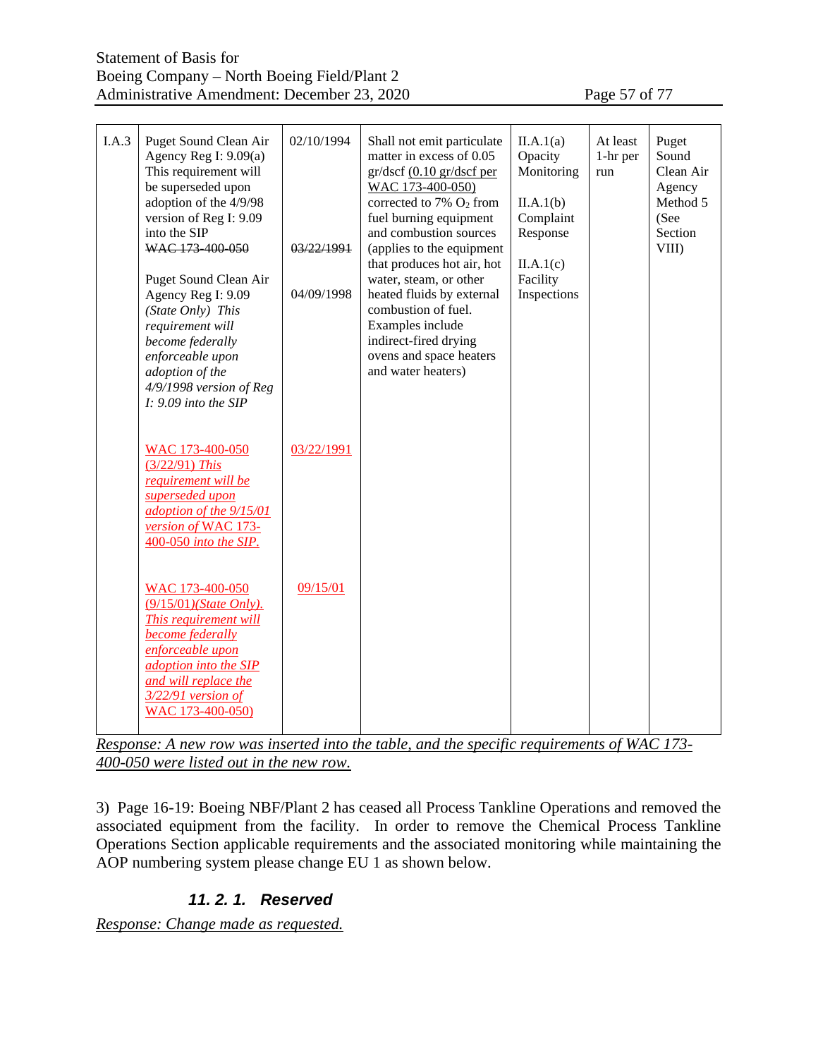| I.A.3 | Puget Sound Clean Air Agency Reg I: 9.09(a) This requirement will be superseded upon adoption of the 4/9/98 version of Reg I: 9.09 into the SIP<br>~~WAC 173-400-050~~<br><br>Puget Sound Clean Air Agency Reg I: 9.09 *(State Only) This requirement will become federally enforceable upon adoption of the 4/9/1998 version of Reg I: 9.09 into the SIP*<br><br>WAC 173-400-050 (3/22/91) *This requirement will be superseded upon adoption of the 9/15/01 version of* WAC 173-400-050 *into the SIP.*<br><br>WAC 173-400-050 (9/15/01)*(State Only). This requirement will become federally enforceable upon adoption into the SIP and will replace the 3/22/91 version of* WAC 173-400-050) | 02/10/1994<br><br>~~03/22/1991~~<br><br>04/09/1998<br><br>03/22/1991<br><br>09/15/01 | Shall not emit particulate matter in excess of 0.05 gr/dscf (0.10 gr/dscf per WAC 173-400-050) corrected to 7% $O_2$ from fuel burning equipment and combustion sources (applies to the equipment that produces hot air, hot water, steam, or other heated fluids by external combustion of fuel. Examples include indirect-fired drying ovens and space heaters and water heaters) | II.A.1(a) Opacity Monitoring<br><br>II.A.1(b) Complaint Response<br><br>II.A.1(c) Facility Inspections | At least 1-hr per run | Puget Sound Clean Air Agency Method 5 (See Section VIII) |
|---|---|---|---|---|---|---|

*Response: A new row was inserted into the table, and the specific requirements of WAC 173-400-050 were listed out in the new row.*

3) Page 16-19: Boeing NBF/Plant 2 has ceased all Process Tankline Operations and removed the associated equipment from the facility. In order to remove the Chemical Process Tankline Operations Section applicable requirements and the associated monitoring while maintaining the AOP numbering system please change EU 1 as shown below.

### *11. 2. 1. Reserved*

*Response: Change made as requested.*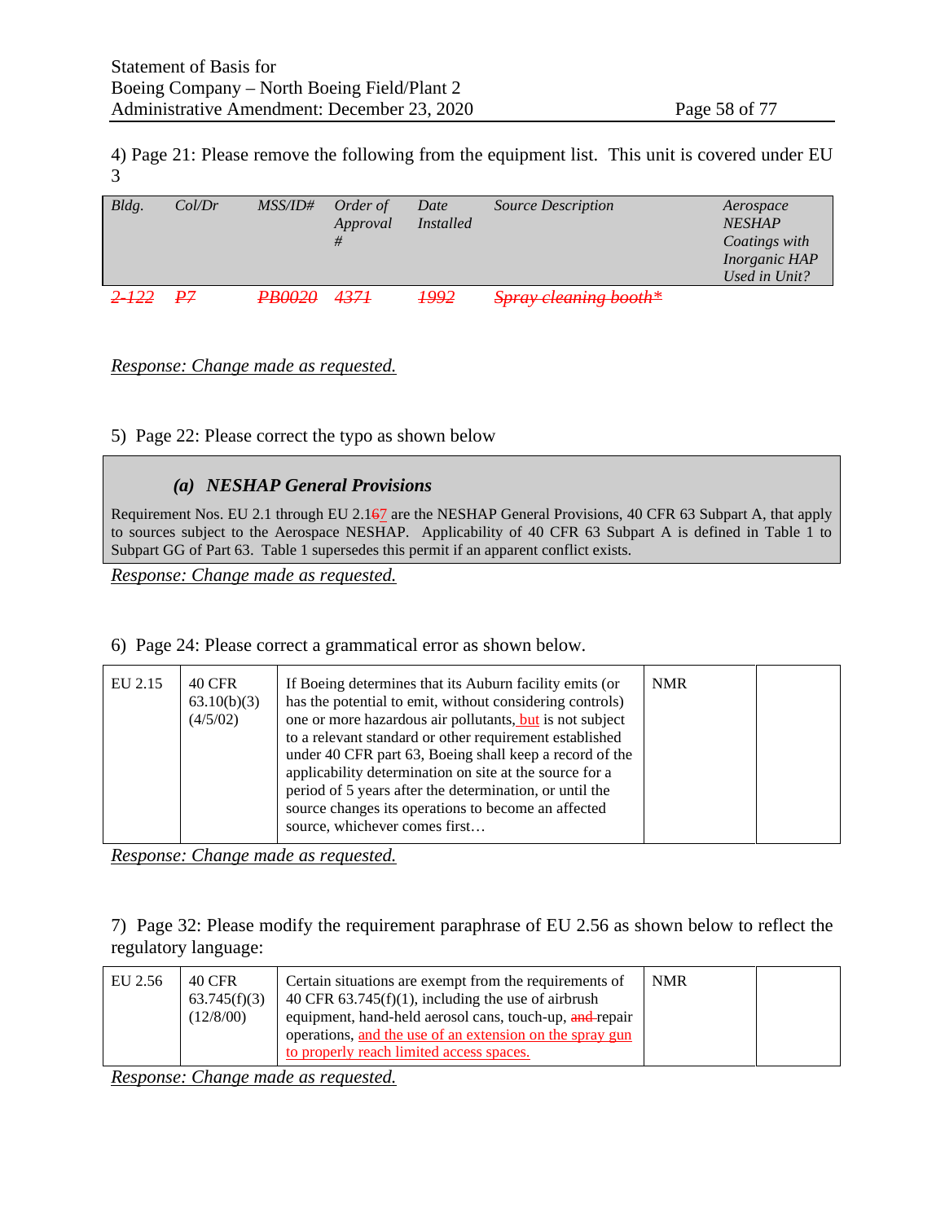4) Page 21: Please remove the following from the equipment list. This unit is covered under EU 3

| *Bldg.* | *Col/Dr* | *MSS/ID#* | *Order of Approval #* | *Date Installed* | *Source Description* | *Aerospace NESHAP Coatings with Inorganic HAP Used in Unit?* |
|---|---|---|---|---|---|---|
| ~~*2-122*~~ | ~~*P7*~~ | ~~*PB0020*~~ | ~~*4371*~~ | ~~*1992*~~ | ~~*Spray cleaning booth\**~~ | |

*Response: Change made as requested.*

5) Page 22: Please correct the typo as shown below

> ***(a) NESHAP General Provisions***
>
> Requirement Nos. EU 2.1 through EU 2.1~~6~~7 are the NESHAP General Provisions, 40 CFR 63 Subpart A, that apply to sources subject to the Aerospace NESHAP. Applicability of 40 CFR 63 Subpart A is defined in Table 1 to Subpart GG of Part 63. Table 1 supersedes this permit if an apparent conflict exists.

*Response: Change made as requested.*

6) Page 24: Please correct a grammatical error as shown below.

| | | | | |
|---|---|---|---|---|
| EU 2.15 | 40 CFR 63.10(b)(3) (4/5/02) | If Boeing determines that its Auburn facility emits (or has the potential to emit, without considering controls) one or more hazardous air pollutants, but is not subject to a relevant standard or other requirement established under 40 CFR part 63, Boeing shall keep a record of the applicability determination on site at the source for a period of 5 years after the determination, or until the source changes its operations to become an affected source, whichever comes first… | NMR | |

*Response: Change made as requested.*

7) Page 32: Please modify the requirement paraphrase of EU 2.56 as shown below to reflect the regulatory language:

| | | | | |
|---|---|---|---|---|
| EU 2.56 | 40 CFR 63.745(f)(3) (12/8/00) | Certain situations are exempt from the requirements of 40 CFR 63.745(f)(1), including the use of airbrush equipment, hand-held aerosol cans, touch-up, ~~and~~ repair operations, and the use of an extension on the spray gun to properly reach limited access spaces. | NMR | |

*Response: Change made as requested.*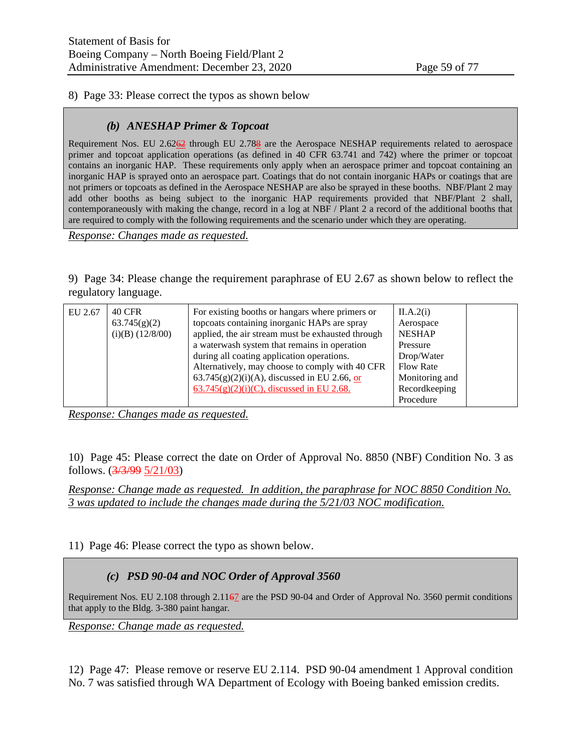8) Page 33: Please correct the typos as shown below

> ***(b) ANESHAP Primer & Topcoat***
>
> Requirement Nos. EU 2.62~~62~~ through EU 2.78~~8~~ are the Aerospace NESHAP requirements related to aerospace primer and topcoat application operations (as defined in 40 CFR 63.741 and 742) where the primer or topcoat contains an inorganic HAP. These requirements only apply when an aerospace primer and topcoat containing an inorganic HAP is sprayed onto an aerospace part. Coatings that do not contain inorganic HAPs or coatings that are not primers or topcoats as defined in the Aerospace NESHAP are also be sprayed in these booths. NBF/Plant 2 may add other booths as being subject to the inorganic HAP requirements provided that NBF/Plant 2 shall, contemporaneously with making the change, record in a log at NBF / Plant 2 a record of the additional booths that are required to comply with the following requirements and the scenario under which they are operating.

*Response: Changes made as requested.*

9) Page 34: Please change the requirement paraphrase of EU 2.67 as shown below to reflect the regulatory language.

| | | | | |
|---|---|---|---|---|
| EU 2.67 | 40 CFR 63.745(g)(2)(i)(B) (12/8/00) | For existing booths or hangars where primers or topcoats containing inorganic HAPs are spray applied, the air stream must be exhausted through a waterwash system that remains in operation during all coating application operations. Alternatively, may choose to comply with 40 CFR 63.745(g)(2)(i)(A), discussed in EU 2.66, or 63.745(g)(2)(i)(C), discussed in EU 2.68. | II.A.2(i) Aerospace NESHAP Pressure Drop/Water Flow Rate Monitoring and Recordkeeping Procedure | |

*Response: Changes made as requested.*

10) Page 45: Please correct the date on Order of Approval No. 8850 (NBF) Condition No. 3 as follows. (~~3/3/99~~ 5/21/03)

*Response: Change made as requested. In addition, the paraphrase for NOC 8850 Condition No. 3 was updated to include the changes made during the 5/21/03 NOC modification.*

11) Page 46: Please correct the typo as shown below.

> ***(c) PSD 90-04 and NOC Order of Approval 3560***
>
> Requirement Nos. EU 2.108 through 2.11~~6~~7 are the PSD 90-04 and Order of Approval No. 3560 permit conditions that apply to the Bldg. 3-380 paint hangar.

*Response: Change made as requested.*

12) Page 47: Please remove or reserve EU 2.114. PSD 90-04 amendment 1 Approval condition No. 7 was satisfied through WA Department of Ecology with Boeing banked emission credits.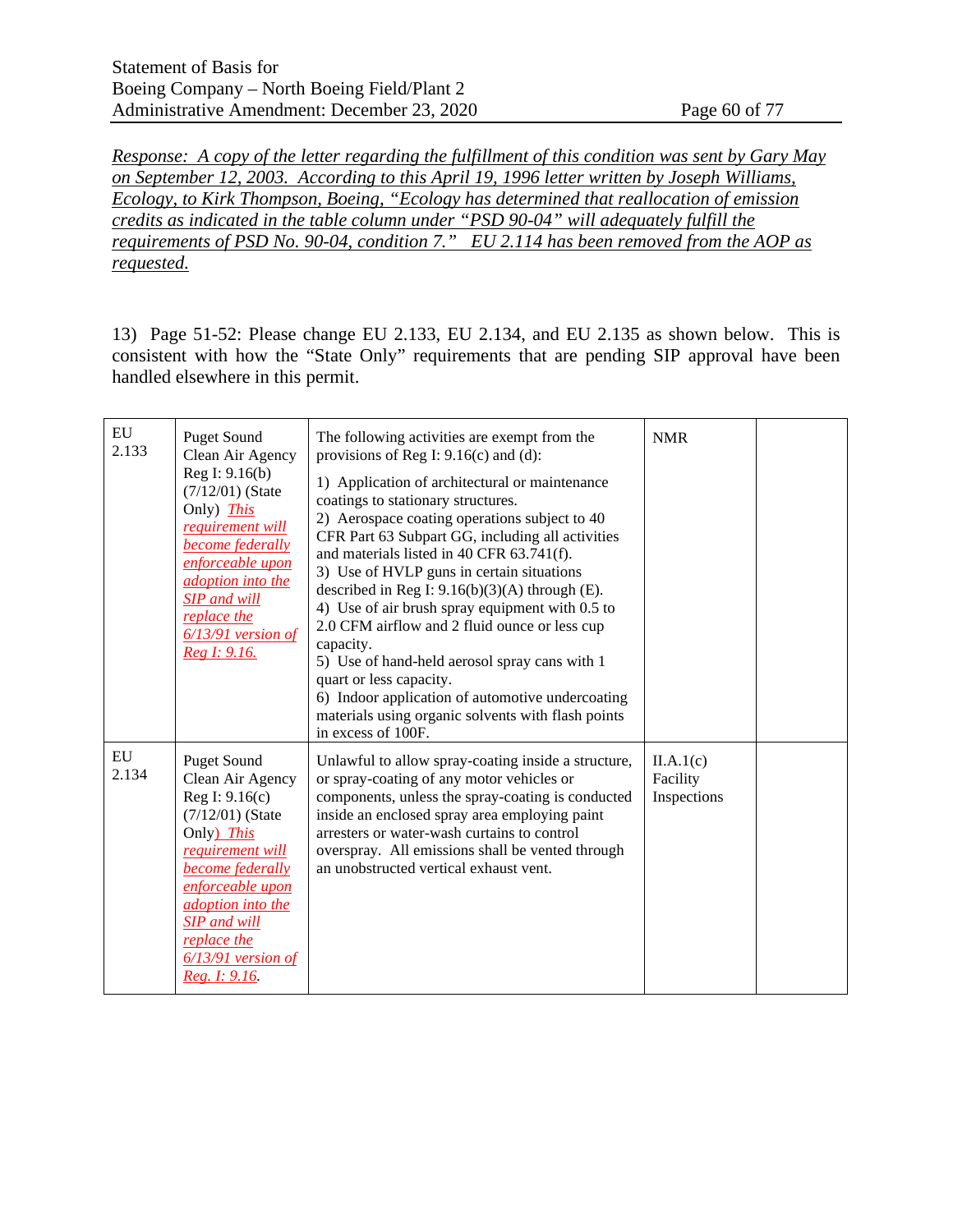*Response: A copy of the letter regarding the fulfillment of this condition was sent by Gary May on September 12, 2003. According to this April 19, 1996 letter written by Joseph Williams, Ecology, to Kirk Thompson, Boeing, "Ecology has determined that reallocation of emission credits as indicated in the table column under "PSD 90-04" will adequately fulfill the requirements of PSD No. 90-04, condition 7." EU 2.114 has been removed from the AOP as requested.*

13) Page 51-52: Please change EU 2.133, EU 2.134, and EU 2.135 as shown below. This is consistent with how the "State Only" requirements that are pending SIP approval have been handled elsewhere in this permit.

| | | | | |
|---|---|---|---|---|
| EU 2.133 | Puget Sound Clean Air Agency Reg I: 9.16(b) (7/12/01) (State Only) *This requirement will become federally enforceable upon adoption into the SIP and will replace the 6/13/91 version of Reg I: 9.16.* | The following activities are exempt from the provisions of Reg I: 9.16(c) and (d):<br>1) Application of architectural or maintenance coatings to stationary structures.<br>2) Aerospace coating operations subject to 40 CFR Part 63 Subpart GG, including all activities and materials listed in 40 CFR 63.741(f).<br>3) Use of HVLP guns in certain situations described in Reg I: 9.16(b)(3)(A) through (E).<br>4) Use of air brush spray equipment with 0.5 to 2.0 CFM airflow and 2 fluid ounce or less cup capacity.<br>5) Use of hand-held aerosol spray cans with 1 quart or less capacity.<br>6) Indoor application of automotive undercoating materials using organic solvents with flash points in excess of 100F. | NMR | |
| EU 2.134 | Puget Sound Clean Air Agency Reg I: 9.16(c) (7/12/01) (State Only) *This requirement will become federally enforceable upon adoption into the SIP and will replace the 6/13/91 version of Reg. I: 9.16.* | Unlawful to allow spray-coating inside a structure, or spray-coating of any motor vehicles or components, unless the spray-coating is conducted inside an enclosed spray area employing paint arresters or water-wash curtains to control overspray. All emissions shall be vented through an unobstructed vertical exhaust vent. | II.A.1(c) Facility Inspections | |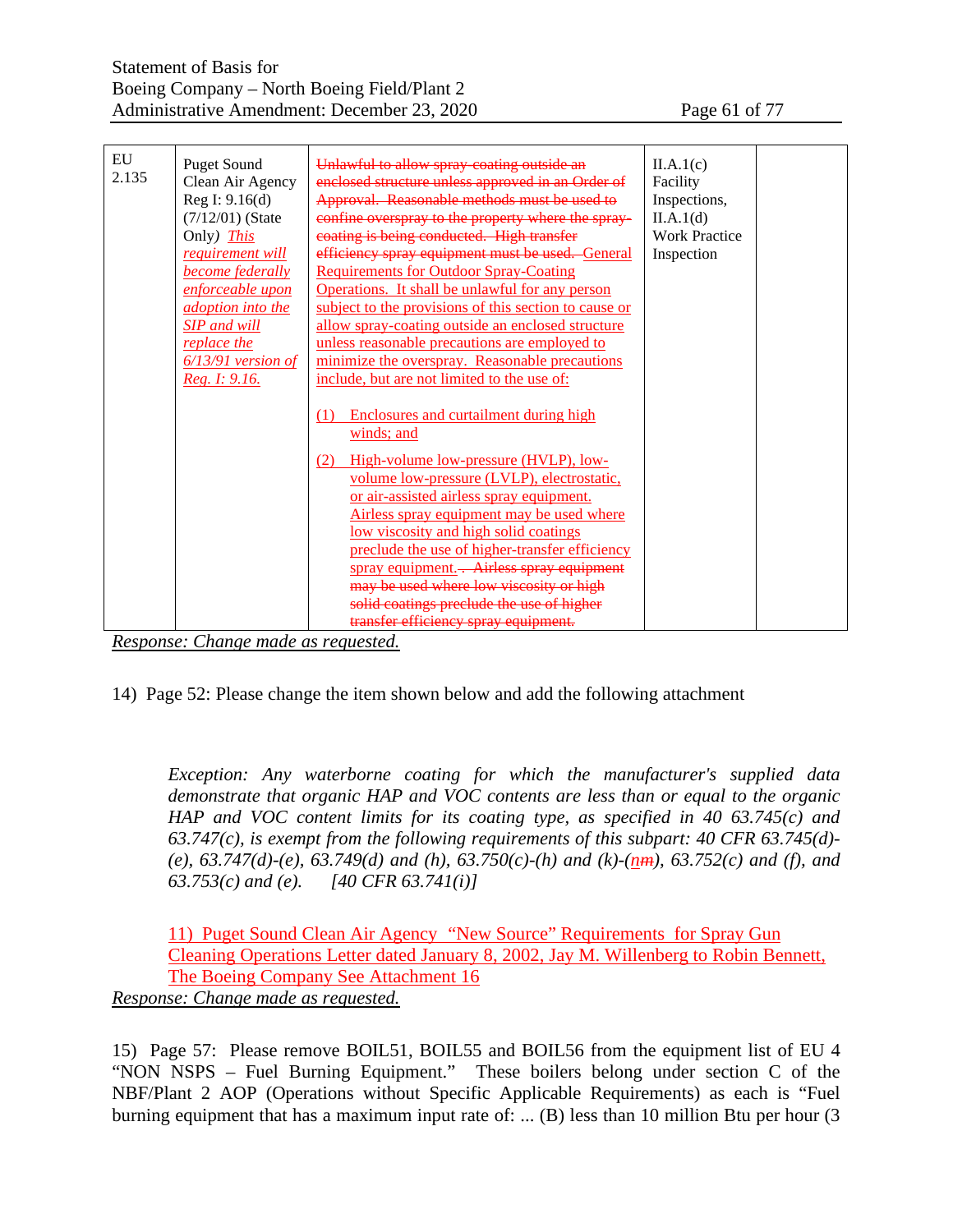| EU 2.135 | Puget Sound Clean Air Agency Reg I: 9.16(d) (7/12/01) (State Only) *This requirement will become federally enforceable upon adoption into the SIP and will replace the 6/13/91 version of Reg. I: 9.16.* | ~~Unlawful to allow spray-coating outside an enclosed structure unless approved in an Order of Approval. Reasonable methods must be used to confine overspray to the property where the spray-coating is being conducted. High transfer efficiency spray equipment must be used.~~ General Requirements for Outdoor Spray-Coating Operations. It shall be unlawful for any person subject to the provisions of this section to cause or allow spray-coating outside an enclosed structure unless reasonable precautions are employed to minimize the overspray. Reasonable precautions include, but are not limited to the use of:<br><br>(1) Enclosures and curtailment during high winds; and<br><br>(2) High-volume low-pressure (HVLP), low-volume low-pressure (LVLP), electrostatic, or air-assisted airless spray equipment. Airless spray equipment may be used where low viscosity and high solid coatings preclude the use of higher-transfer efficiency spray equipment. ~~. Airless spray equipment may be used where low viscosity or high solid coatings preclude the use of higher transfer efficiency spray equipment.~~ | II.A.1(c) Facility Inspections, II.A.1(d) Work Practice Inspection | |
|---|---|---|---|---|

*Response: Change made as requested.*

14) Page 52: Please change the item shown below and add the following attachment

> *Exception: Any waterborne coating for which the manufacturer's supplied data demonstrate that organic HAP and VOC contents are less than or equal to the organic HAP and VOC content limits for its coating type, as specified in 40 63.745(c) and 63.747(c), is exempt from the following requirements of this subpart: 40 CFR 63.745(d)-(e), 63.747(d)-(e), 63.749(d) and (h), 63.750(c)-(h) and (k)-(n~~m~~), 63.752(c) and (f), and 63.753(c) and (e). [40 CFR 63.741(i)]*
>
> 11) Puget Sound Clean Air Agency "New Source" Requirements for Spray Gun Cleaning Operations Letter dated January 8, 2002, Jay M. Willenberg to Robin Bennett, The Boeing Company See Attachment 16

*Response: Change made as requested.*

15) Page 57: Please remove BOIL51, BOIL55 and BOIL56 from the equipment list of EU 4 "NON NSPS – Fuel Burning Equipment." These boilers belong under section C of the NBF/Plant 2 AOP (Operations without Specific Applicable Requirements) as each is "Fuel burning equipment that has a maximum input rate of: ... (B) less than 10 million Btu per hour (3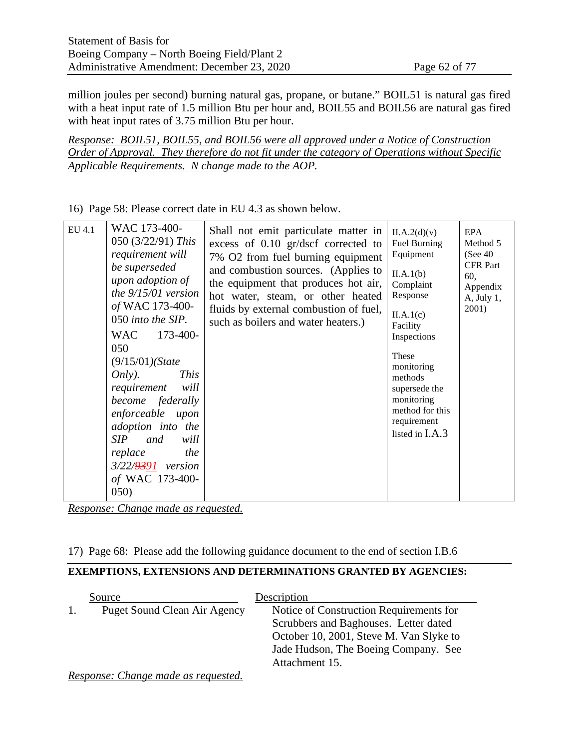million joules per second) burning natural gas, propane, or butane." BOIL51 is natural gas fired with a heat input rate of 1.5 million Btu per hour and, BOIL55 and BOIL56 are natural gas fired with heat input rates of 3.75 million Btu per hour.

*Response: BOIL51, BOIL55, and BOIL56 were all approved under a Notice of Construction Order of Approval. They therefore do not fit under the category of Operations without Specific Applicable Requirements. N change made to the AOP.*

16) Page 58: Please correct date in EU 4.3 as shown below.

| EU 4.1 | WAC 173-400-050 (3/22/91) *This requirement will be superseded upon adoption of the 9/15/01 version of* WAC 173-400-050 *into the SIP.*<br>WAC 173-400-050 (9/15/01)*(State Only). This requirement will become federally enforceable upon adoption into the SIP and will replace the 3/22/~~93~~91 version of* WAC 173-400-050) | Shall not emit particulate matter in excess of 0.10 gr/dscf corrected to 7% O2 from fuel burning equipment and combustion sources. (Applies to the equipment that produces hot air, hot water, steam, or other heated fluids by external combustion of fuel, such as boilers and water heaters.) | II.A.2(d)(v) Fuel Burning Equipment<br>II.A.1(b) Complaint Response<br>II.A.1(c) Facility Inspections<br>These monitoring methods supersede the monitoring method for this requirement listed in I.A.3 | EPA Method 5 (See 40 CFR Part 60, Appendix A, July 1, 2001) |
|---|---|---|---|---|

*Response: Change made as requested.*

17) Page 68: Please add the following guidance document to the end of section I.B.6

**EXEMPTIONS, EXTENSIONS AND DETERMINATIONS GRANTED BY AGENCIES:**

| | Source | Description |
|---|---|---|
| 1. | Puget Sound Clean Air Agency | Notice of Construction Requirements for Scrubbers and Baghouses. Letter dated October 10, 2001, Steve M. Van Slyke to Jade Hudson, The Boeing Company. See Attachment 15. |

*Response: Change made as requested.*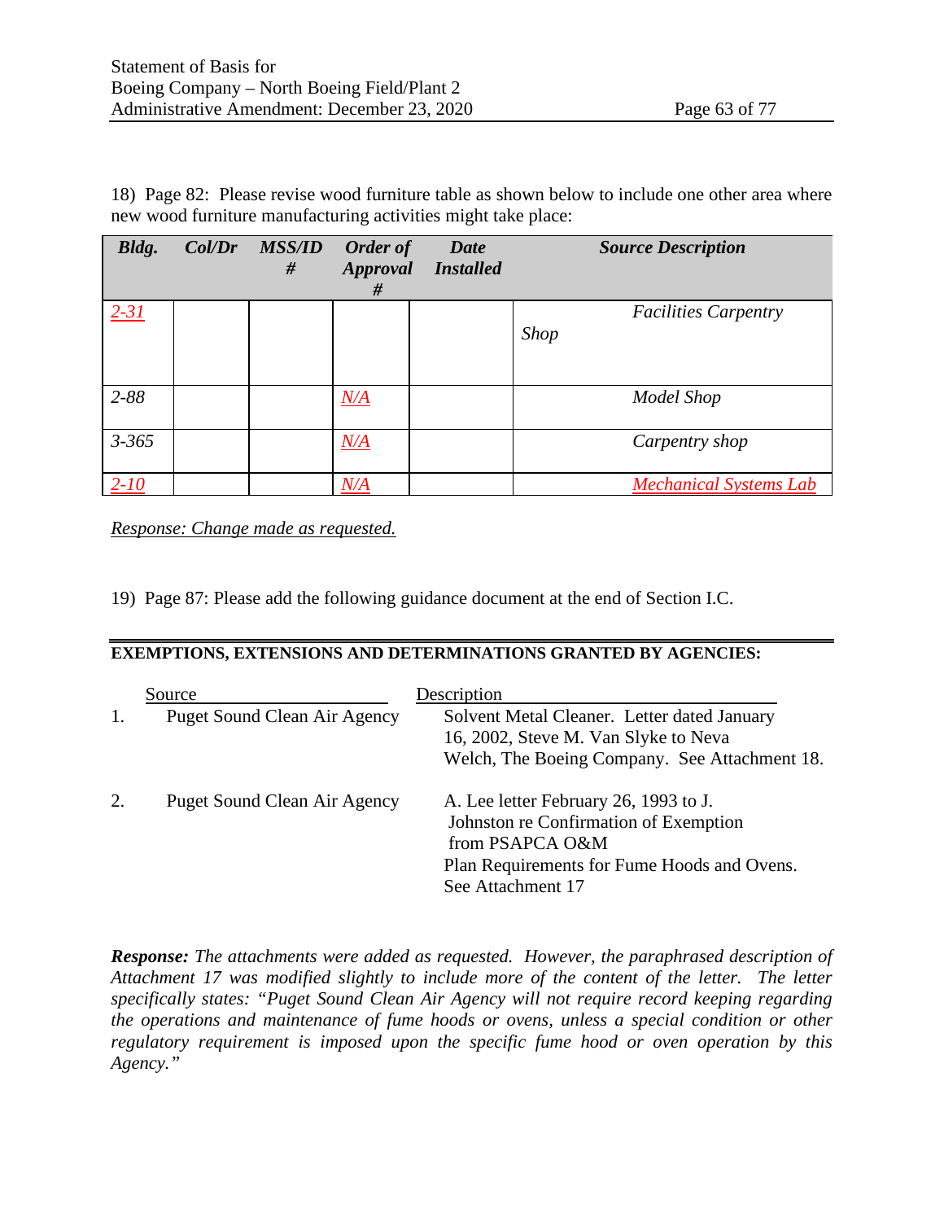18) Page 82: Please revise wood furniture table as shown below to include one other area where new wood furniture manufacturing activities might take place:

| *Bldg.* | *Col/Dr* | *MSS/ID #* | *Order of Approval #* | *Date Installed* | *Source Description* |
|---|---|---|---|---|---|
| *2-31* | | | | | *Facilities Carpentry Shop* |
| *2-88* | | | *N/A* | | *Model Shop* |
| *3-365* | | | *N/A* | | *Carpentry shop* |
| *2-10* | | | *N/A* | | *Mechanical Systems Lab* |

*Response: Change made as requested.*

19) Page 87: Please add the following guidance document at the end of Section I.C.

**EXEMPTIONS, EXTENSIONS AND DETERMINATIONS GRANTED BY AGENCIES:**

| | Source | Description |
|---|---|---|
| 1. | Puget Sound Clean Air Agency | Solvent Metal Cleaner. Letter dated January 16, 2002, Steve M. Van Slyke to Neva Welch, The Boeing Company. See Attachment 18. |
| 2. | Puget Sound Clean Air Agency | A. Lee letter February 26, 1993 to J. Johnston re Confirmation of Exemption from PSAPCA O&M Plan Requirements for Fume Hoods and Ovens. See Attachment 17 |

***Response:*** *The attachments were added as requested. However, the paraphrased description of Attachment 17 was modified slightly to include more of the content of the letter. The letter specifically states: "Puget Sound Clean Air Agency will not require record keeping regarding the operations and maintenance of fume hoods or ovens, unless a special condition or other regulatory requirement is imposed upon the specific fume hood or oven operation by this Agency."*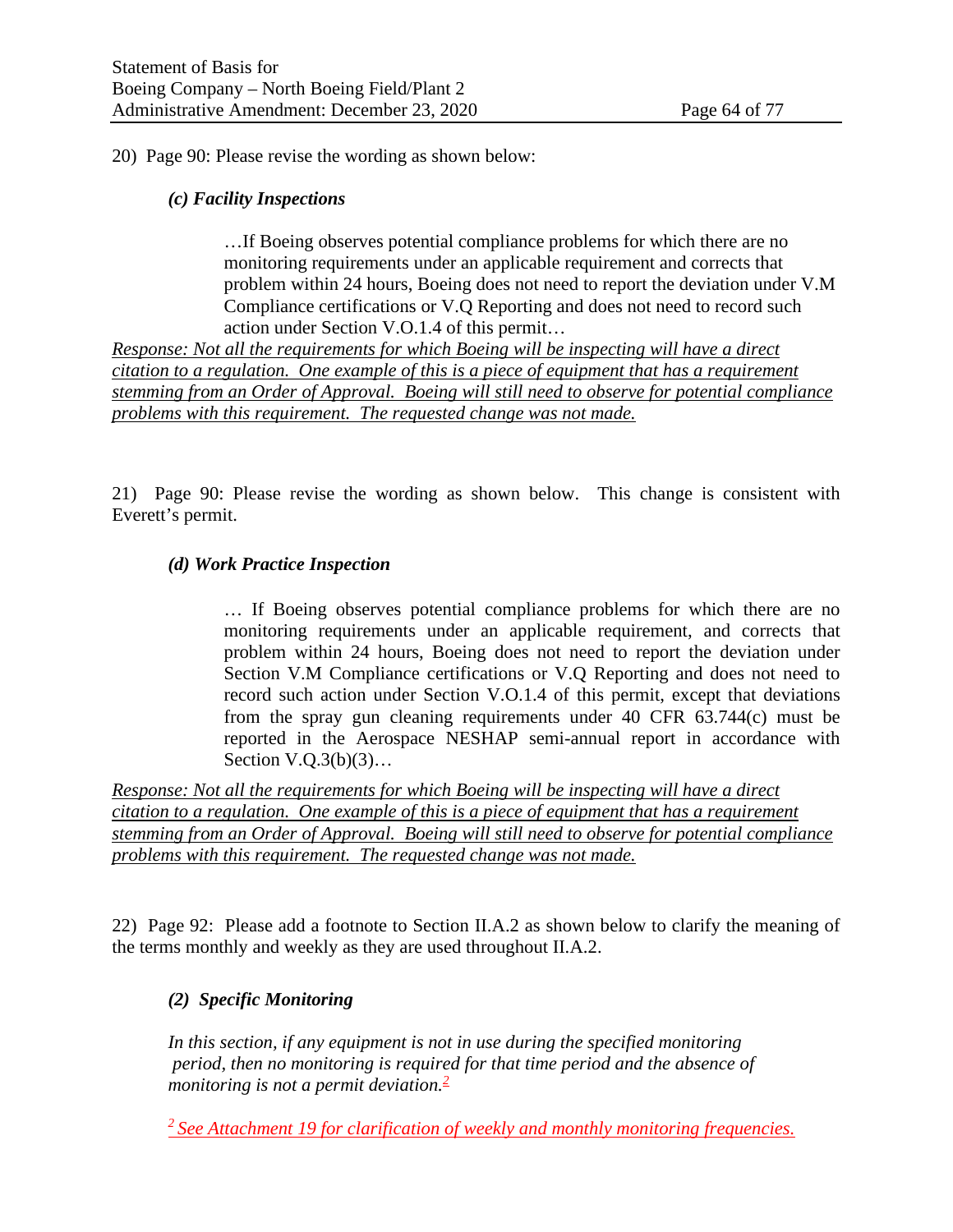20) Page 90: Please revise the wording as shown below:

***(c) Facility Inspections***

> …If Boeing observes potential compliance problems for which there are no monitoring requirements under an applicable requirement and corrects that problem within 24 hours, Boeing does not need to report the deviation under V.M Compliance certifications or V.Q Reporting and does not need to record such action under Section V.O.1.4 of this permit…

<u>*Response: Not all the requirements for which Boeing will be inspecting will have a direct citation to a regulation. One example of this is a piece of equipment that has a requirement stemming from an Order of Approval. Boeing will still need to observe for potential compliance problems with this requirement. The requested change was not made.*</u>

21) Page 90: Please revise the wording as shown below. This change is consistent with Everett's permit.

***(d) Work Practice Inspection***

> … If Boeing observes potential compliance problems for which there are no monitoring requirements under an applicable requirement, and corrects that problem within 24 hours, Boeing does not need to report the deviation under Section V.M Compliance certifications or V.Q Reporting and does not need to record such action under Section V.O.1.4 of this permit, except that deviations from the spray gun cleaning requirements under 40 CFR 63.744(c) must be reported in the Aerospace NESHAP semi-annual report in accordance with Section V.Q.3(b)(3)…

<u>*Response: Not all the requirements for which Boeing will be inspecting will have a direct citation to a regulation. One example of this is a piece of equipment that has a requirement stemming from an Order of Approval. Boeing will still need to observe for potential compliance problems with this requirement. The requested change was not made.*</u>

22) Page 92: Please add a footnote to Section II.A.2 as shown below to clarify the meaning of the terms monthly and weekly as they are used throughout II.A.2.

***(2) Specific Monitoring***

*In this section, if any equipment is not in use during the specified monitoring period, then no monitoring is required for that time period and the absence of monitoring is not a permit deviation.*[2]

<u>*[2] See Attachment 19 for clarification of weekly and monthly monitoring frequencies.*</u>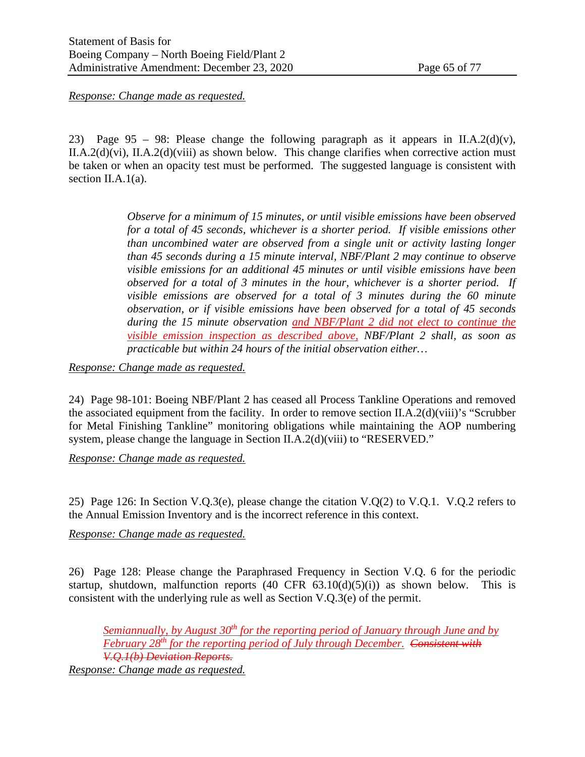*Response: Change made as requested.*

23) Page 95 – 98: Please change the following paragraph as it appears in II.A.2(d)(v), II.A.2(d)(vi), II.A.2(d)(viii) as shown below. This change clarifies when corrective action must be taken or when an opacity test must be performed. The suggested language is consistent with section II.A.1(a).

> *Observe for a minimum of 15 minutes, or until visible emissions have been observed for a total of 45 seconds, whichever is a shorter period. If visible emissions other than uncombined water are observed from a single unit or activity lasting longer than 45 seconds during a 15 minute interval, NBF/Plant 2 may continue to observe visible emissions for an additional 45 minutes or until visible emissions have been observed for a total of 3 minutes in the hour, whichever is a shorter period. If visible emissions are observed for a total of 3 minutes during the 60 minute observation, or if visible emissions have been observed for a total of 45 seconds during the 15 minute observation <u>and NBF/Plant 2 did not elect to continue the visible emission inspection as described above,</u> NBF/Plant 2 shall, as soon as practicable but within 24 hours of the initial observation either…*

*Response: Change made as requested.*

24) Page 98-101: Boeing NBF/Plant 2 has ceased all Process Tankline Operations and removed the associated equipment from the facility. In order to remove section II.A.2(d)(viii)'s "Scrubber for Metal Finishing Tankline" monitoring obligations while maintaining the AOP numbering system, please change the language in Section II.A.2(d)(viii) to "RESERVED."

*Response: Change made as requested.*

25) Page 126: In Section V.Q.3(e), please change the citation V.Q(2) to V.Q.1. V.Q.2 refers to the Annual Emission Inventory and is the incorrect reference in this context.

*Response: Change made as requested.*

26) Page 128: Please change the Paraphrased Frequency in Section V.Q. 6 for the periodic startup, shutdown, malfunction reports (40 CFR 63.10(d)(5)(i)) as shown below. This is consistent with the underlying rule as well as Section V.Q.3(e) of the permit.

> *<u>Semiannually, by August 30th for the reporting period of January through June and by February 28th for the reporting period of July through December.</u> ~~Consistent with V.Q.1(b) Deviation Reports.~~*

*Response: Change made as requested.*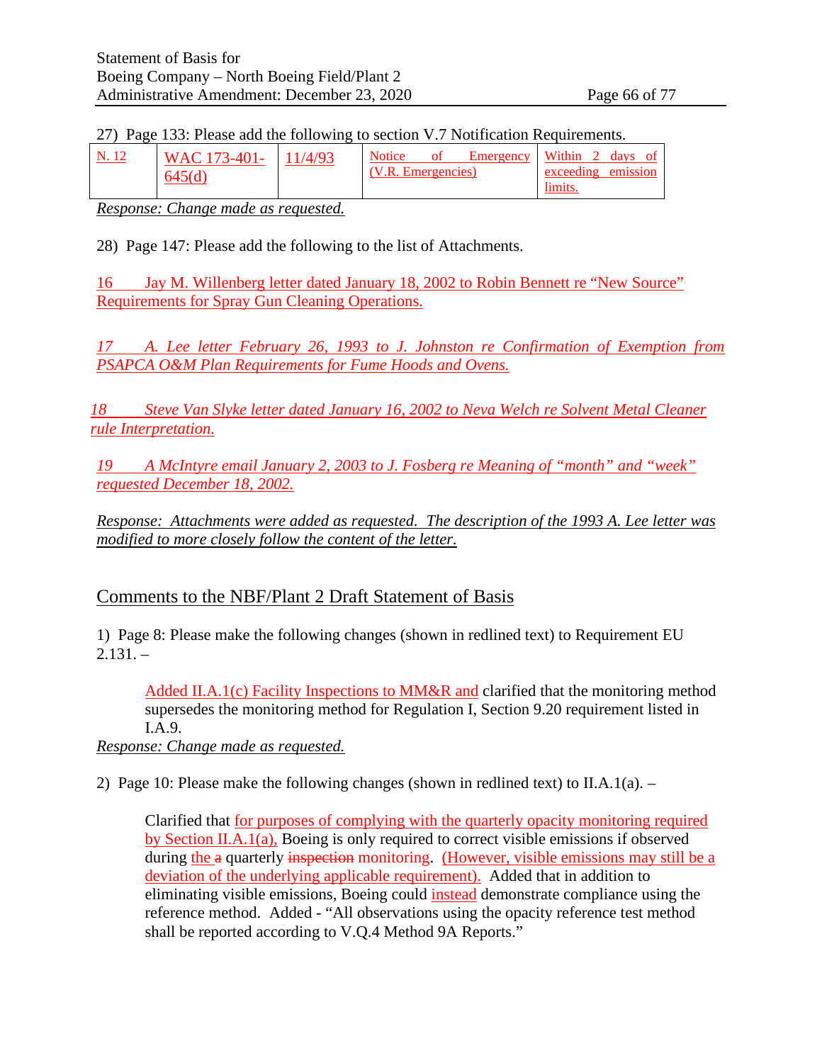27) Page 133: Please add the following to section V.7 Notification Requirements.

| N. 12 | WAC 173-401-645(d) | 11/4/93 | Notice of Emergency (V.R. Emergencies) | Within 2 days of exceeding emission limits. |
|---|---|---|---|---|

*Response: Change made as requested.*

28) Page 147: Please add the following to the list of Attachments.

16 Jay M. Willenberg letter dated January 18, 2002 to Robin Bennett re "New Source" Requirements for Spray Gun Cleaning Operations.

*17 A. Lee letter February 26, 1993 to J. Johnston re Confirmation of Exemption from PSAPCA O&M Plan Requirements for Fume Hoods and Ovens.*

*18 Steve Van Slyke letter dated January 16, 2002 to Neva Welch re Solvent Metal Cleaner rule Interpretation.*

*19 A McIntyre email January 2, 2003 to J. Fosberg re Meaning of "month" and "week" requested December 18, 2002.*

*Response: Attachments were added as requested. The description of the 1993 A. Lee letter was modified to more closely follow the content of the letter.*

## Comments to the NBF/Plant 2 Draft Statement of Basis

1) Page 8: Please make the following changes (shown in redlined text) to Requirement EU 2.131. –

> Added II.A.1(c) Facility Inspections to MM&R and clarified that the monitoring method supersedes the monitoring method for Regulation I, Section 9.20 requirement listed in I.A.9.

*Response: Change made as requested.*

2) Page 10: Please make the following changes (shown in redlined text) to II.A.1(a). –

> Clarified that for purposes of complying with the quarterly opacity monitoring required by Section II.A.1(a), Boeing is only required to correct visible emissions if observed during the ~~a~~ quarterly ~~inspection~~ monitoring. (However, visible emissions may still be a deviation of the underlying applicable requirement). Added that in addition to eliminating visible emissions, Boeing could instead demonstrate compliance using the reference method. Added - "All observations using the opacity reference test method shall be reported according to V.Q.4 Method 9A Reports."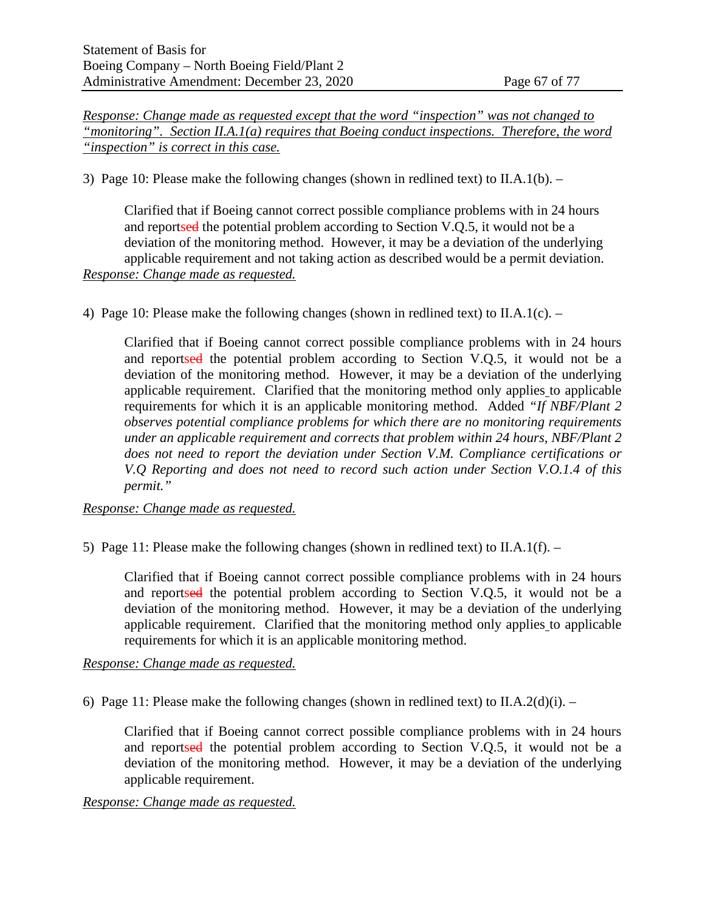*Response: Change made as requested except that the word "inspection" was not changed to "monitoring". Section II.A.1(a) requires that Boeing conduct inspections. Therefore, the word "inspection" is correct in this case.*

3) Page 10: Please make the following changes (shown in redlined text) to II.A.1(b). –

> Clarified that if Boeing cannot correct possible compliance problems with in 24 hours and reportsed the potential problem according to Section V.Q.5, it would not be a deviation of the monitoring method. However, it may be a deviation of the underlying applicable requirement and not taking action as described would be a permit deviation.

*Response: Change made as requested.*

4) Page 10: Please make the following changes (shown in redlined text) to II.A.1(c). –

> Clarified that if Boeing cannot correct possible compliance problems with in 24 hours and reportsed the potential problem according to Section V.Q.5, it would not be a deviation of the monitoring method. However, it may be a deviation of the underlying applicable requirement. Clarified that the monitoring method only applies to applicable requirements for which it is an applicable monitoring method. Added "*If NBF/Plant 2 observes potential compliance problems for which there are no monitoring requirements under an applicable requirement and corrects that problem within 24 hours, NBF/Plant 2 does not need to report the deviation under Section V.M. Compliance certifications or V.Q Reporting and does not need to record such action under Section V.O.1.4 of this permit.*"

*Response: Change made as requested.*

5) Page 11: Please make the following changes (shown in redlined text) to II.A.1(f). –

> Clarified that if Boeing cannot correct possible compliance problems with in 24 hours and reportsed the potential problem according to Section V.Q.5, it would not be a deviation of the monitoring method. However, it may be a deviation of the underlying applicable requirement. Clarified that the monitoring method only applies to applicable requirements for which it is an applicable monitoring method.

*Response: Change made as requested.*

6) Page 11: Please make the following changes (shown in redlined text) to II.A.2(d)(i). –

> Clarified that if Boeing cannot correct possible compliance problems with in 24 hours and reportsed the potential problem according to Section V.Q.5, it would not be a deviation of the monitoring method. However, it may be a deviation of the underlying applicable requirement.

*Response: Change made as requested.*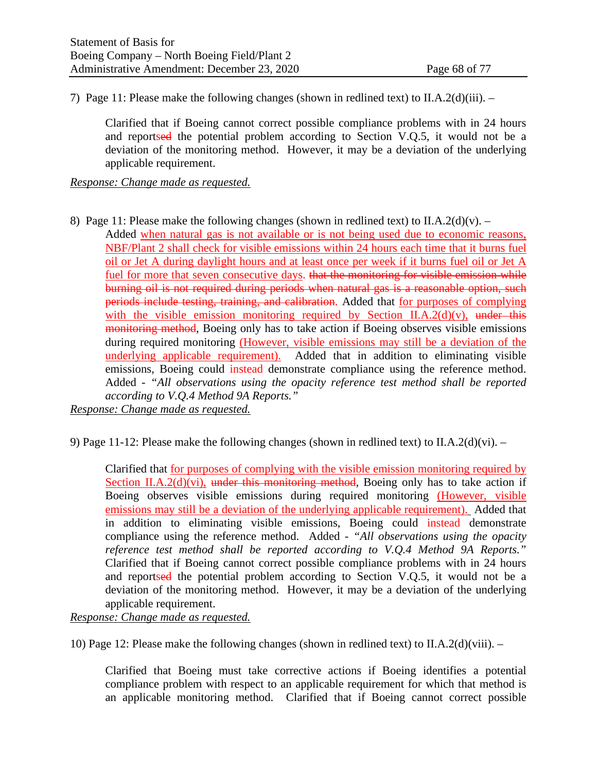7) Page 11: Please make the following changes (shown in redlined text) to II.A.2(d)(iii). –

> Clarified that if Boeing cannot correct possible compliance problems with in 24 hours and reportsed the potential problem according to Section V.Q.5, it would not be a deviation of the monitoring method. However, it may be a deviation of the underlying applicable requirement.

*Response: Change made as requested.*

8) Page 11: Please make the following changes (shown in redlined text) to II.A.2(d)(v). –

> Added when natural gas is not available or is not being used due to economic reasons, NBF/Plant 2 shall check for visible emissions within 24 hours each time that it burns fuel oil or Jet A during daylight hours and at least once per week if it burns fuel oil or Jet A fuel for more that seven consecutive days. ~~that the monitoring for visible emission while burning oil is not required during periods when natural gas is a reasonable option, such periods include testing, training, and calibration~~. Added that for purposes of complying with the visible emission monitoring required by Section II.A.2(d)(v), ~~under this monitoring method~~, Boeing only has to take action if Boeing observes visible emissions during required monitoring (However, visible emissions may still be a deviation of the underlying applicable requirement). Added that in addition to eliminating visible emissions, Boeing could instead demonstrate compliance using the reference method. Added - "*All observations using the opacity reference test method shall be reported according to V.Q.4 Method 9A Reports.*"

*Response: Change made as requested.*

9) Page 11-12: Please make the following changes (shown in redlined text) to II.A.2(d)(vi). –

> Clarified that for purposes of complying with the visible emission monitoring required by Section II.A.2(d)(vi), ~~under this monitoring method~~, Boeing only has to take action if Boeing observes visible emissions during required monitoring (However, visible emissions may still be a deviation of the underlying applicable requirement). Added that in addition to eliminating visible emissions, Boeing could instead demonstrate compliance using the reference method. Added - "*All observations using the opacity reference test method shall be reported according to V.Q.4 Method 9A Reports.*" Clarified that if Boeing cannot correct possible compliance problems with in 24 hours and reportsed the potential problem according to Section V.Q.5, it would not be a deviation of the monitoring method. However, it may be a deviation of the underlying applicable requirement.

*Response: Change made as requested.*

10) Page 12: Please make the following changes (shown in redlined text) to II.A.2(d)(viii). –

> Clarified that Boeing must take corrective actions if Boeing identifies a potential compliance problem with respect to an applicable requirement for which that method is an applicable monitoring method. Clarified that if Boeing cannot correct possible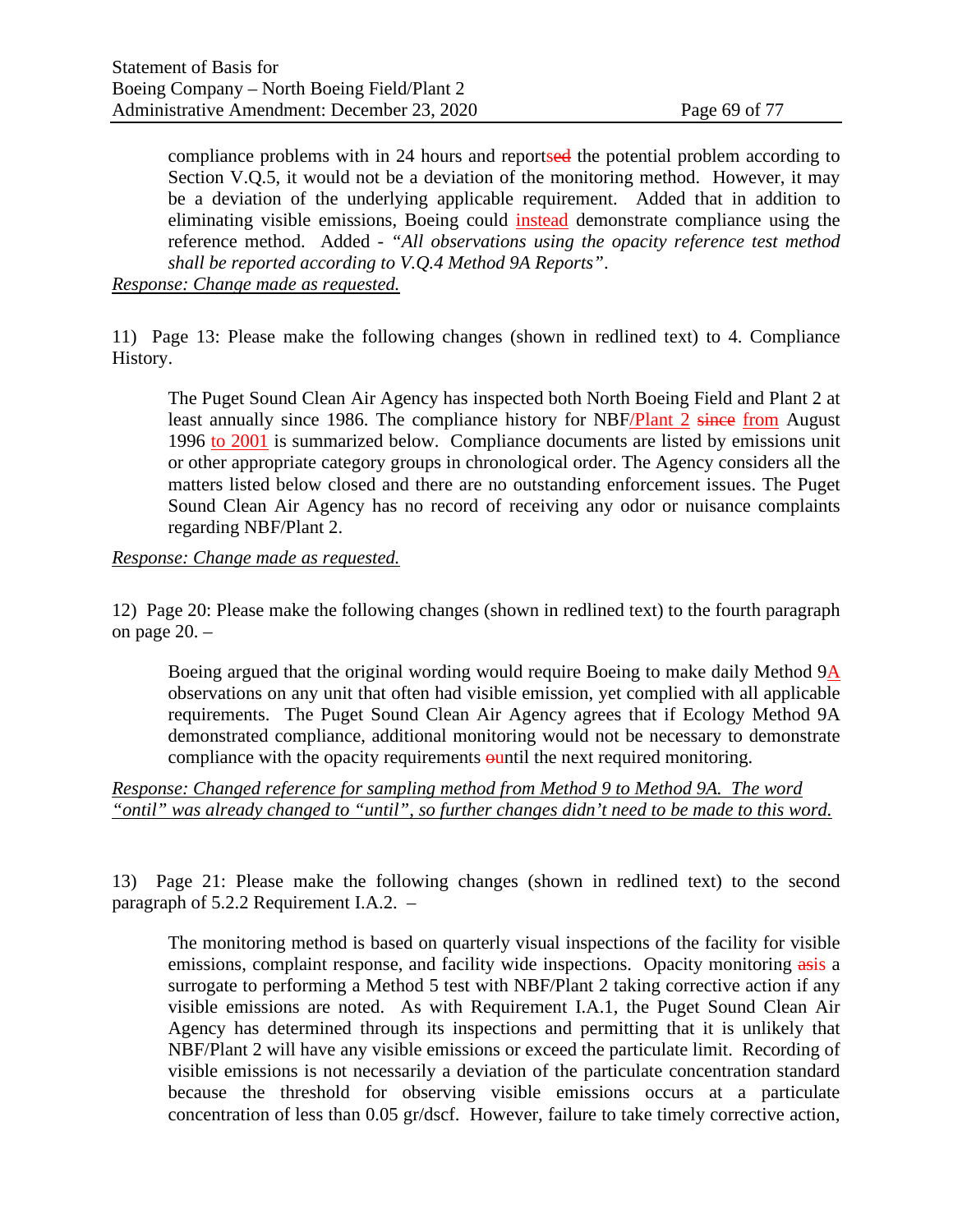compliance problems with in 24 hours and reportsed the potential problem according to Section V.Q.5, it would not be a deviation of the monitoring method. However, it may be a deviation of the underlying applicable requirement. Added that in addition to eliminating visible emissions, Boeing could instead demonstrate compliance using the reference method. Added - *"All observations using the opacity reference test method shall be reported according to V.Q.4 Method 9A Reports"*.

*Response: Change made as requested.*

11) Page 13: Please make the following changes (shown in redlined text) to 4. Compliance History.

> The Puget Sound Clean Air Agency has inspected both North Boeing Field and Plant 2 at least annually since 1986. The compliance history for NBF/Plant 2 ~~since~~ from August 1996 to 2001 is summarized below. Compliance documents are listed by emissions unit or other appropriate category groups in chronological order. The Agency considers all the matters listed below closed and there are no outstanding enforcement issues. The Puget Sound Clean Air Agency has no record of receiving any odor or nuisance complaints regarding NBF/Plant 2.

*Response: Change made as requested.*

12) Page 20: Please make the following changes (shown in redlined text) to the fourth paragraph on page 20. –

> Boeing argued that the original wording would require Boeing to make daily Method 9A observations on any unit that often had visible emission, yet complied with all applicable requirements. The Puget Sound Clean Air Agency agrees that if Ecology Method 9A demonstrated compliance, additional monitoring would not be necessary to demonstrate compliance with the opacity requirements ~~o~~until the next required monitoring.

*Response: Changed reference for sampling method from Method 9 to Method 9A. The word "ontil" was already changed to "until", so further changes didn't need to be made to this word.*

13) Page 21: Please make the following changes (shown in redlined text) to the second paragraph of 5.2.2 Requirement I.A.2. –

> The monitoring method is based on quarterly visual inspections of the facility for visible emissions, complaint response, and facility wide inspections. Opacity monitoring ~~asis~~ a surrogate to performing a Method 5 test with NBF/Plant 2 taking corrective action if any visible emissions are noted. As with Requirement I.A.1, the Puget Sound Clean Air Agency has determined through its inspections and permitting that it is unlikely that NBF/Plant 2 will have any visible emissions or exceed the particulate limit. Recording of visible emissions is not necessarily a deviation of the particulate concentration standard because the threshold for observing visible emissions occurs at a particulate concentration of less than 0.05 gr/dscf. However, failure to take timely corrective action,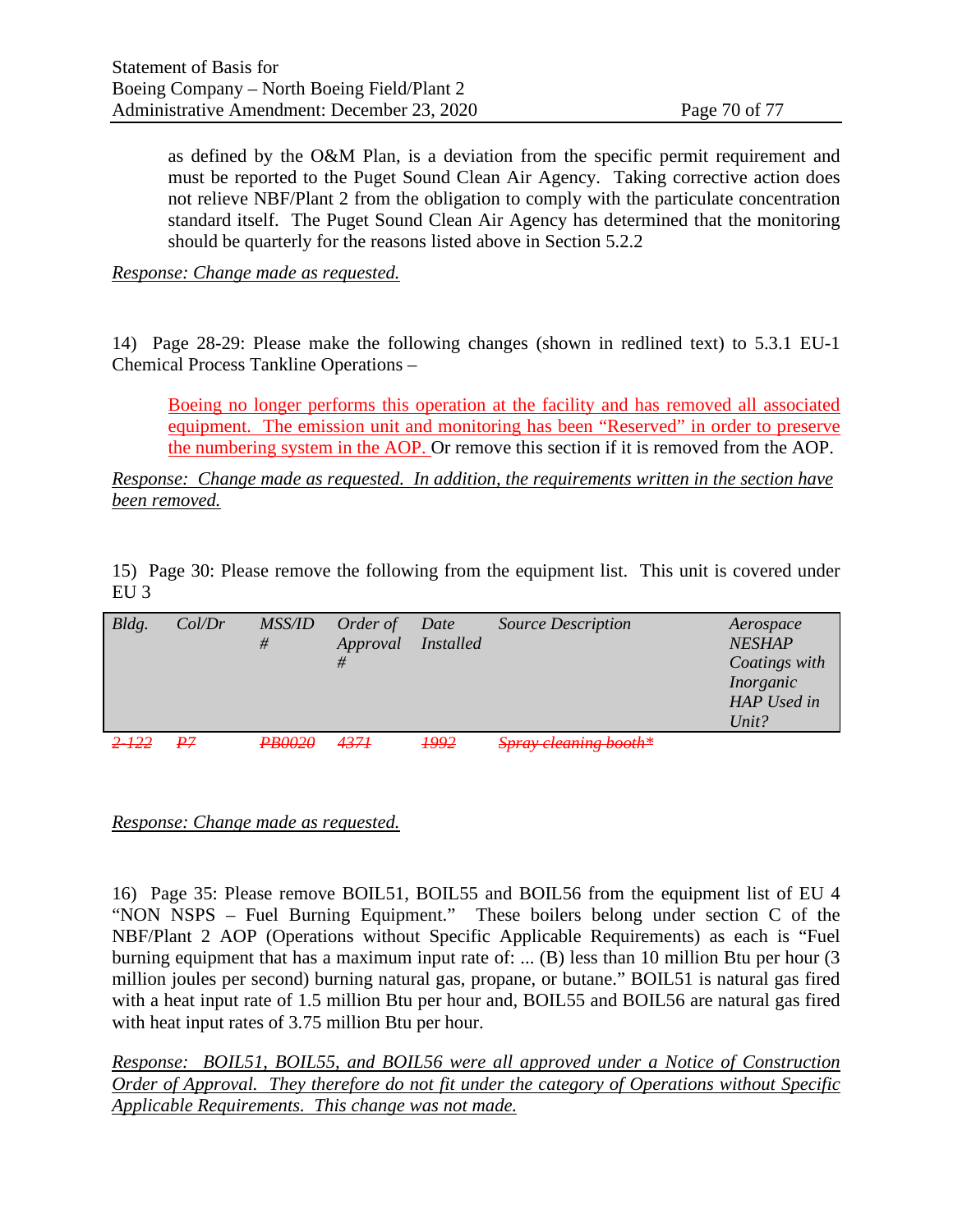as defined by the O&M Plan, is a deviation from the specific permit requirement and must be reported to the Puget Sound Clean Air Agency. Taking corrective action does not relieve NBF/Plant 2 from the obligation to comply with the particulate concentration standard itself. The Puget Sound Clean Air Agency has determined that the monitoring should be quarterly for the reasons listed above in Section 5.2.2

*Response: Change made as requested.*

14) Page 28-29: Please make the following changes (shown in redlined text) to 5.3.1 EU-1 Chemical Process Tankline Operations –

> <u>Boeing no longer performs this operation at the facility and has removed all associated equipment. The emission unit and monitoring has been "Reserved" in order to preserve the numbering system in the AOP.</u> Or remove this section if it is removed from the AOP.

*Response: Change made as requested. In addition, the requirements written in the section have been removed.*

15) Page 30: Please remove the following from the equipment list. This unit is covered under EU 3

| *Bldg.* | *Col/Dr* | *MSS/ID #* | *Order of Approval #* | *Date Installed* | *Source Description* | *Aerospace NESHAP Coatings with Inorganic HAP Used in Unit?* |
|---|---|---|---|---|---|---|
| ~~2-122~~ | ~~P7~~ | ~~PB0020~~ | ~~4371~~ | ~~1992~~ | ~~Spray cleaning booth*~~ | |

*Response: Change made as requested.*

16) Page 35: Please remove BOIL51, BOIL55 and BOIL56 from the equipment list of EU 4 "NON NSPS – Fuel Burning Equipment." These boilers belong under section C of the NBF/Plant 2 AOP (Operations without Specific Applicable Requirements) as each is "Fuel burning equipment that has a maximum input rate of: ... (B) less than 10 million Btu per hour (3 million joules per second) burning natural gas, propane, or butane." BOIL51 is natural gas fired with a heat input rate of 1.5 million Btu per hour and, BOIL55 and BOIL56 are natural gas fired with heat input rates of 3.75 million Btu per hour.

*Response: BOIL51, BOIL55, and BOIL56 were all approved under a Notice of Construction Order of Approval. They therefore do not fit under the category of Operations without Specific Applicable Requirements. This change was not made.*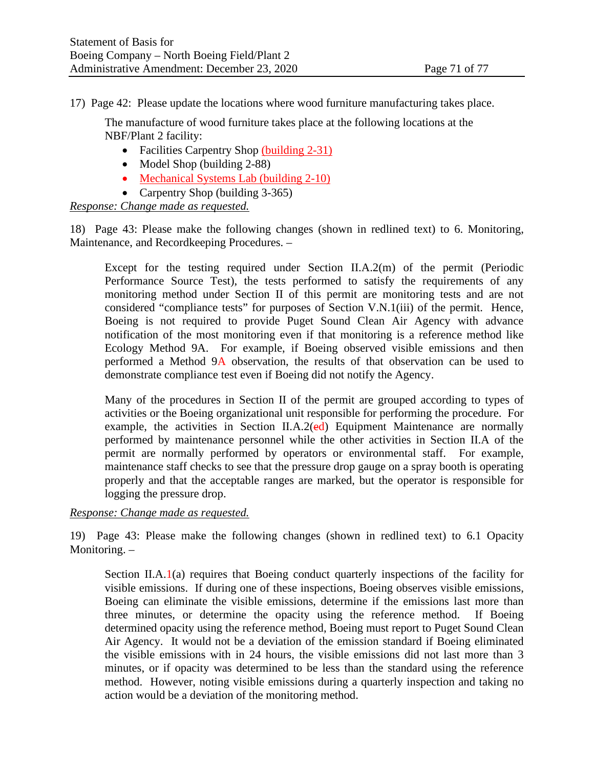17) Page 42: Please update the locations where wood furniture manufacturing takes place.

> The manufacture of wood furniture takes place at the following locations at the NBF/Plant 2 facility:
>
> - Facilities Carpentry Shop (building 2-31)
> - Model Shop (building 2-88)
> - Mechanical Systems Lab (building 2-10)
> - Carpentry Shop (building 3-365)

*Response: Change made as requested.*

18) Page 43: Please make the following changes (shown in redlined text) to 6. Monitoring, Maintenance, and Recordkeeping Procedures. –

> Except for the testing required under Section II.A.2(m) of the permit (Periodic Performance Source Test), the tests performed to satisfy the requirements of any monitoring method under Section II of this permit are monitoring tests and are not considered "compliance tests" for purposes of Section V.N.1(iii) of the permit. Hence, Boeing is not required to provide Puget Sound Clean Air Agency with advance notification of the most monitoring even if that monitoring is a reference method like Ecology Method 9A. For example, if Boeing observed visible emissions and then performed a Method 9A observation, the results of that observation can be used to demonstrate compliance test even if Boeing did not notify the Agency.
>
> Many of the procedures in Section II of the permit are grouped according to types of activities or the Boeing organizational unit responsible for performing the procedure. For example, the activities in Section II.A.2(ed) Equipment Maintenance are normally performed by maintenance personnel while the other activities in Section II.A of the permit are normally performed by operators or environmental staff. For example, maintenance staff checks to see that the pressure drop gauge on a spray booth is operating properly and that the acceptable ranges are marked, but the operator is responsible for logging the pressure drop.

*Response: Change made as requested.*

19) Page 43: Please make the following changes (shown in redlined text) to 6.1 Opacity Monitoring. –

> Section II.A.1(a) requires that Boeing conduct quarterly inspections of the facility for visible emissions. If during one of these inspections, Boeing observes visible emissions, Boeing can eliminate the visible emissions, determine if the emissions last more than three minutes, or determine the opacity using the reference method. If Boeing determined opacity using the reference method, Boeing must report to Puget Sound Clean Air Agency. It would not be a deviation of the emission standard if Boeing eliminated the visible emissions with in 24 hours, the visible emissions did not last more than 3 minutes, or if opacity was determined to be less than the standard using the reference method. However, noting visible emissions during a quarterly inspection and taking no action would be a deviation of the monitoring method.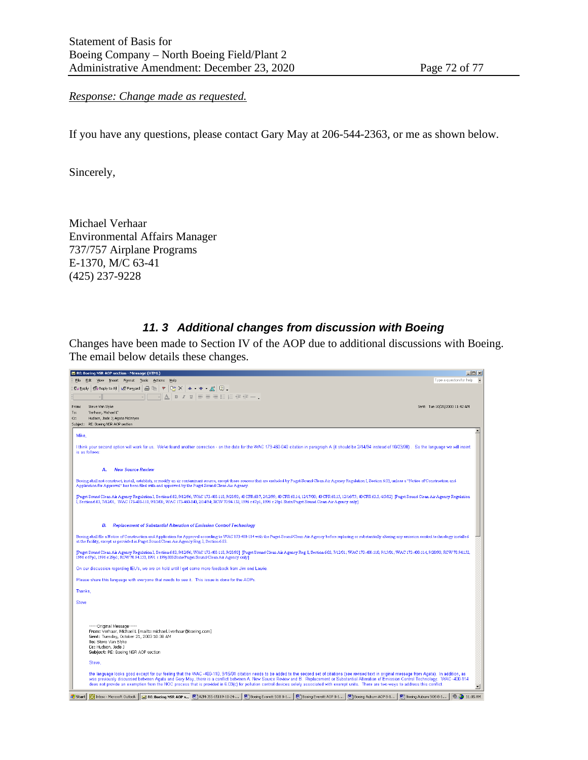*Response: Change made as requested.*

If you have any questions, please contact Gary May at 206-544-2363, or me as shown below.

Sincerely,

Michael Verhaar
Environmental Affairs Manager
737/757 Airplane Programs
E-1370, M/C 63-41
(425) 237-9228

## 11. 3 Additional changes from discussion with Boeing

Changes have been made to Section IV of the AOP due to additional discussions with Boeing. The email below details these changes.

RE: Boeing NSR AOP section - Message (HTML)

From: Steve Van Slyke
To: Verhaar, Michael L
Cc: Hudson, Jade J; Agata McIntyre
Subject: RE: Boeing NSR AOP section
Sent: Tue 10/28/2003 11:42 AM

Mike,

I think your second option will work for us. We've found another correction - on the date for the WAC 173-460-040 citation in paragraph A (it should be 2/14/94 instead of 10/23/98). So the language we will insert is as follows:

**A. New Source Review**

Boeing shall not construct, install, establish, or modify an air contaminant source, except those sources that are excluded by Puget Sound Clean Air Agency Regulation I, Section 6.03, unless a "Notice of Construction and Application for Approval" has been filed with and approved by the Puget Sound Clean Air Agency.

[Puget Sound Clean Air Agency Regulation I, Section 6.03, 9/12/96; WAC 173-400-110, 9/20/93; 40 CFR 60.7, 2/12/99; 40 CFR 60.14, 12/17/00; 40 CFR 60.15, 12/16/75; 40 CFR 63.5, 4/5/02] [Puget Sound Clean Air Agency Regulation I, Section 6.03, 7/12/01; WAC 173-400-110, 9/15/01; WAC 173-460-040, 2/14/94; RCW 70.94.152, 1996 c 67p1, 1996 c 29p1 State/Puget Sound Clean Air Agency only]

**B. Replacement of Substantial Alteration of Emission Control Technology**

Boeing shall file a Notice of Construction and Application for Approval according to WAC 173-400-114 with the Puget Sound Clean Air Agency before replacing or substantially altering any emission control technology installed at the facility, except as provided in Puget Sound Clean Air Agency Reg. I, Section 6.03.

[Puget Sound Clean Air Agency Regulation I, Section 6.03, 9/12/96; WAC 173-400-110, 9/20/93] [Puget Sound Clean Air Agency Reg. I, Section 6.03, 7/12/01; WAC 173-400-110, 9/15/01; WAC 173-400-114, 9/20/93; RCW 70.94.152, 1996 c 67p1, 1996 c 29p1; RCW 70.94.153, 1991 c 199p303 State/Puget Sound Clean Air Agency only]

On our discussion regarding IEU's, we are on hold until I get some more feedback from Jim and Laurie.

Please share this language with everyone that needs to see it. This issue is done for the AOPs.

Thanks,

Steve

-----Original Message-----
From: Verhaar, Michael L [mailto:michael.l.verhaar@boeing.com]
Sent: Tuesday, October 21, 2003 10:38 AM
To: Steve Van Slyke
Cc: Hudson, Jade J
Subject: RE: Boeing NSR AOP section

Steve,

the language looks good except for our feeling that the WAC -400-110, 9/15/01 citation needs to be added to the second set of citations (see revised text in original message from Agata). In addition, as was previously discussed between Agata and Gary May, there is a conflict between A. New Source Review and B. Replacement or Substantial Alteration of Emission Control Technology. WAC -400-114 does not provide an exemption from the NOC process that is provided in 6.03(c) for pollution control devices solely associated with exempt units. There are two ways to address this conflict.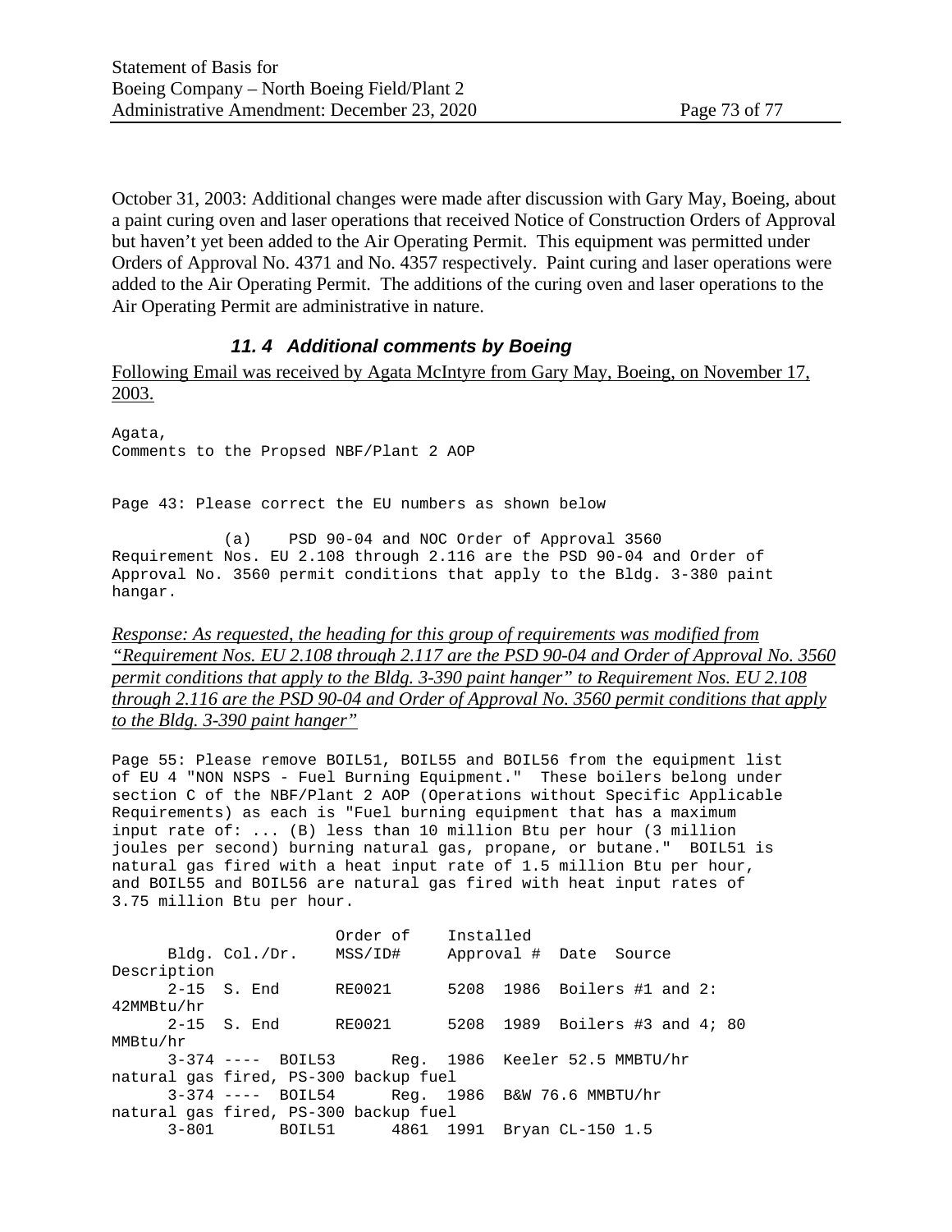October 31, 2003: Additional changes were made after discussion with Gary May, Boeing, about a paint curing oven and laser operations that received Notice of Construction Orders of Approval but haven't yet been added to the Air Operating Permit. This equipment was permitted under Orders of Approval No. 4371 and No. 4357 respectively. Paint curing and laser operations were added to the Air Operating Permit. The additions of the curing oven and laser operations to the Air Operating Permit are administrative in nature.

### *11. 4 Additional comments by Boeing*

<u>Following Email was received by Agata McIntyre from Gary May, Boeing, on November 17, 2003.</u>

```
Agata,
Comments to the Propsed NBF/Plant 2 AOP


Page 43: Please correct the EU numbers as shown below

            (a)    PSD 90-04 and NOC Order of Approval 3560
Requirement Nos. EU 2.108 through 2.116 are the PSD 90-04 and Order of
Approval No. 3560 permit conditions that apply to the Bldg. 3-380 paint
hangar.
```

*<u>Response: As requested, the heading for this group of requirements was modified from "Requirement Nos. EU 2.108 through 2.117 are the PSD 90-04 and Order of Approval No. 3560 permit conditions that apply to the Bldg. 3-390 paint hanger" to Requirement Nos. EU 2.108 through 2.116 are the PSD 90-04 and Order of Approval No. 3560 permit conditions that apply to the Bldg. 3-390 paint hanger"</u>*

```
Page 55: Please remove BOIL51, BOIL55 and BOIL56 from the equipment list
of EU 4 "NON NSPS - Fuel Burning Equipment."  These boilers belong under
section C of the NBF/Plant 2 AOP (Operations without Specific Applicable
Requirements) as each is "Fuel burning equipment that has a maximum
input rate of: ... (B) less than 10 million Btu per hour (3 million
joules per second) burning natural gas, propane, or butane."  BOIL51 is
natural gas fired with a heat input rate of 1.5 million Btu per hour,
and BOIL55 and BOIL56 are natural gas fired with heat input rates of
3.75 million Btu per hour.

                        Order of    Installed
      Bldg. Col./Dr.    MSS/ID#     Approval #  Date  Source
Description
      2-15  S. End      RE0021      5208  1986  Boilers #1 and 2:
42MMBtu/hr
      2-15  S. End      RE0021      5208  1989  Boilers #3 and 4; 80
MMBtu/hr
      3-374 ----  BOIL53      Reg.  1986  Keeler 52.5 MMBTU/hr
natural gas fired, PS-300 backup fuel
      3-374 ----  BOIL54      Reg.  1986  B&W 76.6 MMBTU/hr
natural gas fired, PS-300 backup fuel
      3-801       BOIL51      4861  1991  Bryan CL-150 1.5
```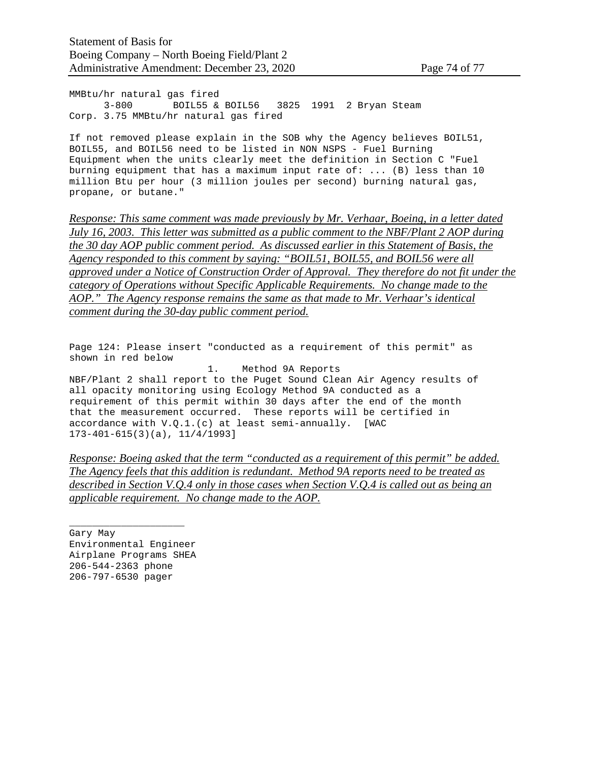MMBtu/hr natural gas fired
      3-800       BOIL55 & BOIL56   3825  1991  2 Bryan Steam
Corp. 3.75 MMBtu/hr natural gas fired

If not removed please explain in the SOB why the Agency believes BOIL51, BOIL55, and BOIL56 need to be listed in NON NSPS - Fuel Burning Equipment when the units clearly meet the definition in Section C "Fuel burning equipment that has a maximum input rate of: ... (B) less than 10 million Btu per hour (3 million joules per second) burning natural gas, propane, or butane."

*Response: This same comment was made previously by Mr. Verhaar, Boeing, in a letter dated July 16, 2003. This letter was submitted as a public comment to the NBF/Plant 2 AOP during the 30 day AOP public comment period. As discussed earlier in this Statement of Basis, the Agency responded to this comment by saying: "BOIL51, BOIL55, and BOIL56 were all approved under a Notice of Construction Order of Approval. They therefore do not fit under the category of Operations without Specific Applicable Requirements. No change made to the AOP." The Agency response remains the same as that made to Mr. Verhaar's identical comment during the 30-day public comment period.*

Page 124: Please insert "conducted as a requirement of this permit" as shown in red below

1. Method 9A Reports

NBF/Plant 2 shall report to the Puget Sound Clean Air Agency results of all opacity monitoring using Ecology Method 9A conducted as a requirement of this permit within 30 days after the end of the month that the measurement occurred. These reports will be certified in accordance with V.Q.1.(c) at least semi-annually. [WAC 173-401-615(3)(a), 11/4/1993]

*Response: Boeing asked that the term "conducted as a requirement of this permit" be added. The Agency feels that this addition is redundant. Method 9A reports need to be treated as described in Section V.Q.4 only in those cases when Section V.Q.4 is called out as being an applicable requirement. No change made to the AOP.*

\_\_\_\_\_\_\_\_\_\_\_\_\_\_\_\_\_\_\_\_

Gary May
Environmental Engineer
Airplane Programs SHEA
206-544-2363 phone
206-797-6530 pager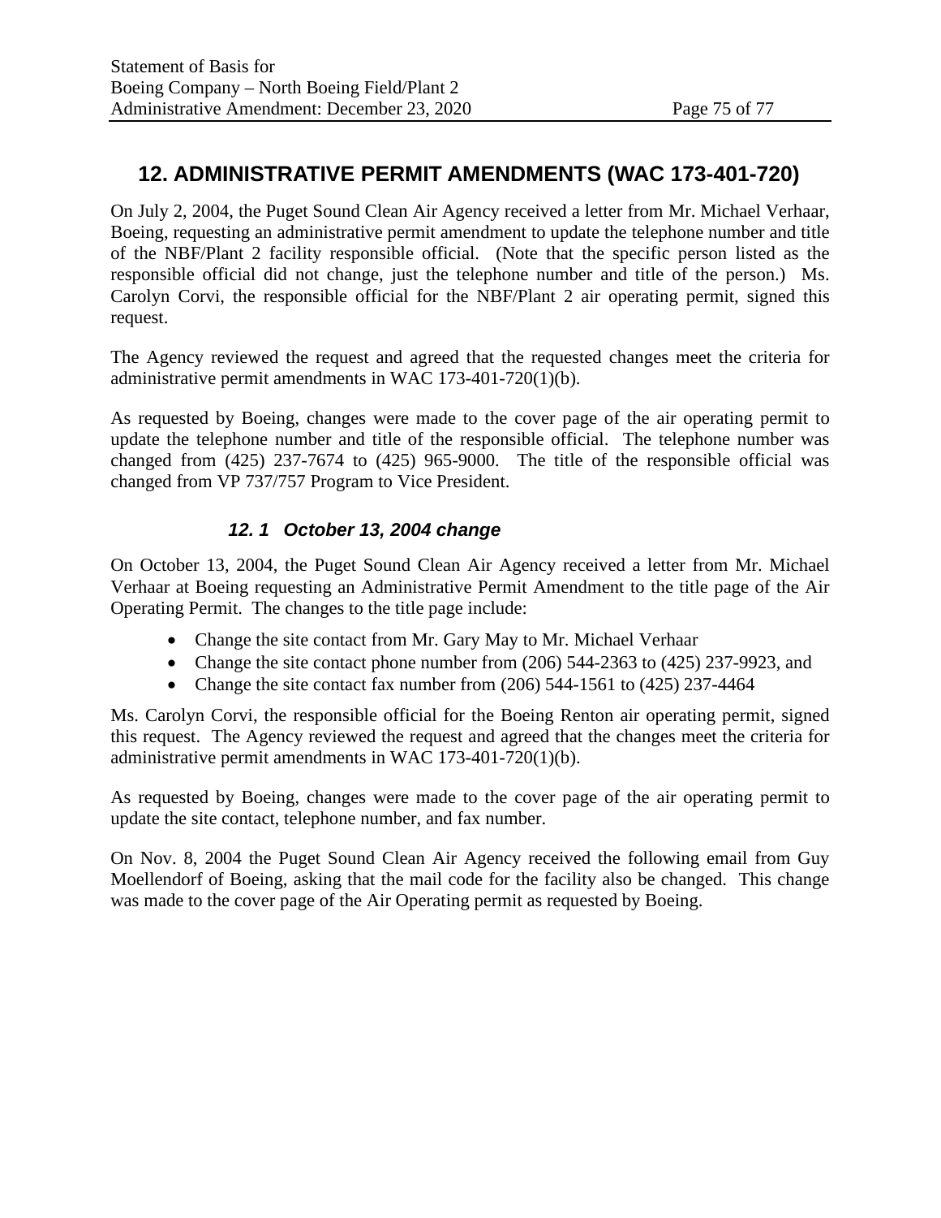## 12. ADMINISTRATIVE PERMIT AMENDMENTS (WAC 173-401-720)

On July 2, 2004, the Puget Sound Clean Air Agency received a letter from Mr. Michael Verhaar, Boeing, requesting an administrative permit amendment to update the telephone number and title of the NBF/Plant 2 facility responsible official. (Note that the specific person listed as the responsible official did not change, just the telephone number and title of the person.) Ms. Carolyn Corvi, the responsible official for the NBF/Plant 2 air operating permit, signed this request.

The Agency reviewed the request and agreed that the requested changes meet the criteria for administrative permit amendments in WAC 173-401-720(1)(b).

As requested by Boeing, changes were made to the cover page of the air operating permit to update the telephone number and title of the responsible official. The telephone number was changed from (425) 237-7674 to (425) 965-9000. The title of the responsible official was changed from VP 737/757 Program to Vice President.

### *12. 1 October 13, 2004 change*

On October 13, 2004, the Puget Sound Clean Air Agency received a letter from Mr. Michael Verhaar at Boeing requesting an Administrative Permit Amendment to the title page of the Air Operating Permit. The changes to the title page include:

- Change the site contact from Mr. Gary May to Mr. Michael Verhaar
- Change the site contact phone number from (206) 544-2363 to (425) 237-9923, and
- Change the site contact fax number from (206) 544-1561 to (425) 237-4464

Ms. Carolyn Corvi, the responsible official for the Boeing Renton air operating permit, signed this request. The Agency reviewed the request and agreed that the changes meet the criteria for administrative permit amendments in WAC 173-401-720(1)(b).

As requested by Boeing, changes were made to the cover page of the air operating permit to update the site contact, telephone number, and fax number.

On Nov. 8, 2004 the Puget Sound Clean Air Agency received the following email from Guy Moellendorf of Boeing, asking that the mail code for the facility also be changed. This change was made to the cover page of the Air Operating permit as requested by Boeing.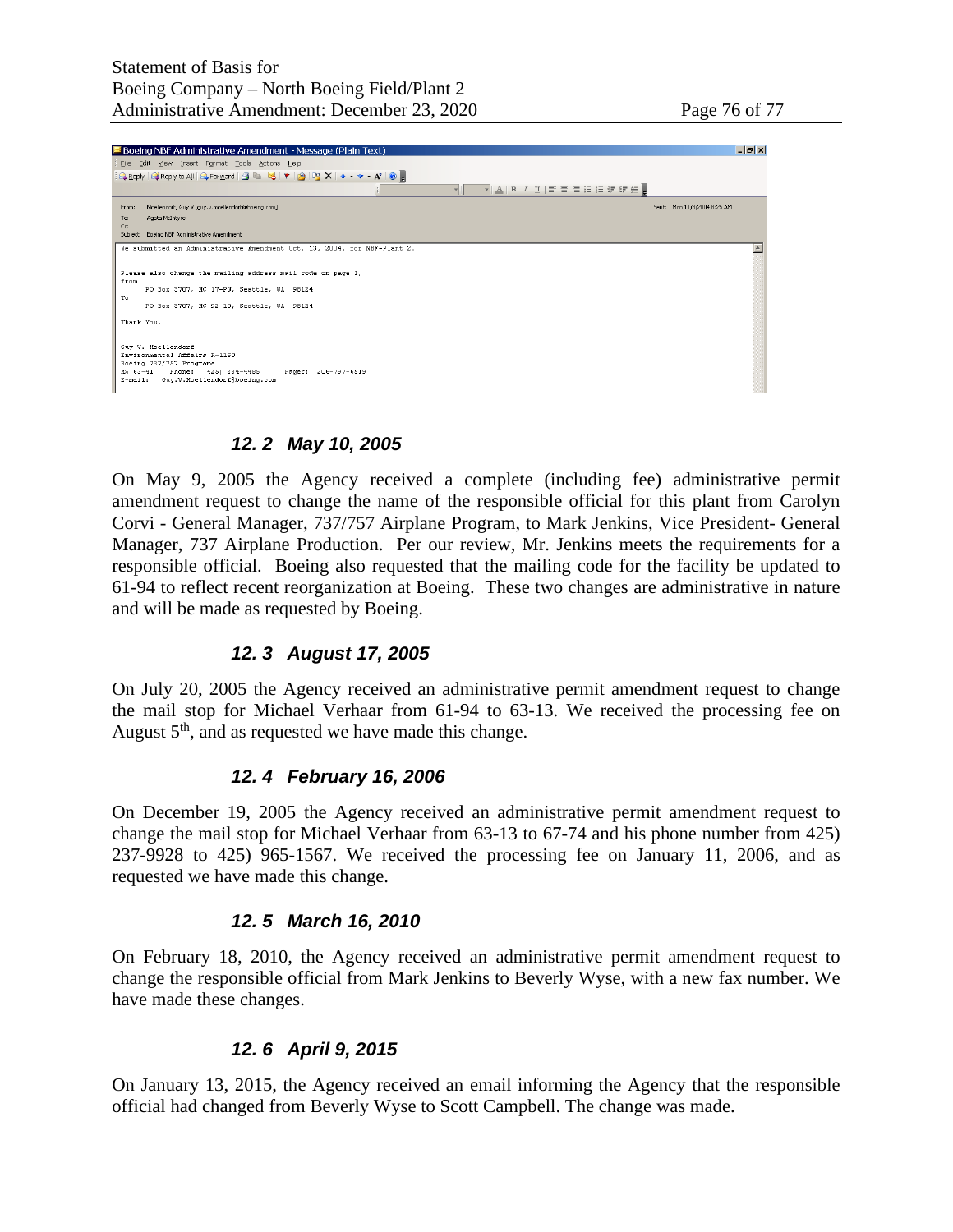Boeing NBF Administrative Amendment - Message (Plain Text)

From: Moellendorf, Guy V [guy.v.moellendorf@boeing.com]
To: Agata McIntyre
Cc:
Subject: Boeing NBF Administrative Amendment

Sent: Mon 11/8/2004 8:25 AM

```
We submitted an Administrative Amendment Oct. 13, 2004, for NBF-Plant 2.


Please also change the mailing address mail code on page 1,
from
      PO Box 3707, MC 17-PU, Seattle, WA  98124
To
      PO Box 3707, MC 92-10, Seattle, WA  98124

Thank You.


Guy V. Moellendorf
Environmental Affairs R-1150
Boeing 737/757 Programs
MS 63-41    Phone:  (425) 234-4485     Pager:  206-797-6519
E-mail:   Guy.V.Moellendorf@boeing.com
```

### 12. 2 May 10, 2005

On May 9, 2005 the Agency received a complete (including fee) administrative permit amendment request to change the name of the responsible official for this plant from Carolyn Corvi - General Manager, 737/757 Airplane Program, to Mark Jenkins, Vice President- General Manager, 737 Airplane Production. Per our review, Mr. Jenkins meets the requirements for a responsible official. Boeing also requested that the mailing code for the facility be updated to 61-94 to reflect recent reorganization at Boeing. These two changes are administrative in nature and will be made as requested by Boeing.

### 12. 3 August 17, 2005

On July 20, 2005 the Agency received an administrative permit amendment request to change the mail stop for Michael Verhaar from 61-94 to 63-13. We received the processing fee on August 5th, and as requested we have made this change.

### 12. 4 February 16, 2006

On December 19, 2005 the Agency received an administrative permit amendment request to change the mail stop for Michael Verhaar from 63-13 to 67-74 and his phone number from 425) 237-9928 to 425) 965-1567. We received the processing fee on January 11, 2006, and as requested we have made this change.

### 12. 5 March 16, 2010

On February 18, 2010, the Agency received an administrative permit amendment request to change the responsible official from Mark Jenkins to Beverly Wyse, with a new fax number. We have made these changes.

### 12. 6 April 9, 2015

On January 13, 2015, the Agency received an email informing the Agency that the responsible official had changed from Beverly Wyse to Scott Campbell. The change was made.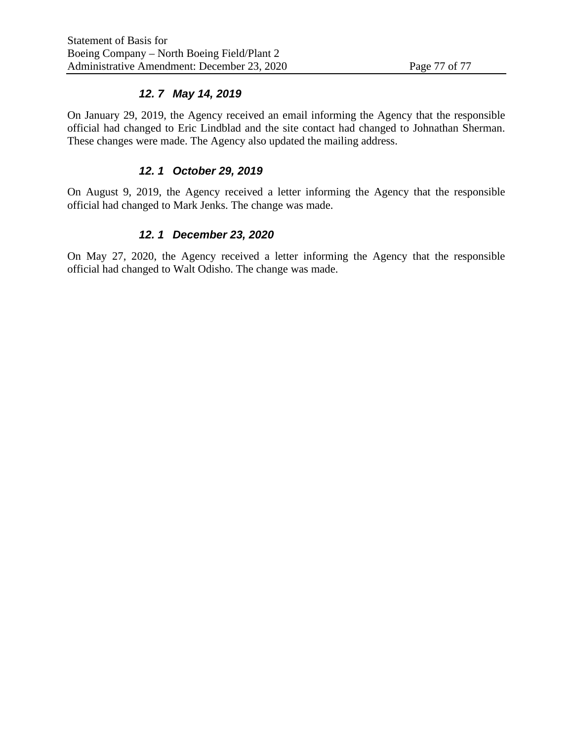### ***12. 7 May 14, 2019***

On January 29, 2019, the Agency received an email informing the Agency that the responsible official had changed to Eric Lindblad and the site contact had changed to Johnathan Sherman. These changes were made. The Agency also updated the mailing address.

### ***12. 1 October 29, 2019***

On August 9, 2019, the Agency received a letter informing the Agency that the responsible official had changed to Mark Jenks. The change was made.

### ***12. 1 December 23, 2020***

On May 27, 2020, the Agency received a letter informing the Agency that the responsible official had changed to Walt Odisho. The change was made.